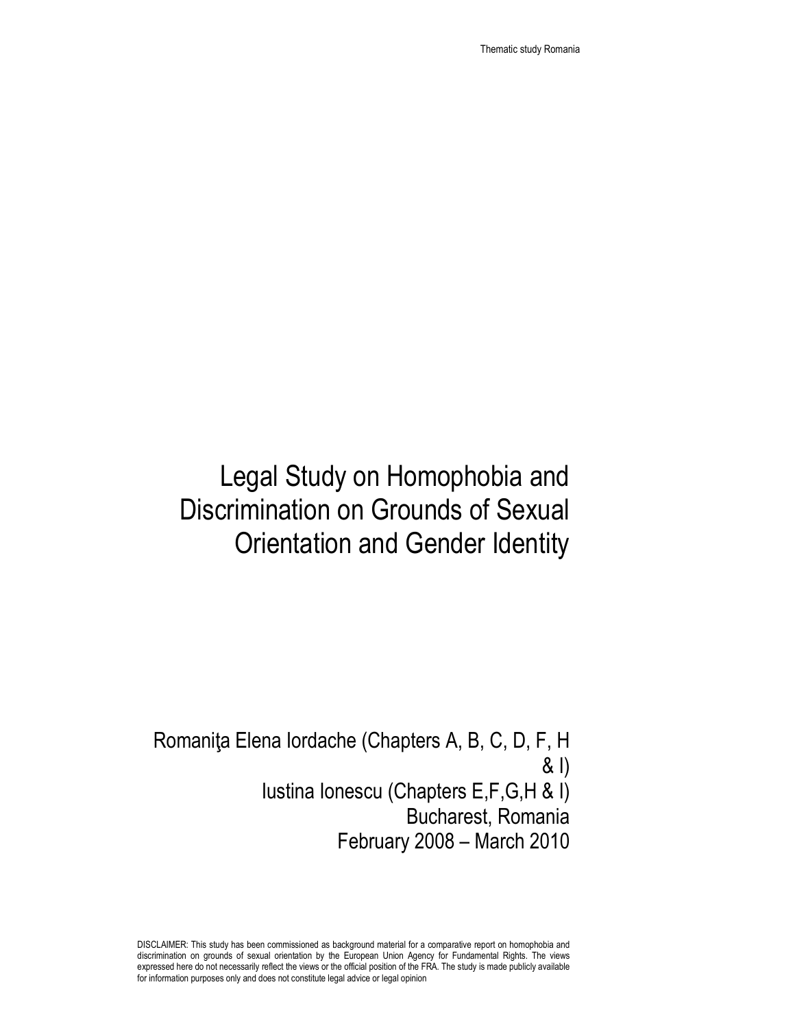# Legal Study on Homophobia and Discrimination on Grounds of Sexual Orientation and Gender Identity

Romaniţa Elena Iordache (Chapters A, B, C, D, F, H & I)
Iustina Ionescu (Chapters E,F,G,H & I)
Bucharest, Romania
February 2008 – March 2010

DISCLAIMER: This study has been commissioned as background material for a comparative report on homophobia and discrimination on grounds of sexual orientation by the European Union Agency for Fundamental Rights. The views expressed here do not necessarily reflect the views or the official position of the FRA. The study is made publicly available for information purposes only and does not constitute legal advice or legal opinion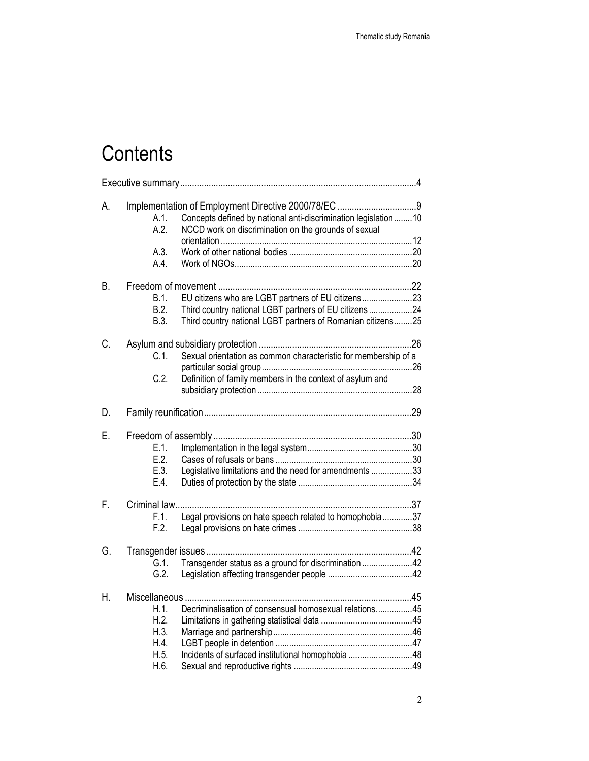# Contents

Executive summary .....4

A. Implementation of Employment Directive 2000/78/EC .....9
- A.1. Concepts defined by national anti-discrimination legislation .....10
- A.2. NCCD work on discrimination on the grounds of sexual orientation .....12
- A.3. Work of other national bodies .....20
- A.4. Work of NGOs .....20

B. Freedom of movement .....22
- B.1. EU citizens who are LGBT partners of EU citizens .....23
- B.2. Third country national LGBT partners of EU citizens .....24
- B.3. Third country national LGBT partners of Romanian citizens .....25

C. Asylum and subsidiary protection .....26
- C.1. Sexual orientation as common characteristic for membership of a particular social group .....26
- C.2. Definition of family members in the context of asylum and subsidiary protection .....28

D. Family reunification .....29

E. Freedom of assembly .....30
- E.1. Implementation in the legal system .....30
- E.2. Cases of refusals or bans .....30
- E.3. Legislative limitations and the need for amendments .....33
- E.4. Duties of protection by the state .....34

F. Criminal law .....37
- F.1. Legal provisions on hate speech related to homophobia .....37
- F.2. Legal provisions on hate crimes .....38

G. Transgender issues .....42
- G.1. Transgender status as a ground for discrimination .....42
- G.2. Legislation affecting transgender people .....42

H. Miscellaneous .....45
- H.1. Decriminalisation of consensual homosexual relations .....45
- H.2. Limitations in gathering statistical data .....45
- H.3. Marriage and partnership .....46
- H.4. LGBT people in detention .....47
- H.5. Incidents of surfaced institutional homophobia .....48
- H.6. Sexual and reproductive rights .....49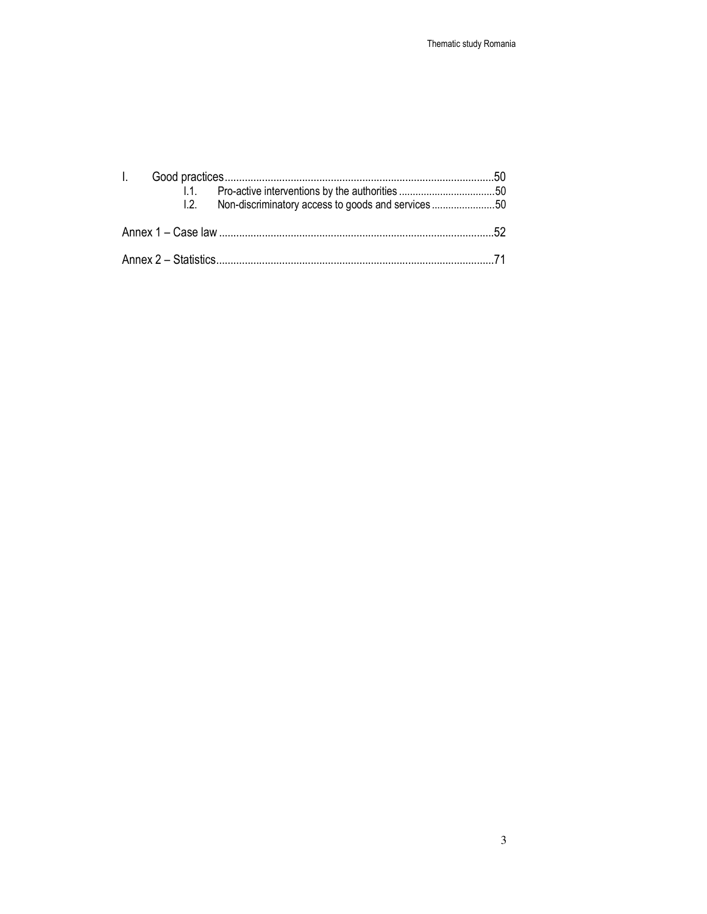I. Good practices ........................................................................................50
  I.1. Pro-active interventions by the authorities ....................................50
  I.2. Non-discriminatory access to goods and services .......................50

Annex 1 – Case law ........................................................................................52

Annex 2 – Statistics........................................................................................71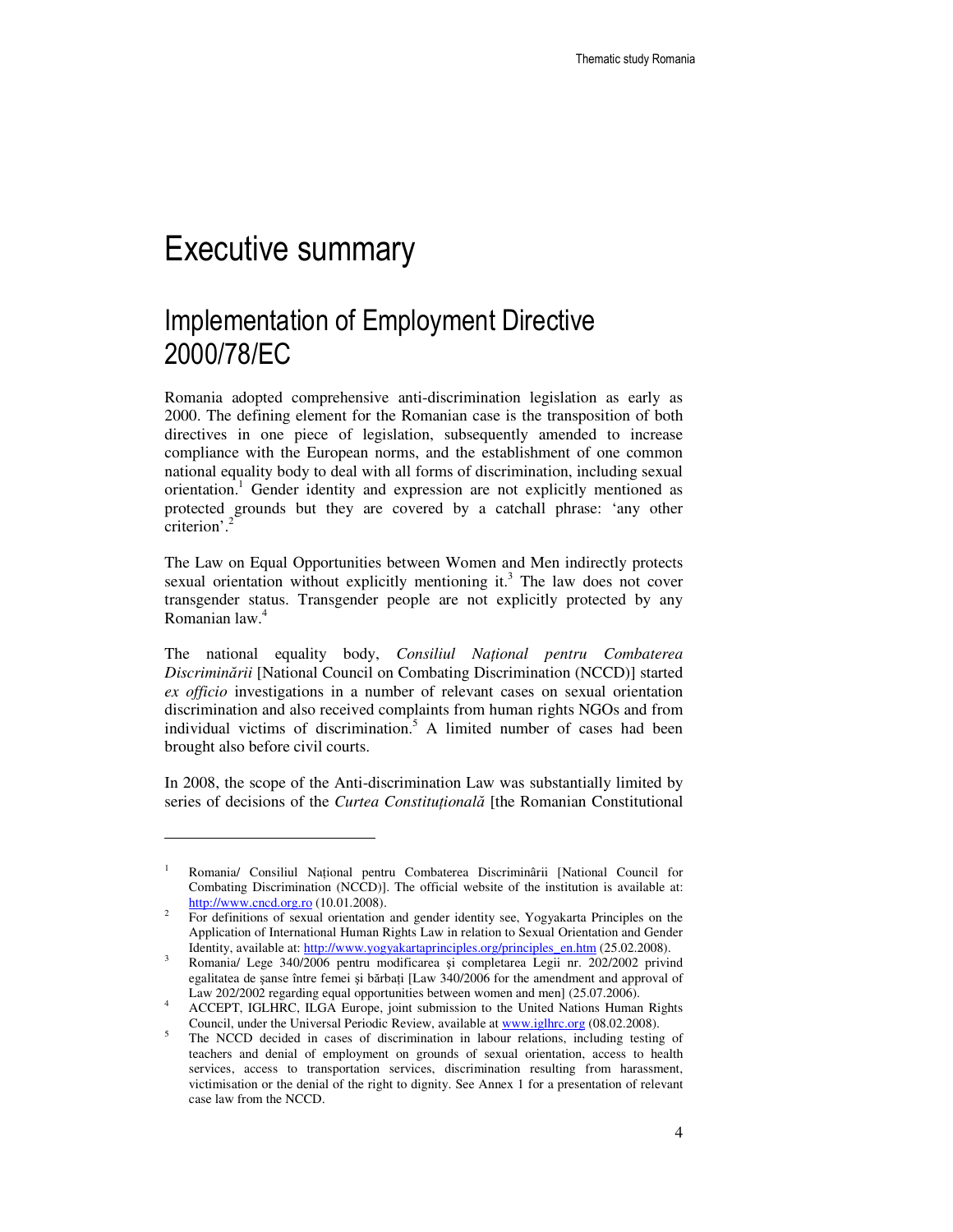# Executive summary

## Implementation of Employment Directive 2000/78/EC

Romania adopted comprehensive anti-discrimination legislation as early as 2000. The defining element for the Romanian case is the transposition of both directives in one piece of legislation, subsequently amended to increase compliance with the European norms, and the establishment of one common national equality body to deal with all forms of discrimination, including sexual orientation.[1] Gender identity and expression are not explicitly mentioned as protected grounds but they are covered by a catchall phrase: 'any other criterion'.[2]

The Law on Equal Opportunities between Women and Men indirectly protects sexual orientation without explicitly mentioning it.[3] The law does not cover transgender status. Transgender people are not explicitly protected by any Romanian law.[4]

The national equality body, *Consiliul Național pentru Combaterea Discriminării* [National Council on Combating Discrimination (NCCD)] started *ex officio* investigations in a number of relevant cases on sexual orientation discrimination and also received complaints from human rights NGOs and from individual victims of discrimination.[5] A limited number of cases had been brought also before civil courts.

In 2008, the scope of the Anti-discrimination Law was substantially limited by series of decisions of the *Curtea Constituțională* [the Romanian Constitutional

---

[1] Romania/ Consiliul Național pentru Combaterea Discriminârii [National Council for Combating Discrimination (NCCD)]. The official website of the institution is available at: http://www.cncd.org.ro (10.01.2008).

[2] For definitions of sexual orientation and gender identity see, Yogyakarta Principles on the Application of International Human Rights Law in relation to Sexual Orientation and Gender Identity, available at: http://www.yogyakartaprinciples.org/principles_en.htm (25.02.2008).

[3] Romania/ Lege 340/2006 pentru modificarea şi completarea Legii nr. 202/2002 privind egalitatea de şanse între femei şi bărbați [Law 340/2006 for the amendment and approval of Law 202/2002 regarding equal opportunities between women and men] (25.07.2006).

[4] ACCEPT, IGLHRC, ILGA Europe, joint submission to the United Nations Human Rights Council, under the Universal Periodic Review, available at www.iglhrc.org (08.02.2008).

[5] The NCCD decided in cases of discrimination in labour relations, including testing of teachers and denial of employment on grounds of sexual orientation, access to health services, access to transportation services, discrimination resulting from harassment, victimisation or the denial of the right to dignity. See Annex 1 for a presentation of relevant case law from the NCCD.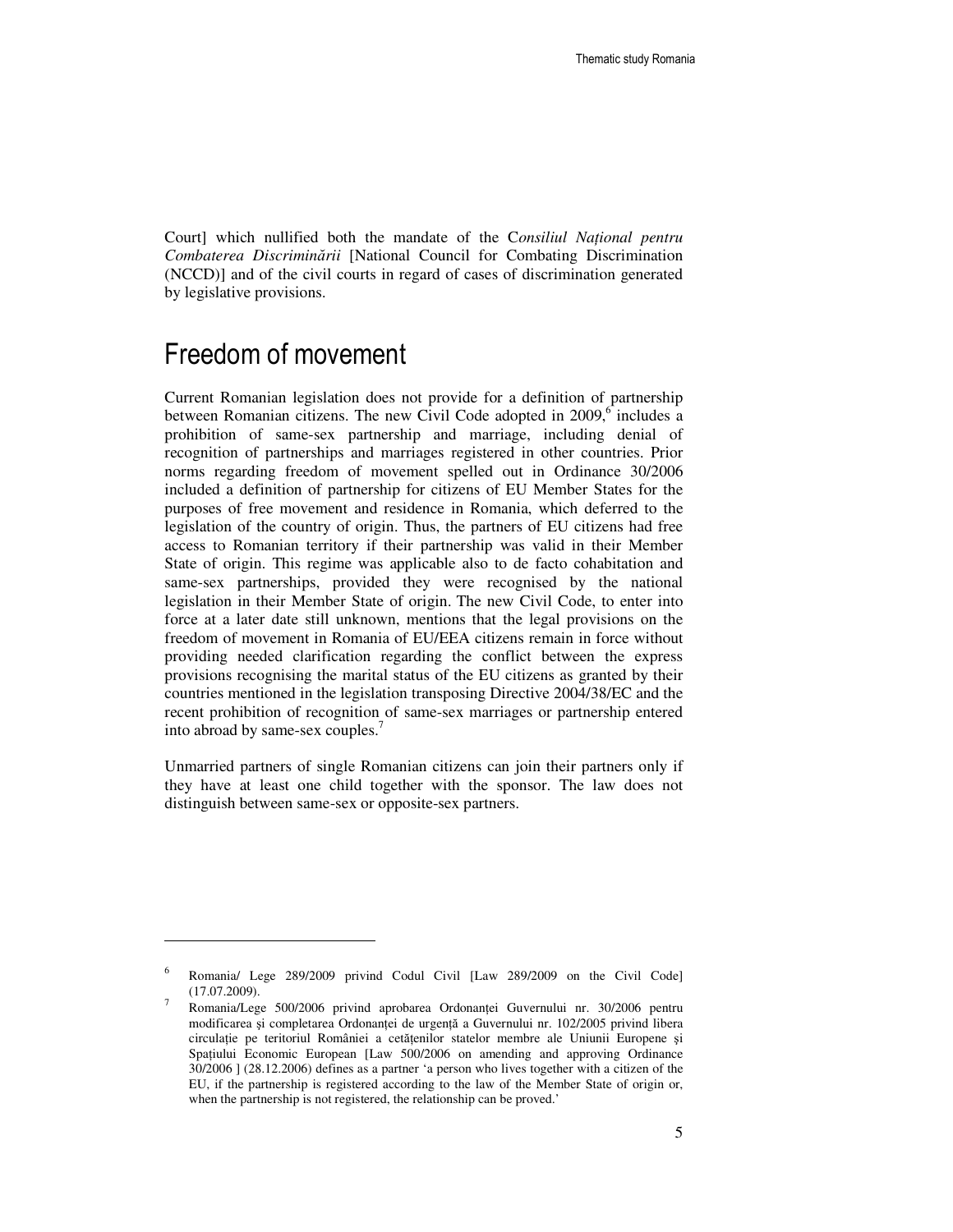Court] which nullified both the mandate of the C*onsiliul Naţional pentru Combaterea Discriminării* [National Council for Combating Discrimination (NCCD)] and of the civil courts in regard of cases of discrimination generated by legislative provisions.

# Freedom of movement

Current Romanian legislation does not provide for a definition of partnership between Romanian citizens. The new Civil Code adopted in 2009,[6] includes a prohibition of same-sex partnership and marriage, including denial of recognition of partnerships and marriages registered in other countries. Prior norms regarding freedom of movement spelled out in Ordinance 30/2006 included a definition of partnership for citizens of EU Member States for the purposes of free movement and residence in Romania, which deferred to the legislation of the country of origin. Thus, the partners of EU citizens had free access to Romanian territory if their partnership was valid in their Member State of origin. This regime was applicable also to de facto cohabitation and same-sex partnerships, provided they were recognised by the national legislation in their Member State of origin. The new Civil Code, to enter into force at a later date still unknown, mentions that the legal provisions on the freedom of movement in Romania of EU/EEA citizens remain in force without providing needed clarification regarding the conflict between the express provisions recognising the marital status of the EU citizens as granted by their countries mentioned in the legislation transposing Directive 2004/38/EC and the recent prohibition of recognition of same-sex marriages or partnership entered into abroad by same-sex couples.[7]

Unmarried partners of single Romanian citizens can join their partners only if they have at least one child together with the sponsor. The law does not distinguish between same-sex or opposite-sex partners.

---

[6] Romania/ Lege 289/2009 privind Codul Civil [Law 289/2009 on the Civil Code] (17.07.2009).

[7] Romania/Lege 500/2006 privind aprobarea Ordonanţei Guvernului nr. 30/2006 pentru modificarea şi completarea Ordonanţei de urgenţă a Guvernului nr. 102/2005 privind libera circulaţie pe teritoriul României a cetăţenilor statelor membre ale Uniunii Europene şi Spaţiului Economic European [Law 500/2006 on amending and approving Ordinance 30/2006 ] (28.12.2006) defines as a partner 'a person who lives together with a citizen of the EU, if the partnership is registered according to the law of the Member State of origin or, when the partnership is not registered, the relationship can be proved.'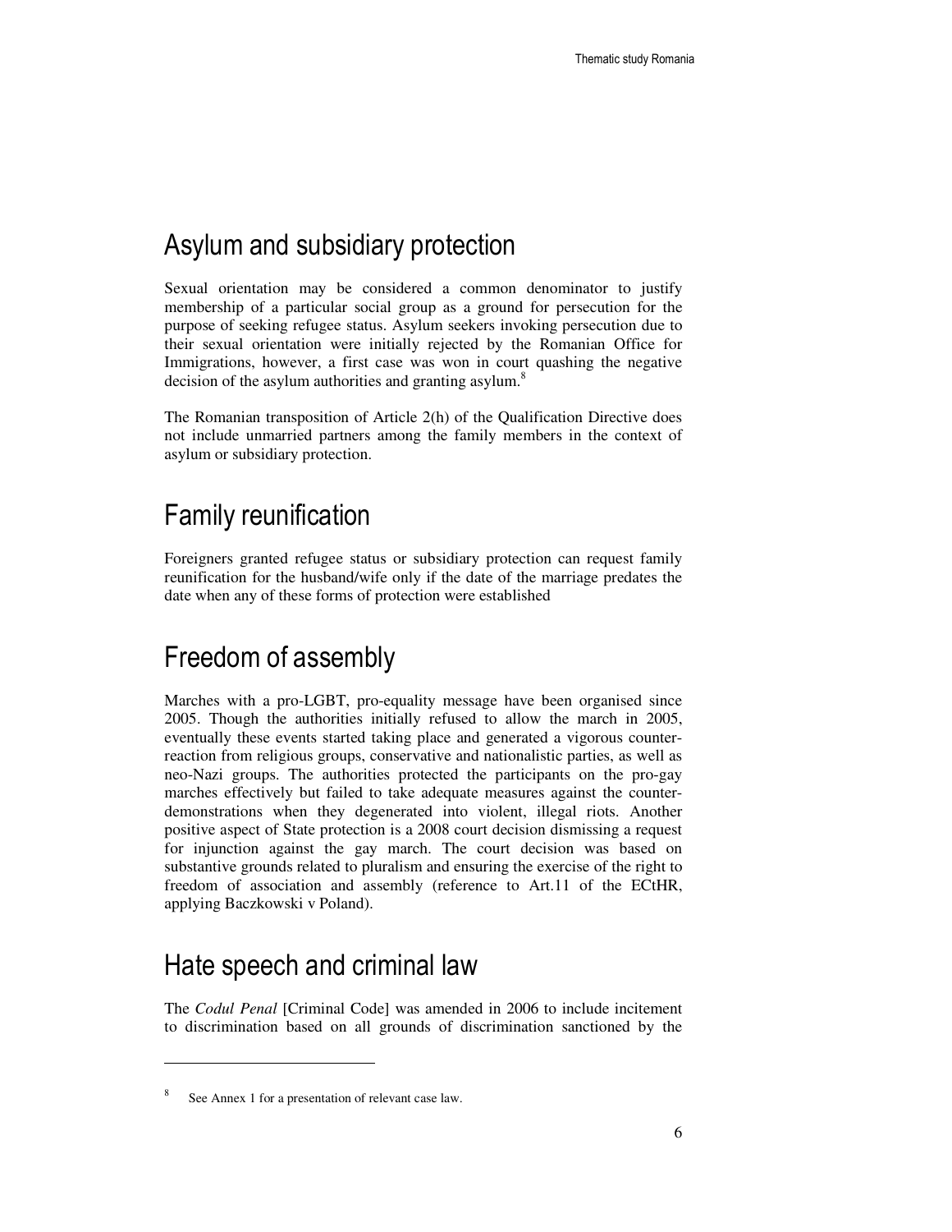## Asylum and subsidiary protection

Sexual orientation may be considered a common denominator to justify membership of a particular social group as a ground for persecution for the purpose of seeking refugee status. Asylum seekers invoking persecution due to their sexual orientation were initially rejected by the Romanian Office for Immigrations, however, a first case was won in court quashing the negative decision of the asylum authorities and granting asylum.[8]

The Romanian transposition of Article 2(h) of the Qualification Directive does not include unmarried partners among the family members in the context of asylum or subsidiary protection.

## Family reunification

Foreigners granted refugee status or subsidiary protection can request family reunification for the husband/wife only if the date of the marriage predates the date when any of these forms of protection were established

## Freedom of assembly

Marches with a pro-LGBT, pro-equality message have been organised since 2005. Though the authorities initially refused to allow the march in 2005, eventually these events started taking place and generated a vigorous counter-reaction from religious groups, conservative and nationalistic parties, as well as neo-Nazi groups. The authorities protected the participants on the pro-gay marches effectively but failed to take adequate measures against the counter-demonstrations when they degenerated into violent, illegal riots. Another positive aspect of State protection is a 2008 court decision dismissing a request for injunction against the gay march. The court decision was based on substantive grounds related to pluralism and ensuring the exercise of the right to freedom of association and assembly (reference to Art.11 of the ECtHR, applying Baczkowski v Poland).

## Hate speech and criminal law

The *Codul Penal* [Criminal Code] was amended in 2006 to include incitement to discrimination based on all grounds of discrimination sanctioned by the

---

[8] See Annex 1 for a presentation of relevant case law.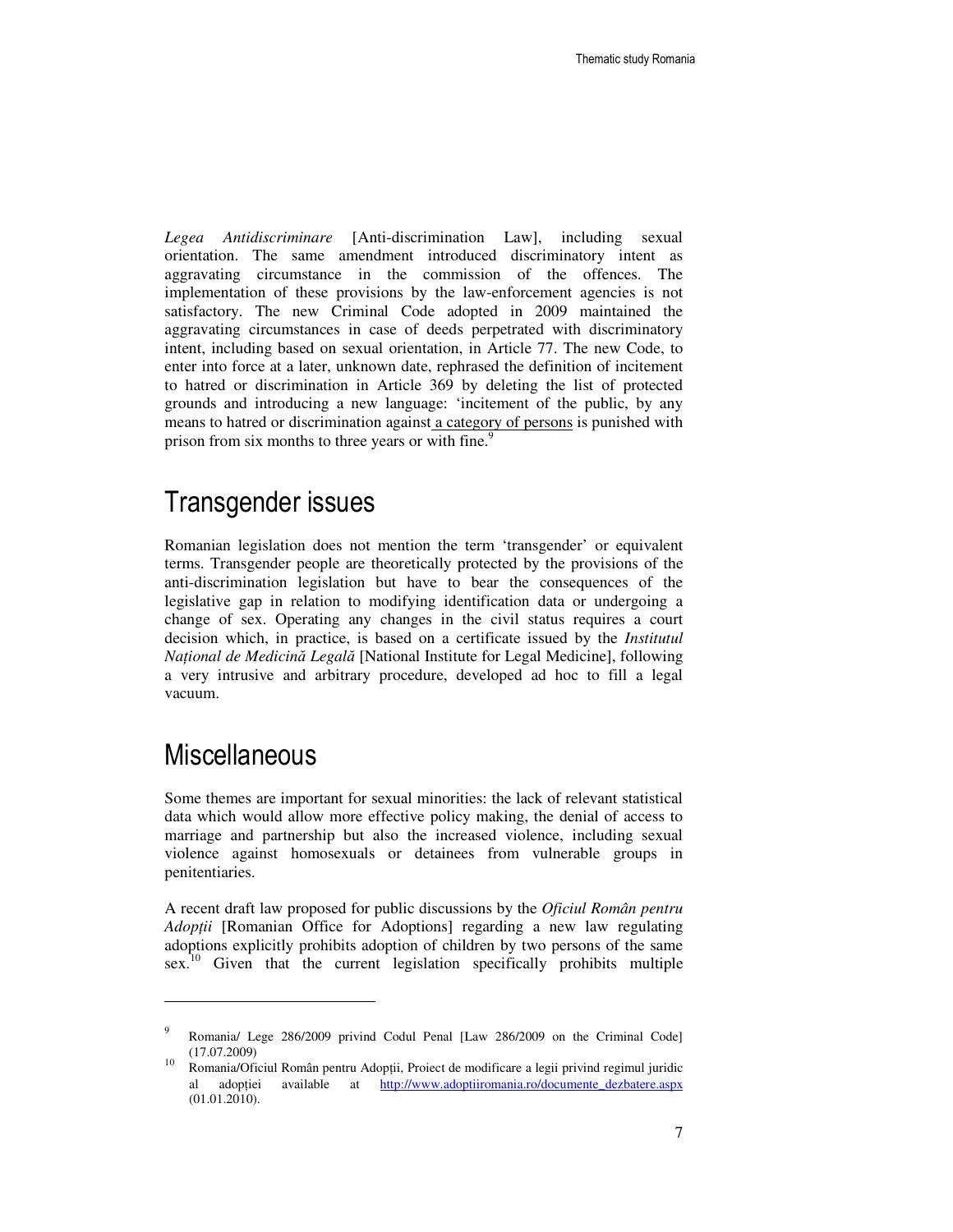*Legea Antidiscriminare* [Anti-discrimination Law], including sexual orientation. The same amendment introduced discriminatory intent as aggravating circumstance in the commission of the offences. The implementation of these provisions by the law-enforcement agencies is not satisfactory. The new Criminal Code adopted in 2009 maintained the aggravating circumstances in case of deeds perpetrated with discriminatory intent, including based on sexual orientation, in Article 77. The new Code, to enter into force at a later, unknown date, rephrased the definition of incitement to hatred or discrimination in Article 369 by deleting the list of protected grounds and introducing a new language: 'incitement of the public, by any means to hatred or discrimination against a category of persons is punished with prison from six months to three years or with fine.[9]

## Transgender issues

Romanian legislation does not mention the term 'transgender' or equivalent terms. Transgender people are theoretically protected by the provisions of the anti-discrimination legislation but have to bear the consequences of the legislative gap in relation to modifying identification data or undergoing a change of sex. Operating any changes in the civil status requires a court decision which, in practice, is based on a certificate issued by the *Institutul Național de Medicină Legală* [National Institute for Legal Medicine], following a very intrusive and arbitrary procedure, developed ad hoc to fill a legal vacuum.

## Miscellaneous

Some themes are important for sexual minorities: the lack of relevant statistical data which would allow more effective policy making, the denial of access to marriage and partnership but also the increased violence, including sexual violence against homosexuals or detainees from vulnerable groups in penitentiaries.

A recent draft law proposed for public discussions by the *Oficiul Român pentru Adopții* [Romanian Office for Adoptions] regarding a new law regulating adoptions explicitly prohibits adoption of children by two persons of the same sex.[10] Given that the current legislation specifically prohibits multiple

---

[9] Romania/ Lege 286/2009 privind Codul Penal [Law 286/2009 on the Criminal Code] (17.07.2009)

[10] Romania/Oficiul Român pentru Adopții, Proiect de modificare a legii privind regimul juridic al adopției available at http://www.adoptiiromania.ro/documente_dezbatere.aspx (01.01.2010).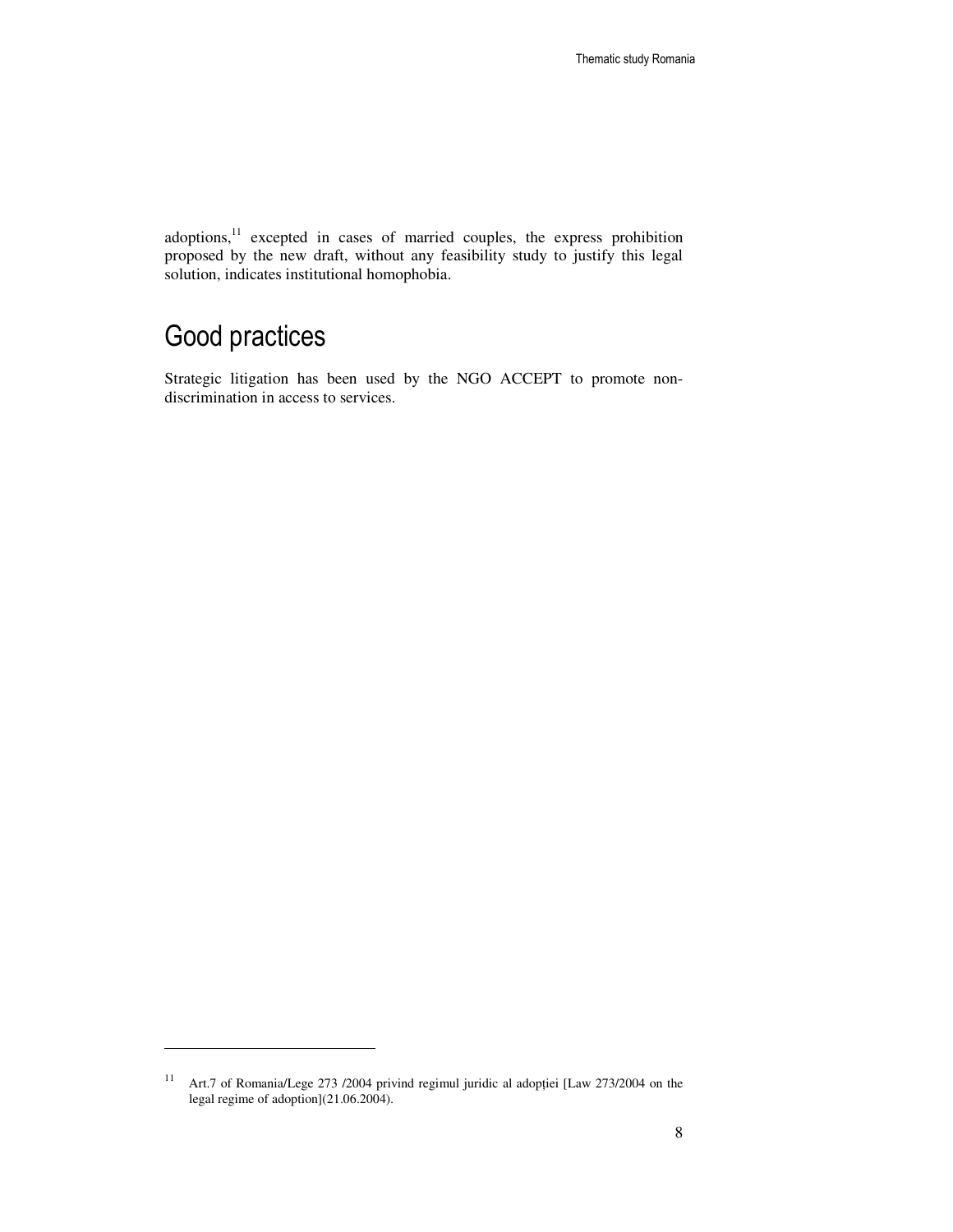adoptions,[11] excepted in cases of married couples, the express prohibition proposed by the new draft, without any feasibility study to justify this legal solution, indicates institutional homophobia.

# Good practices

Strategic litigation has been used by the NGO ACCEPT to promote non-discrimination in access to services.

---

[11] Art.7 of Romania/Lege 273 /2004 privind regimul juridic al adopției [Law 273/2004 on the legal regime of adoption](21.06.2004).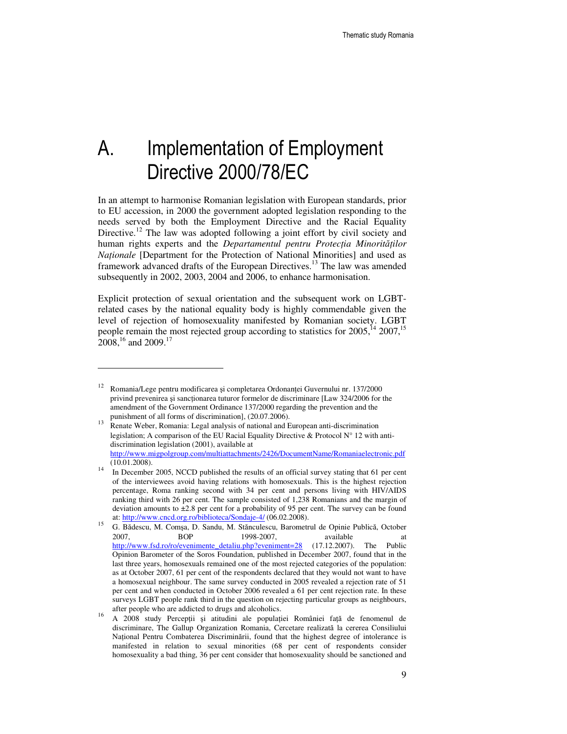# A. Implementation of Employment Directive 2000/78/EC

In an attempt to harmonise Romanian legislation with European standards, prior to EU accession, in 2000 the government adopted legislation responding to the needs served by both the Employment Directive and the Racial Equality Directive.[12] The law was adopted following a joint effort by civil society and human rights experts and the *Departamentul pentru Protecția Minorităților Naționale* [Department for the Protection of National Minorities] and used as framework advanced drafts of the European Directives.[13] The law was amended subsequently in 2002, 2003, 2004 and 2006, to enhance harmonisation.

Explicit protection of sexual orientation and the subsequent work on LGBT-related cases by the national equality body is highly commendable given the level of rejection of homosexuality manifested by Romanian society. LGBT people remain the most rejected group according to statistics for 2005,[14] 2007,[15] 2008,[16] and 2009.[17]

---

[12] Romania/Lege pentru modificarea şi completarea Ordonanței Guvernului nr. 137/2000 privind prevenirea şi sancționarea tuturor formelor de discriminare [Law 324/2006 for the amendment of the Government Ordinance 137/2000 regarding the prevention and the punishment of all forms of discrimination], (20.07.2006).

[13] Renate Weber, Romania: Legal analysis of national and European anti-discrimination legislation; A comparison of the EU Racial Equality Directive & Protocol N° 12 with anti-discrimination legislation (2001), available at http://www.migpolgroup.com/multiattachments/2426/DocumentName/Romaniaelectronic.pdf (10.01.2008).

[14] In December 2005, NCCD published the results of an official survey stating that 61 per cent of the interviewees avoid having relations with homosexuals. This is the highest rejection percentage, Roma ranking second with 34 per cent and persons living with HIV/AIDS ranking third with 26 per cent. The sample consisted of 1,238 Romanians and the margin of deviation amounts to ±2.8 per cent for a probability of 95 per cent. The survey can be found at: http://www.cncd.org.ro/biblioteca/Sondaje-4/ (06.02.2008).

[15] G. Bădescu, M. Comşa, D. Sandu, M. Stănculescu, Barometrul de Opinie Publică, October 2007, BOP 1998-2007, available at http://www.fsd.ro/ro/evenimente_detaliu.php?eveniment=28 (17.12.2007). The Public Opinion Barometer of the Soros Foundation, published in December 2007, found that in the last three years, homosexuals remained one of the most rejected categories of the population: as at October 2007, 61 per cent of the respondents declared that they would not want to have a homosexual neighbour. The same survey conducted in 2005 revealed a rejection rate of 51 per cent and when conducted in October 2006 revealed a 61 per cent rejection rate. In these surveys LGBT people rank third in the question on rejecting particular groups as neighbours, after people who are addicted to drugs and alcoholics.

[16] A 2008 study Percepții şi atitudini ale populației României față de fenomenul de discriminare, The Gallup Organization Romania, Cercetare realizată la cererea Consiliului Național Pentru Combaterea Discriminării, found that the highest degree of intolerance is manifested in relation to sexual minorities (68 per cent of respondents consider homosexuality a bad thing, 36 per cent consider that homosexuality should be sanctioned and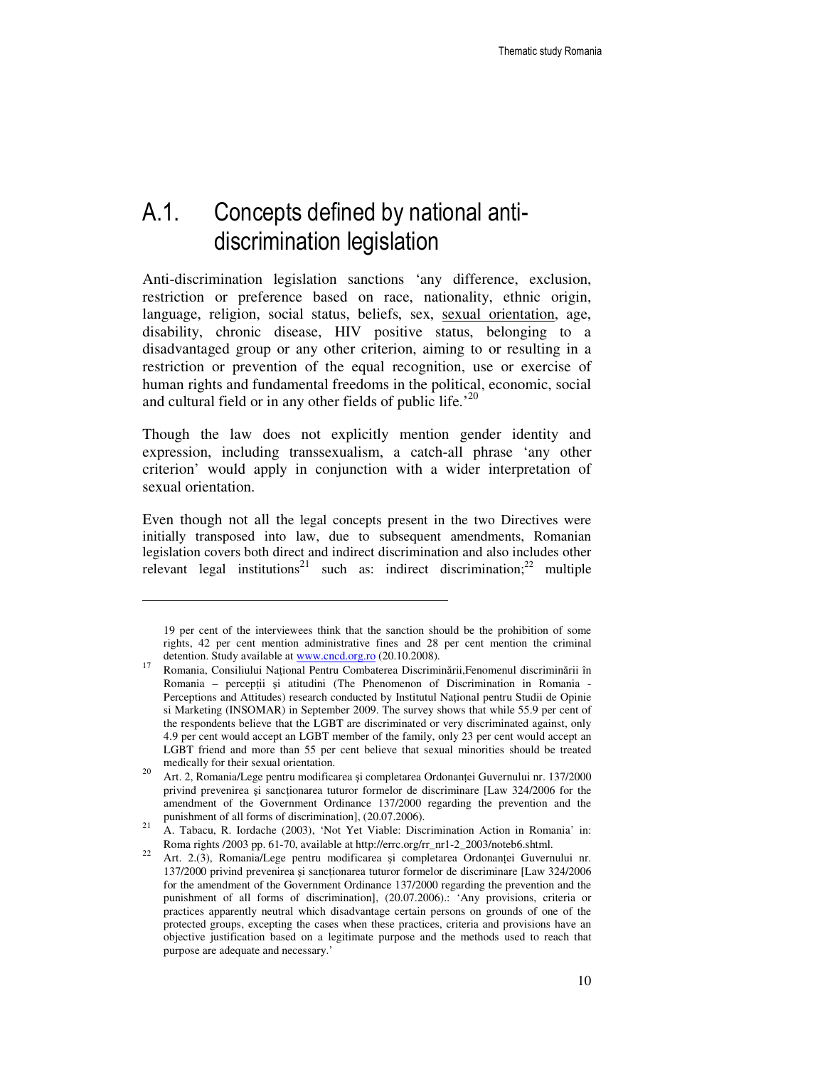## A.1. Concepts defined by national anti-discrimination legislation

Anti-discrimination legislation sanctions 'any difference, exclusion, restriction or preference based on race, nationality, ethnic origin, language, religion, social status, beliefs, sex, sexual orientation, age, disability, chronic disease, HIV positive status, belonging to a disadvantaged group or any other criterion, aiming to or resulting in a restriction or prevention of the equal recognition, use or exercise of human rights and fundamental freedoms in the political, economic, social and cultural field or in any other fields of public life.'[20]

Though the law does not explicitly mention gender identity and expression, including transsexualism, a catch-all phrase 'any other criterion' would apply in conjunction with a wider interpretation of sexual orientation.

Even though not all the legal concepts present in the two Directives were initially transposed into law, due to subsequent amendments, Romanian legislation covers both direct and indirect discrimination and also includes other relevant legal institutions[21] such as: indirect discrimination;[22] multiple

---

19 per cent of the interviewees think that the sanction should be the prohibition of some rights, 42 per cent mention administrative fines and 28 per cent mention the criminal detention. Study available at www.cncd.org.ro (20.10.2008).

[17] Romania, Consiliului Național Pentru Combaterea Discriminării,Fenomenul discriminării în Romania – percepții și atitudini (The Phenomenon of Discrimination in Romania - Perceptions and Attitudes) research conducted by Institutul Național pentru Studii de Opinie si Marketing (INSOMAR) in September 2009. The survey shows that while 55.9 per cent of the respondents believe that the LGBT are discriminated or very discriminated against, only 4.9 per cent would accept an LGBT member of the family, only 23 per cent would accept an LGBT friend and more than 55 per cent believe that sexual minorities should be treated medically for their sexual orientation.

[20] Art. 2, Romania/Lege pentru modificarea și completarea Ordonanței Guvernului nr. 137/2000 privind prevenirea și sancționarea tuturor formelor de discriminare [Law 324/2006 for the amendment of the Government Ordinance 137/2000 regarding the prevention and the punishment of all forms of discrimination], (20.07.2006).

[21] A. Tabacu, R. Iordache (2003), 'Not Yet Viable: Discrimination Action in Romania' in: Roma rights /2003 pp. 61-70, available at http://errc.org/rr_nr1-2_2003/noteb6.shtml.

[22] Art. 2.(3), Romania/Lege pentru modificarea și completarea Ordonanței Guvernului nr. 137/2000 privind prevenirea și sancționarea tuturor formelor de discriminare [Law 324/2006 for the amendment of the Government Ordinance 137/2000 regarding the prevention and the punishment of all forms of discrimination], (20.07.2006).: 'Any provisions, criteria or practices apparently neutral which disadvantage certain persons on grounds of one of the protected groups, excepting the cases when these practices, criteria and provisions have an objective justification based on a legitimate purpose and the methods used to reach that purpose are adequate and necessary.'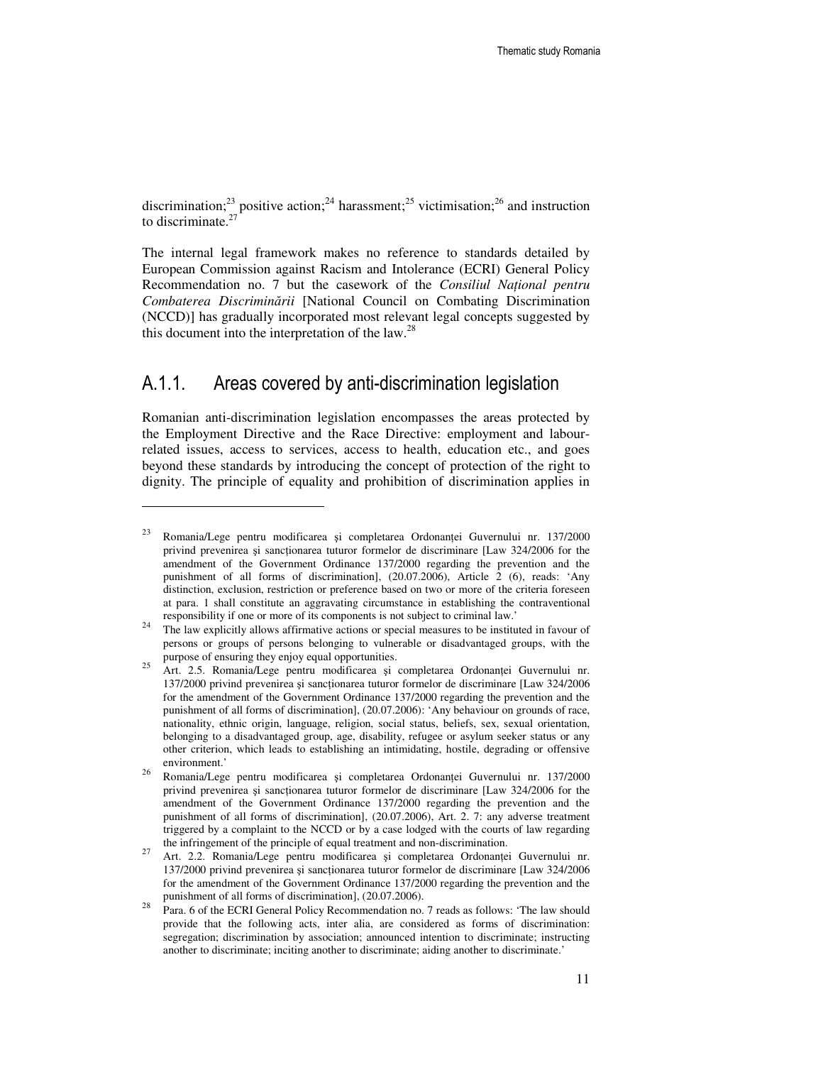discrimination;[23] positive action;[24] harassment;[25] victimisation;[26] and instruction to discriminate.[27]

The internal legal framework makes no reference to standards detailed by European Commission against Racism and Intolerance (ECRI) General Policy Recommendation no. 7 but the casework of the *Consiliul Naţional pentru Combaterea Discriminării* [National Council on Combating Discrimination (NCCD)] has gradually incorporated most relevant legal concepts suggested by this document into the interpretation of the law.[28]

## A.1.1. Areas covered by anti-discrimination legislation

Romanian anti-discrimination legislation encompasses the areas protected by the Employment Directive and the Race Directive: employment and labour-related issues, access to services, access to health, education etc., and goes beyond these standards by introducing the concept of protection of the right to dignity. The principle of equality and prohibition of discrimination applies in

---

[23] Romania/Lege pentru modificarea şi completarea Ordonanţei Guvernului nr. 137/2000 privind prevenirea şi sancţionarea tuturor formelor de discriminare [Law 324/2006 for the amendment of the Government Ordinance 137/2000 regarding the prevention and the punishment of all forms of discrimination], (20.07.2006), Article 2 (6), reads: 'Any distinction, exclusion, restriction or preference based on two or more of the criteria foreseen at para. 1 shall constitute an aggravating circumstance in establishing the contraventional responsibility if one or more of its components is not subject to criminal law.'

[24] The law explicitly allows affirmative actions or special measures to be instituted in favour of persons or groups of persons belonging to vulnerable or disadvantaged groups, with the purpose of ensuring they enjoy equal opportunities.

[25] Art. 2.5. Romania/Lege pentru modificarea şi completarea Ordonanţei Guvernului nr. 137/2000 privind prevenirea şi sancţionarea tuturor formelor de discriminare [Law 324/2006 for the amendment of the Government Ordinance 137/2000 regarding the prevention and the punishment of all forms of discrimination], (20.07.2006): 'Any behaviour on grounds of race, nationality, ethnic origin, language, religion, social status, beliefs, sex, sexual orientation, belonging to a disadvantaged group, age, disability, refugee or asylum seeker status or any other criterion, which leads to establishing an intimidating, hostile, degrading or offensive environment.'

[26] Romania/Lege pentru modificarea şi completarea Ordonanţei Guvernului nr. 137/2000 privind prevenirea şi sancţionarea tuturor formelor de discriminare [Law 324/2006 for the amendment of the Government Ordinance 137/2000 regarding the prevention and the punishment of all forms of discrimination], (20.07.2006), Art. 2. 7: any adverse treatment triggered by a complaint to the NCCD or by a case lodged with the courts of law regarding the infringement of the principle of equal treatment and non-discrimination.

[27] Art. 2.2. Romania/Lege pentru modificarea şi completarea Ordonanţei Guvernului nr. 137/2000 privind prevenirea şi sancţionarea tuturor formelor de discriminare [Law 324/2006 for the amendment of the Government Ordinance 137/2000 regarding the prevention and the punishment of all forms of discrimination], (20.07.2006).

[28] Para. 6 of the ECRI General Policy Recommendation no. 7 reads as follows: 'The law should provide that the following acts, inter alia, are considered as forms of discrimination: segregation; discrimination by association; announced intention to discriminate; instructing another to discriminate; inciting another to discriminate; aiding another to discriminate.'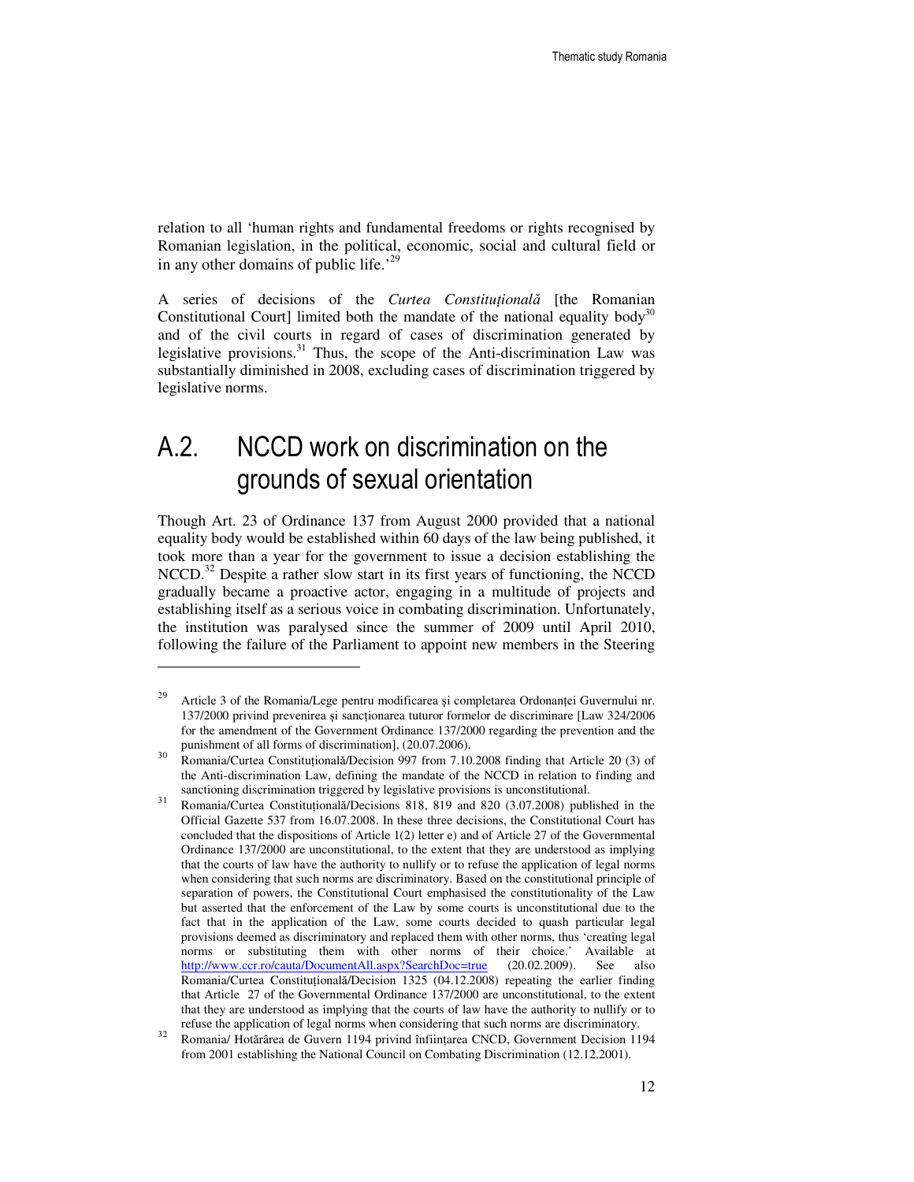relation to all 'human rights and fundamental freedoms or rights recognised by Romanian legislation, in the political, economic, social and cultural field or in any other domains of public life.'[29]

A series of decisions of the *Curtea Constituţională* [the Romanian Constitutional Court] limited both the mandate of the national equality body[30] and of the civil courts in regard of cases of discrimination generated by legislative provisions.[31] Thus, the scope of the Anti-discrimination Law was substantially diminished in 2008, excluding cases of discrimination triggered by legislative norms.

## A.2. NCCD work on discrimination on the grounds of sexual orientation

Though Art. 23 of Ordinance 137 from August 2000 provided that a national equality body would be established within 60 days of the law being published, it took more than a year for the government to issue a decision establishing the NCCD.[32] Despite a rather slow start in its first years of functioning, the NCCD gradually became a proactive actor, engaging in a multitude of projects and establishing itself as a serious voice in combating discrimination. Unfortunately, the institution was paralysed since the summer of 2009 until April 2010, following the failure of the Parliament to appoint new members in the Steering

---

[29] Article 3 of the Romania/Lege pentru modificarea şi completarea Ordonanţei Guvernului nr. 137/2000 privind prevenirea şi sancţionarea tuturor formelor de discriminare [Law 324/2006 for the amendment of the Government Ordinance 137/2000 regarding the prevention and the punishment of all forms of discrimination], (20.07.2006).

[30] Romania/Curtea Constituţională/Decision 997 from 7.10.2008 finding that Article 20 (3) of the Anti-discrimination Law, defining the mandate of the NCCD in relation to finding and sanctioning discrimination triggered by legislative provisions is unconstitutional.

[31] Romania/Curtea Constituţională/Decisions 818, 819 and 820 (3.07.2008) published in the Official Gazette 537 from 16.07.2008. In these three decisions, the Constitutional Court has concluded that the dispositions of Article 1(2) letter e) and of Article 27 of the Governmental Ordinance 137/2000 are unconstitutional, to the extent that they are understood as implying that the courts of law have the authority to nullify or to refuse the application of legal norms when considering that such norms are discriminatory. Based on the constitutional principle of separation of powers, the Constitutional Court emphasised the constitutionality of the Law but asserted that the enforcement of the Law by some courts is unconstitutional due to the fact that in the application of the Law, some courts decided to quash particular legal provisions deemed as discriminatory and replaced them with other norms, thus 'creating legal norms or substituting them with other norms of their choice.' Available at http://www.ccr.ro/cauta/DocumentAll.aspx?SearchDoc=true (20.02.2009). See also Romania/Curtea Constituţională/Decision 1325 (04.12.2008) repeating the earlier finding that Article 27 of the Governmental Ordinance 137/2000 are unconstitutional, to the extent that they are understood as implying that the courts of law have the authority to nullify or to refuse the application of legal norms when considering that such norms are discriminatory.

[32] Romania/ Hotărârea de Guvern 1194 privind înfiinţarea CNCD, Government Decision 1194 from 2001 establishing the National Council on Combating Discrimination (12.12.2001).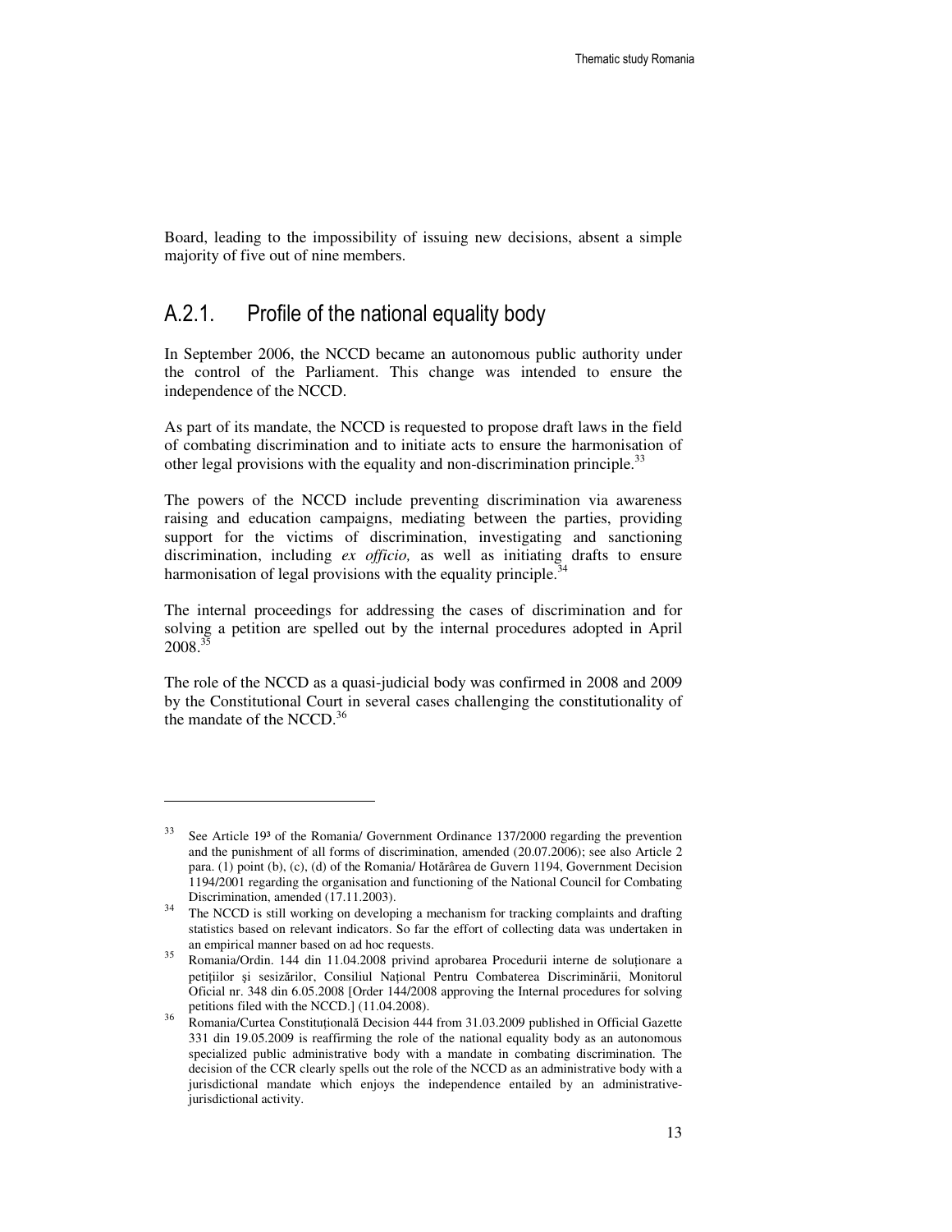Board, leading to the impossibility of issuing new decisions, absent a simple majority of five out of nine members.

## A.2.1. Profile of the national equality body

In September 2006, the NCCD became an autonomous public authority under the control of the Parliament. This change was intended to ensure the independence of the NCCD.

As part of its mandate, the NCCD is requested to propose draft laws in the field of combating discrimination and to initiate acts to ensure the harmonisation of other legal provisions with the equality and non-discrimination principle.[33]

The powers of the NCCD include preventing discrimination via awareness raising and education campaigns, mediating between the parties, providing support for the victims of discrimination, investigating and sanctioning discrimination, including *ex officio,* as well as initiating drafts to ensure harmonisation of legal provisions with the equality principle.[34]

The internal proceedings for addressing the cases of discrimination and for solving a petition are spelled out by the internal procedures adopted in April 2008.[35]

The role of the NCCD as a quasi-judicial body was confirmed in 2008 and 2009 by the Constitutional Court in several cases challenging the constitutionality of the mandate of the NCCD.[36]

---

[33] See Article 19³ of the Romania/ Government Ordinance 137/2000 regarding the prevention and the punishment of all forms of discrimination, amended (20.07.2006); see also Article 2 para. (1) point (b), (c), (d) of the Romania/ Hotărârea de Guvern 1194, Government Decision 1194/2001 regarding the organisation and functioning of the National Council for Combating Discrimination, amended (17.11.2003).

[34] The NCCD is still working on developing a mechanism for tracking complaints and drafting statistics based on relevant indicators. So far the effort of collecting data was undertaken in an empirical manner based on ad hoc requests.

[35] Romania/Ordin. 144 din 11.04.2008 privind aprobarea Procedurii interne de soluționare a petițiilor şi sesizărilor, Consiliul Național Pentru Combaterea Discriminării, Monitorul Oficial nr. 348 din 6.05.2008 [Order 144/2008 approving the Internal procedures for solving petitions filed with the NCCD.] (11.04.2008).

[36] Romania/Curtea Constituțională Decision 444 from 31.03.2009 published in Official Gazette 331 din 19.05.2009 is reaffirming the role of the national equality body as an autonomous specialized public administrative body with a mandate in combating discrimination. The decision of the CCR clearly spells out the role of the NCCD as an administrative body with a jurisdictional mandate which enjoys the independence entailed by an administrative-jurisdictional activity.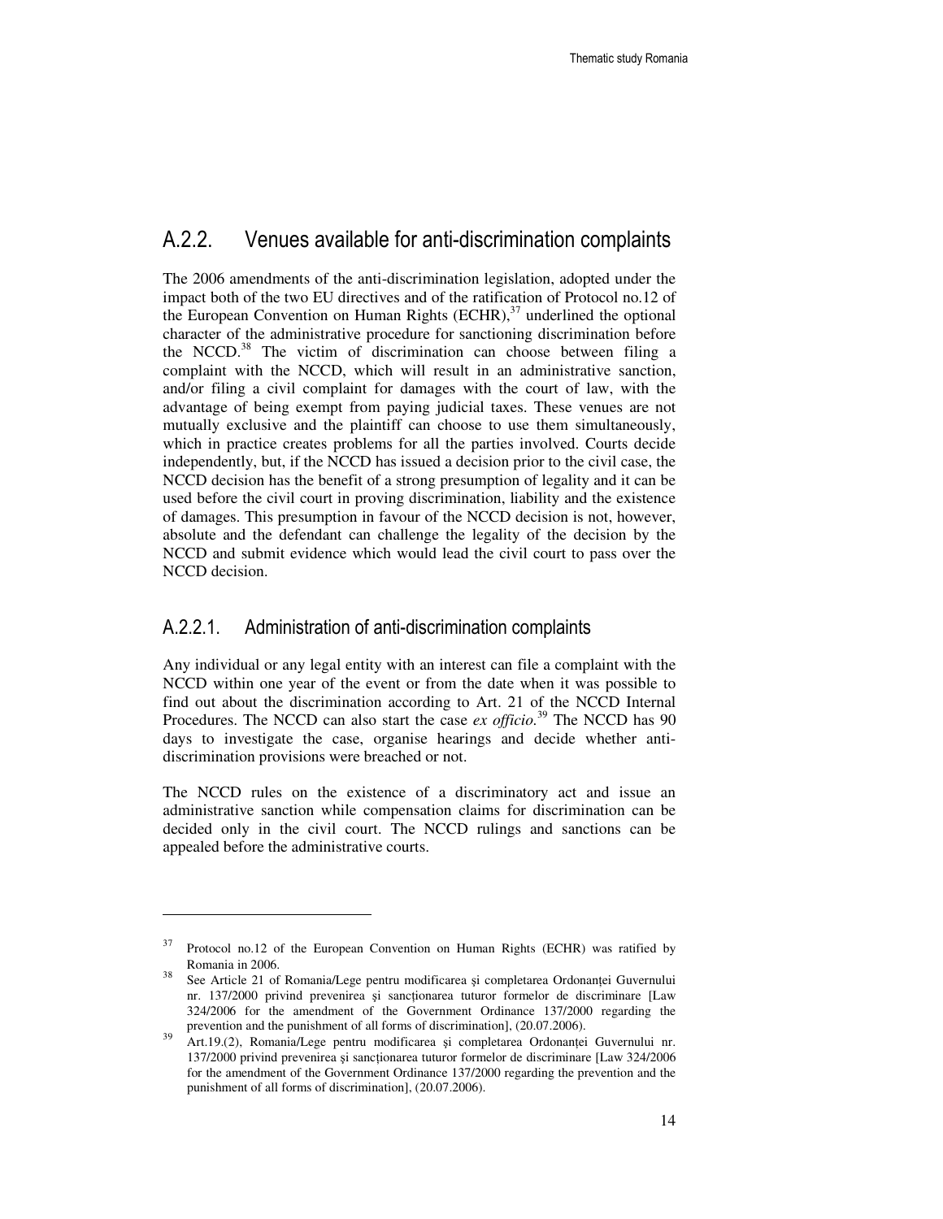## A.2.2. Venues available for anti-discrimination complaints

The 2006 amendments of the anti-discrimination legislation, adopted under the impact both of the two EU directives and of the ratification of Protocol no.12 of the European Convention on Human Rights (ECHR),[37] underlined the optional character of the administrative procedure for sanctioning discrimination before the NCCD.[38] The victim of discrimination can choose between filing a complaint with the NCCD, which will result in an administrative sanction, and/or filing a civil complaint for damages with the court of law, with the advantage of being exempt from paying judicial taxes. These venues are not mutually exclusive and the plaintiff can choose to use them simultaneously, which in practice creates problems for all the parties involved. Courts decide independently, but, if the NCCD has issued a decision prior to the civil case, the NCCD decision has the benefit of a strong presumption of legality and it can be used before the civil court in proving discrimination, liability and the existence of damages. This presumption in favour of the NCCD decision is not, however, absolute and the defendant can challenge the legality of the decision by the NCCD and submit evidence which would lead the civil court to pass over the NCCD decision.

### A.2.2.1. Administration of anti-discrimination complaints

Any individual or any legal entity with an interest can file a complaint with the NCCD within one year of the event or from the date when it was possible to find out about the discrimination according to Art. 21 of the NCCD Internal Procedures. The NCCD can also start the case *ex officio*.[39] The NCCD has 90 days to investigate the case, organise hearings and decide whether anti-discrimination provisions were breached or not.

The NCCD rules on the existence of a discriminatory act and issue an administrative sanction while compensation claims for discrimination can be decided only in the civil court. The NCCD rulings and sanctions can be appealed before the administrative courts.

---

[37] Protocol no.12 of the European Convention on Human Rights (ECHR) was ratified by Romania in 2006.

[38] See Article 21 of Romania/Lege pentru modificarea şi completarea Ordonanţei Guvernului nr. 137/2000 privind prevenirea şi sancţionarea tuturor formelor de discriminare [Law 324/2006 for the amendment of the Government Ordinance 137/2000 regarding the prevention and the punishment of all forms of discrimination], (20.07.2006).

[39] Art.19.(2), Romania/Lege pentru modificarea şi completarea Ordonanţei Guvernului nr. 137/2000 privind prevenirea şi sancţionarea tuturor formelor de discriminare [Law 324/2006 for the amendment of the Government Ordinance 137/2000 regarding the prevention and the punishment of all forms of discrimination], (20.07.2006).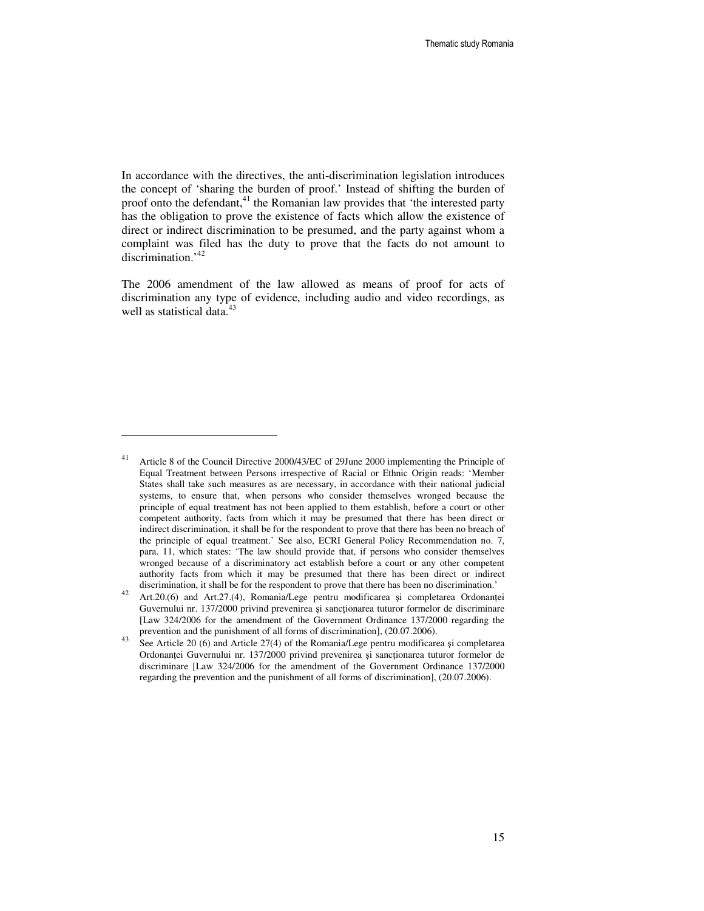In accordance with the directives, the anti-discrimination legislation introduces the concept of 'sharing the burden of proof.' Instead of shifting the burden of proof onto the defendant,[41] the Romanian law provides that 'the interested party has the obligation to prove the existence of facts which allow the existence of direct or indirect discrimination to be presumed, and the party against whom a complaint was filed has the duty to prove that the facts do not amount to discrimination.'[42]

The 2006 amendment of the law allowed as means of proof for acts of discrimination any type of evidence, including audio and video recordings, as well as statistical data.[43]

---

[41] Article 8 of the Council Directive 2000/43/EC of 29June 2000 implementing the Principle of Equal Treatment between Persons irrespective of Racial or Ethnic Origin reads: 'Member States shall take such measures as are necessary, in accordance with their national judicial systems, to ensure that, when persons who consider themselves wronged because the principle of equal treatment has not been applied to them establish, before a court or other competent authority, facts from which it may be presumed that there has been direct or indirect discrimination, it shall be for the respondent to prove that there has been no breach of the principle of equal treatment.' See also, ECRI General Policy Recommendation no. 7, para. 11, which states: 'The law should provide that, if persons who consider themselves wronged because of a discriminatory act establish before a court or any other competent authority facts from which it may be presumed that there has been direct or indirect discrimination, it shall be for the respondent to prove that there has been no discrimination.'

[42] Art.20.(6) and Art.27.(4), Romania/Lege pentru modificarea şi completarea Ordonanţei Guvernului nr. 137/2000 privind prevenirea şi sancţionarea tuturor formelor de discriminare [Law 324/2006 for the amendment of the Government Ordinance 137/2000 regarding the prevention and the punishment of all forms of discrimination], (20.07.2006).

[43] See Article 20 (6) and Article 27(4) of the Romania/Lege pentru modificarea şi completarea Ordonanţei Guvernului nr. 137/2000 privind prevenirea şi sancţionarea tuturor formelor de discriminare [Law 324/2006 for the amendment of the Government Ordinance 137/2000 regarding the prevention and the punishment of all forms of discrimination], (20.07.2006).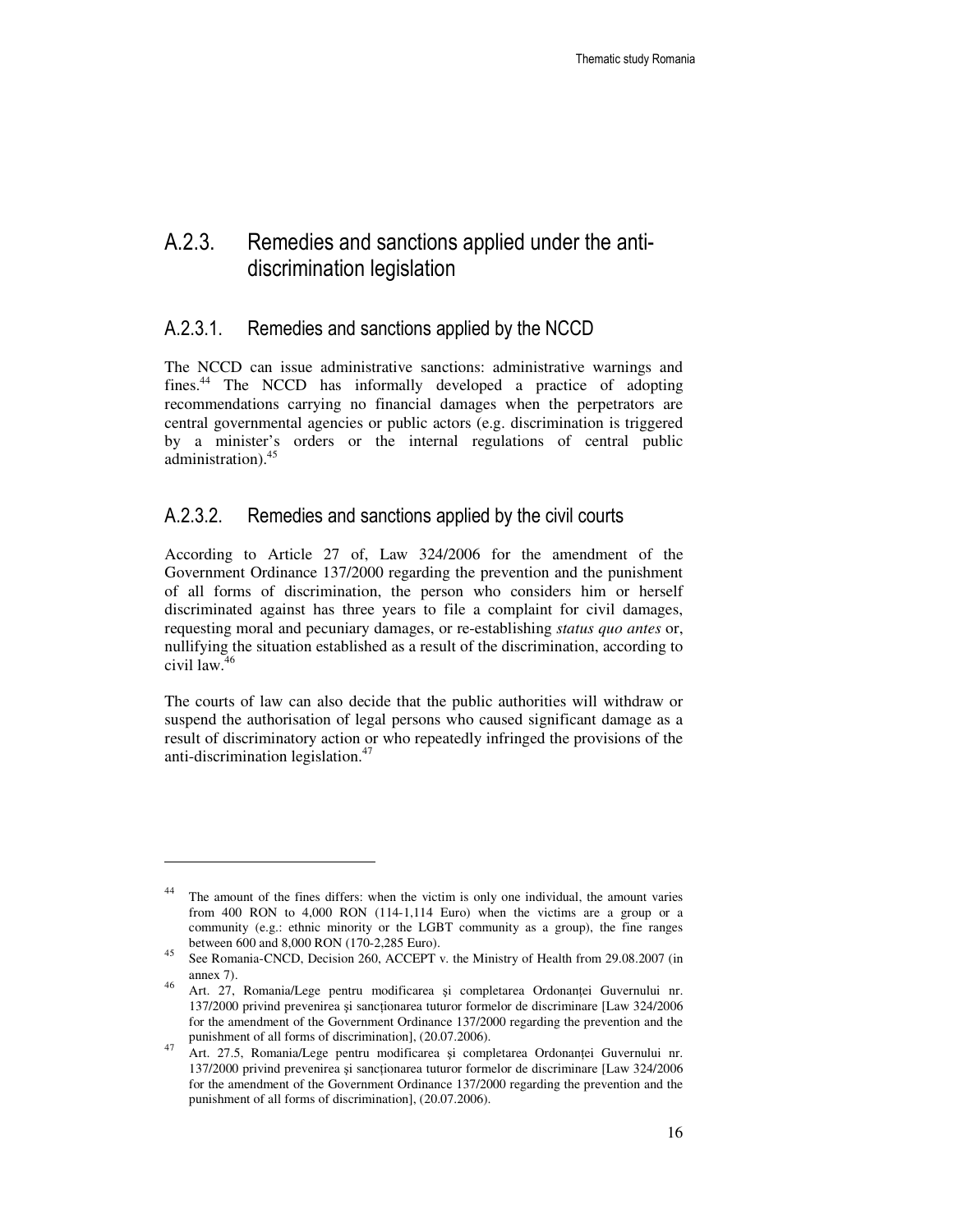## A.2.3. Remedies and sanctions applied under the anti-discrimination legislation

### A.2.3.1. Remedies and sanctions applied by the NCCD

The NCCD can issue administrative sanctions: administrative warnings and fines.[44] The NCCD has informally developed a practice of adopting recommendations carrying no financial damages when the perpetrators are central governmental agencies or public actors (e.g. discrimination is triggered by a minister's orders or the internal regulations of central public administration).[45]

### A.2.3.2. Remedies and sanctions applied by the civil courts

According to Article 27 of, Law 324/2006 for the amendment of the Government Ordinance 137/2000 regarding the prevention and the punishment of all forms of discrimination, the person who considers him or herself discriminated against has three years to file a complaint for civil damages, requesting moral and pecuniary damages, or re-establishing *status quo antes* or, nullifying the situation established as a result of the discrimination, according to civil law.[46]

The courts of law can also decide that the public authorities will withdraw or suspend the authorisation of legal persons who caused significant damage as a result of discriminatory action or who repeatedly infringed the provisions of the anti-discrimination legislation.[47]

---

[44] The amount of the fines differs: when the victim is only one individual, the amount varies from 400 RON to 4,000 RON (114-1,114 Euro) when the victims are a group or a community (e.g.: ethnic minority or the LGBT community as a group), the fine ranges between 600 and 8,000 RON (170-2,285 Euro).

[45] See Romania-CNCD, Decision 260, ACCEPT v. the Ministry of Health from 29.08.2007 (in annex 7).

[46] Art. 27, Romania/Lege pentru modificarea şi completarea Ordonanţei Guvernului nr. 137/2000 privind prevenirea şi sancţionarea tuturor formelor de discriminare [Law 324/2006 for the amendment of the Government Ordinance 137/2000 regarding the prevention and the punishment of all forms of discrimination], (20.07.2006).

[47] Art. 27.5, Romania/Lege pentru modificarea şi completarea Ordonanţei Guvernului nr. 137/2000 privind prevenirea şi sancţionarea tuturor formelor de discriminare [Law 324/2006 for the amendment of the Government Ordinance 137/2000 regarding the prevention and the punishment of all forms of discrimination], (20.07.2006).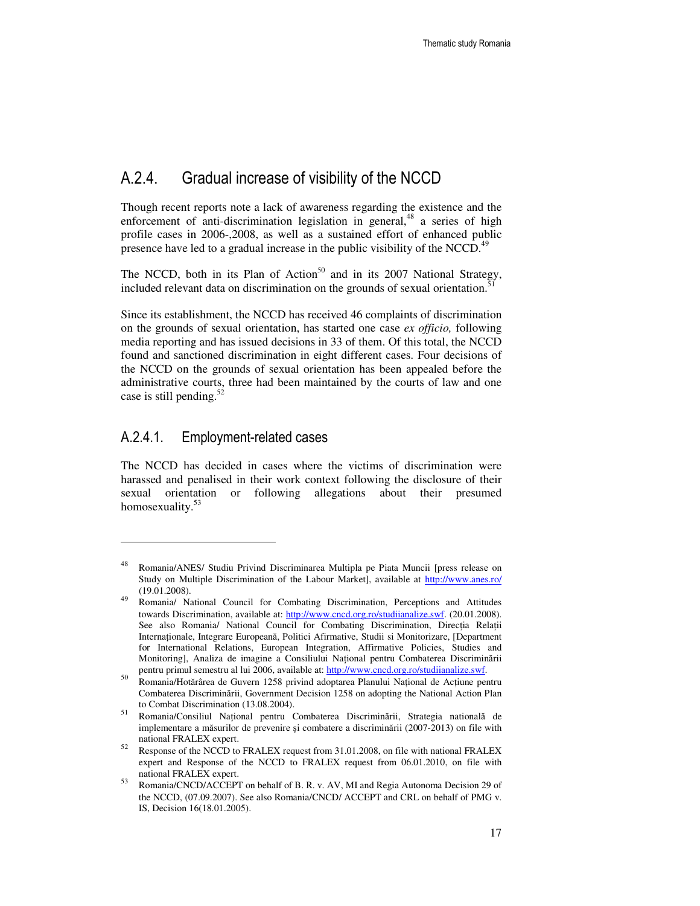## A.2.4. Gradual increase of visibility of the NCCD

Though recent reports note a lack of awareness regarding the existence and the enforcement of anti-discrimination legislation in general,[48] a series of high profile cases in 2006-,2008, as well as a sustained effort of enhanced public presence have led to a gradual increase in the public visibility of the NCCD.[49]

The NCCD, both in its Plan of Action[50] and in its 2007 National Strategy, included relevant data on discrimination on the grounds of sexual orientation.[51]

Since its establishment, the NCCD has received 46 complaints of discrimination on the grounds of sexual orientation, has started one case *ex officio,* following media reporting and has issued decisions in 33 of them. Of this total, the NCCD found and sanctioned discrimination in eight different cases. Four decisions of the NCCD on the grounds of sexual orientation has been appealed before the administrative courts, three had been maintained by the courts of law and one case is still pending.[52]

### A.2.4.1. Employment-related cases

The NCCD has decided in cases where the victims of discrimination were harassed and penalised in their work context following the disclosure of their sexual orientation or following allegations about their presumed homosexuality.[53]

---

[48] Romania/ANES/ Studiu Privind Discriminarea Multipla pe Piata Muncii [press release on Study on Multiple Discrimination of the Labour Market], available at http://www.anes.ro/ (19.01.2008).

[49] Romania/ National Council for Combating Discrimination, Perceptions and Attitudes towards Discrimination, available at: http://www.cncd.org.ro/studiianalize.swf. (20.01.2008). See also Romania/ National Council for Combating Discrimination, Direcția Relații Internaționale, Integrare Europeană, Politici Afirmative, Studii si Monitorizare, [Department for International Relations, European Integration, Affirmative Policies, Studies and Monitoring], Analiza de imagine a Consiliului Național pentru Combaterea Discriminării pentru primul semestru al lui 2006, available at: http://www.cncd.org.ro/studiianalize.swf.

[50] Romania/Hotărârea de Guvern 1258 privind adoptarea Planului Național de Acțiune pentru Combaterea Discriminării, Government Decision 1258 on adopting the National Action Plan to Combat Discrimination (13.08.2004).

[51] Romania/Consiliul Național pentru Combaterea Discriminării, Strategia natională de implementare a măsurilor de prevenire şi combatere a discriminării (2007-2013) on file with national FRALEX expert.

[52] Response of the NCCD to FRALEX request from 31.01.2008, on file with national FRALEX expert and Response of the NCCD to FRALEX request from 06.01.2010, on file with national FRALEX expert.

[53] Romania/CNCD/ACCEPT on behalf of B. R. v. AV, MI and Regia Autonoma Decision 29 of the NCCD, (07.09.2007). See also Romania/CNCD/ ACCEPT and CRL on behalf of PMG v. IS, Decision 16(18.01.2005).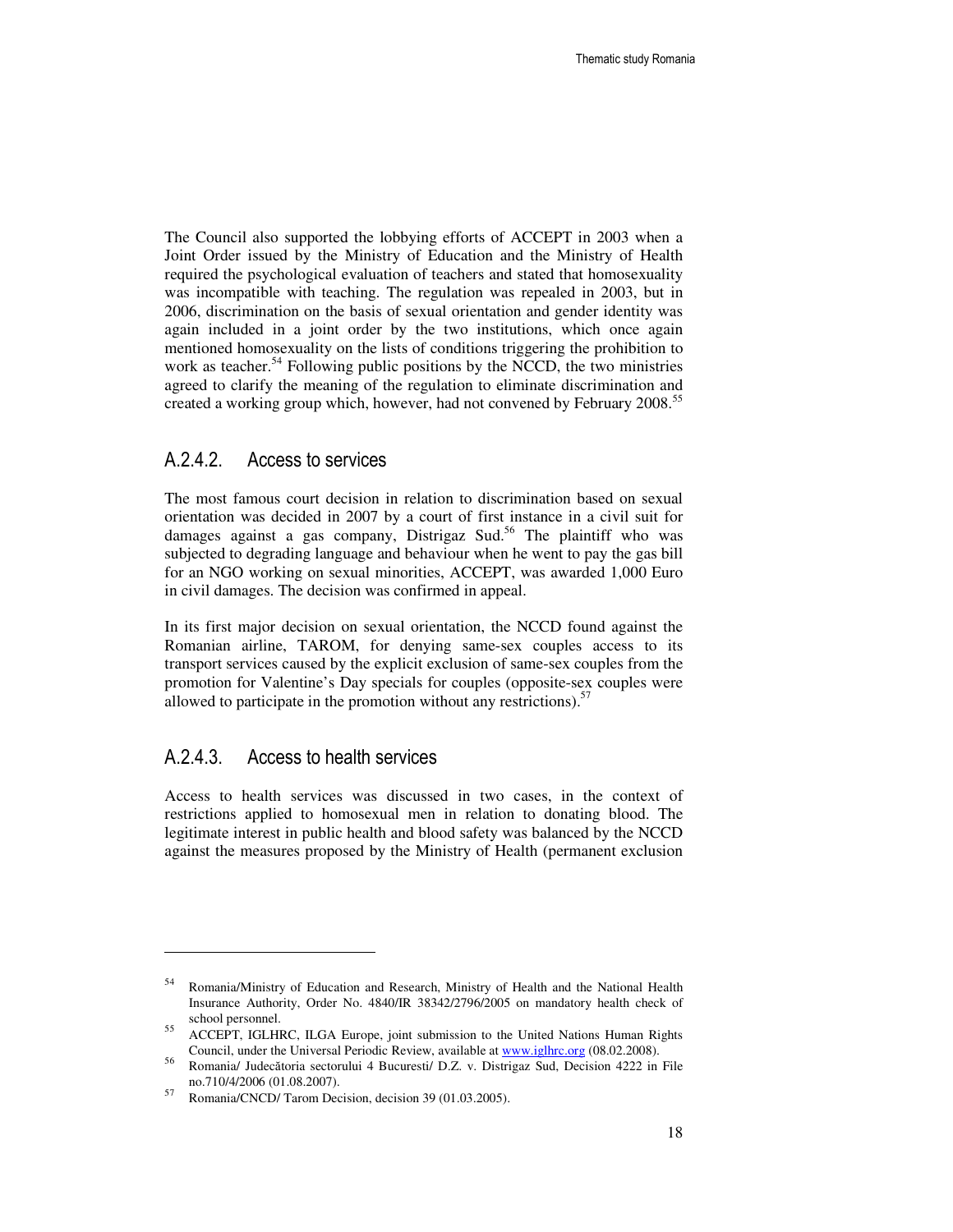The Council also supported the lobbying efforts of ACCEPT in 2003 when a Joint Order issued by the Ministry of Education and the Ministry of Health required the psychological evaluation of teachers and stated that homosexuality was incompatible with teaching. The regulation was repealed in 2003, but in 2006, discrimination on the basis of sexual orientation and gender identity was again included in a joint order by the two institutions, which once again mentioned homosexuality on the lists of conditions triggering the prohibition to work as teacher.[54] Following public positions by the NCCD, the two ministries agreed to clarify the meaning of the regulation to eliminate discrimination and created a working group which, however, had not convened by February 2008.[55]

### A.2.4.2. Access to services

The most famous court decision in relation to discrimination based on sexual orientation was decided in 2007 by a court of first instance in a civil suit for damages against a gas company, Distrigaz Sud.[56] The plaintiff who was subjected to degrading language and behaviour when he went to pay the gas bill for an NGO working on sexual minorities, ACCEPT, was awarded 1,000 Euro in civil damages. The decision was confirmed in appeal.

In its first major decision on sexual orientation, the NCCD found against the Romanian airline, TAROM, for denying same-sex couples access to its transport services caused by the explicit exclusion of same-sex couples from the promotion for Valentine's Day specials for couples (opposite-sex couples were allowed to participate in the promotion without any restrictions).[57]

### A.2.4.3. Access to health services

Access to health services was discussed in two cases, in the context of restrictions applied to homosexual men in relation to donating blood. The legitimate interest in public health and blood safety was balanced by the NCCD against the measures proposed by the Ministry of Health (permanent exclusion

---

[54] Romania/Ministry of Education and Research, Ministry of Health and the National Health Insurance Authority, Order No. 4840/IR 38342/2796/2005 on mandatory health check of school personnel.

[55] ACCEPT, IGLHRC, ILGA Europe, joint submission to the United Nations Human Rights Council, under the Universal Periodic Review, available at www.iglhrc.org (08.02.2008).

[56] Romania/ Judecătoria sectorului 4 Bucuresti/ D.Z. v. Distrigaz Sud, Decision 4222 in File no.710/4/2006 (01.08.2007).

[57] Romania/CNCD/ Tarom Decision, decision 39 (01.03.2005).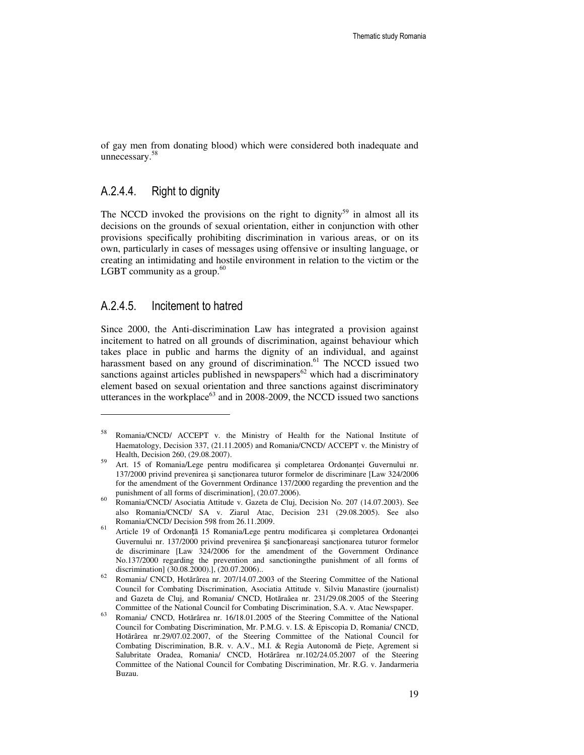of gay men from donating blood) which were considered both inadequate and unnecessary.[58]

### A.2.4.4. Right to dignity

The NCCD invoked the provisions on the right to dignity[59] in almost all its decisions on the grounds of sexual orientation, either in conjunction with other provisions specifically prohibiting discrimination in various areas, or on its own, particularly in cases of messages using offensive or insulting language, or creating an intimidating and hostile environment in relation to the victim or the LGBT community as a group.[60]

### A.2.4.5. Incitement to hatred

Since 2000, the Anti-discrimination Law has integrated a provision against incitement to hatred on all grounds of discrimination, against behaviour which takes place in public and harms the dignity of an individual, and against harassment based on any ground of discrimination.[61] The NCCD issued two sanctions against articles published in newspapers[62] which had a discriminatory element based on sexual orientation and three sanctions against discriminatory utterances in the workplace[63] and in 2008-2009, the NCCD issued two sanctions

---

[58] Romania/CNCD/ ACCEPT v. the Ministry of Health for the National Institute of Haematology, Decision 337, (21.11.2005) and Romania/CNCD/ ACCEPT v. the Ministry of Health, Decision 260, (29.08.2007).

[59] Art. 15 of Romania/Lege pentru modificarea şi completarea Ordonanţei Guvernului nr. 137/2000 privind prevenirea şi sancţionarea tuturor formelor de discriminare [Law 324/2006 for the amendment of the Government Ordinance 137/2000 regarding the prevention and the punishment of all forms of discrimination], (20.07.2006).

[60] Romania/CNCD/ Asociatia Attitude v. Gazeta de Cluj, Decision No. 207 (14.07.2003). See also Romania/CNCD/ SA v. Ziarul Atac, Decision 231 (29.08.2005). See also Romania/CNCD/ Decision 598 from 26.11.2009.

[61] Article 19 of Ordonanţă 15 Romania/Lege pentru modificarea şi completarea Ordonanţei Guvernului nr. 137/2000 privind prevenirea şi sancţionareaşi sancţionarea tuturor formelor de discriminare [Law 324/2006 for the amendment of the Government Ordinance No.137/2000 regarding the prevention and sanctioningthe punishment of all forms of discrimination] (30.08.2000).], (20.07.2006)..

[62] Romania/ CNCD, Hotărârea nr. 207/14.07.2003 of the Steering Committee of the National Council for Combating Discrimination, Asociatia Attitude v. Silviu Manastire (journalist) and Gazeta de Cluj, and Romania/ CNCD, Hotăraâea nr. 231/29.08.2005 of the Steering Committee of the National Council for Combating Discrimination, S.A. v. Atac Newspaper.

[63] Romania/ CNCD, Hotărârea nr. 16/18.01.2005 of the Steering Committee of the National Council for Combating Discrimination, Mr. P.M.G. v. I.S. & Episcopia D, Romania/ CNCD, Hotărârea nr.29/07.02.2007, of the Steering Committee of the National Council for Combating Discrimination, B.R. v. A.V., M.I. & Regia Autonomă de Pieţe, Agrement si Salubritate Oradea, Romania/ CNCD, Hotărârea nr.102/24.05.2007 of the Steering Committee of the National Council for Combating Discrimination, Mr. R.G. v. Jandarmeria Buzau.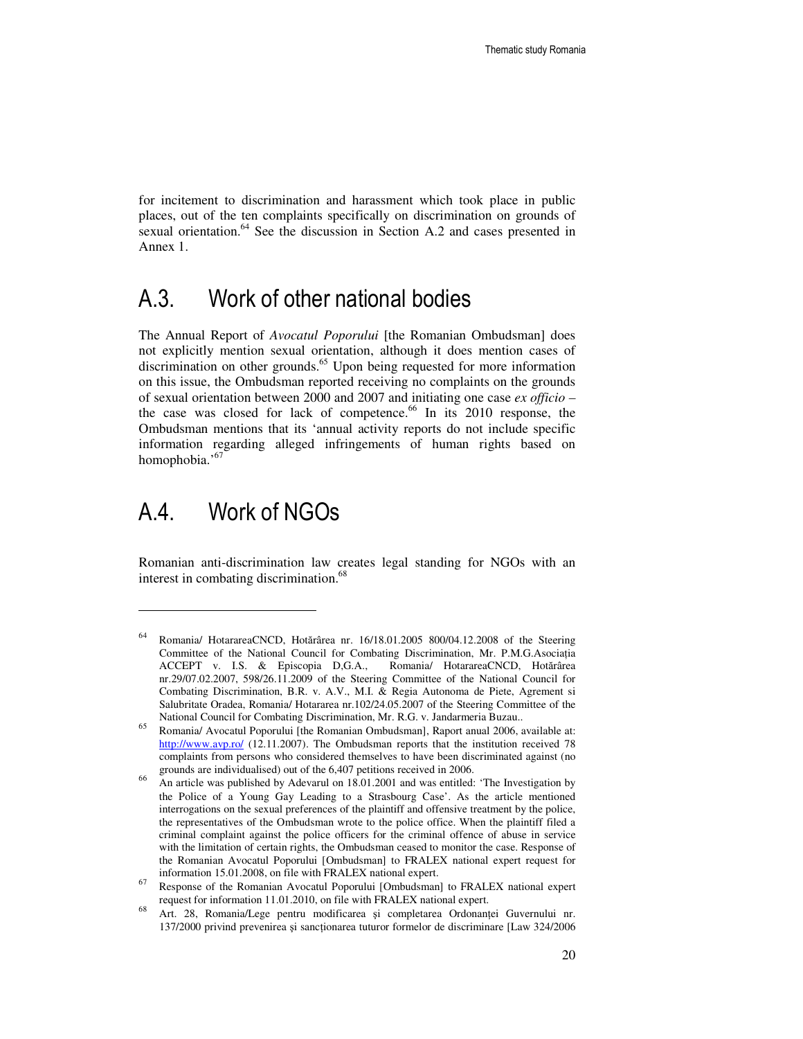for incitement to discrimination and harassment which took place in public places, out of the ten complaints specifically on discrimination on grounds of sexual orientation.[64] See the discussion in Section A.2 and cases presented in Annex 1.

## A.3. Work of other national bodies

The Annual Report of *Avocatul Poporului* [the Romanian Ombudsman] does not explicitly mention sexual orientation, although it does mention cases of discrimination on other grounds.[65] Upon being requested for more information on this issue, the Ombudsman reported receiving no complaints on the grounds of sexual orientation between 2000 and 2007 and initiating one case *ex officio* – the case was closed for lack of competence.[66] In its 2010 response, the Ombudsman mentions that its 'annual activity reports do not include specific information regarding alleged infringements of human rights based on homophobia.'[67]

## A.4. Work of NGOs

Romanian anti-discrimination law creates legal standing for NGOs with an interest in combating discrimination.[68]

---

[64] Romania/ HotarareaCNCD, Hotărârea nr. 16/18.01.2005 800/04.12.2008 of the Steering Committee of the National Council for Combating Discrimination, Mr. P.M.G.Asociația ACCEPT v. I.S. & Episcopia D,G.A., Romania/ HotarareaCNCD, Hotărârea nr.29/07.02.2007, 598/26.11.2009 of the Steering Committee of the National Council for Combating Discrimination, B.R. v. A.V., M.I. & Regia Autonoma de Piete, Agrement si Salubritate Oradea, Romania/ Hotararea nr.102/24.05.2007 of the Steering Committee of the National Council for Combating Discrimination, Mr. R.G. v. Jandarmeria Buzau..

[65] Romania/ Avocatul Poporului [the Romanian Ombudsman], Raport anual 2006, available at: http://www.avp.ro/ (12.11.2007). The Ombudsman reports that the institution received 78 complaints from persons who considered themselves to have been discriminated against (no grounds are individualised) out of the 6,407 petitions received in 2006.

[66] An article was published by Adevarul on 18.01.2001 and was entitled: 'The Investigation by the Police of a Young Gay Leading to a Strasbourg Case'. As the article mentioned interrogations on the sexual preferences of the plaintiff and offensive treatment by the police, the representatives of the Ombudsman wrote to the police office. When the plaintiff filed a criminal complaint against the police officers for the criminal offence of abuse in service with the limitation of certain rights, the Ombudsman ceased to monitor the case. Response of the Romanian Avocatul Poporului [Ombudsman] to FRALEX national expert request for information 15.01.2008, on file with FRALEX national expert.

[67] Response of the Romanian Avocatul Poporului [Ombudsman] to FRALEX national expert request for information 11.01.2010, on file with FRALEX national expert.

[68] Art. 28, Romania/Lege pentru modificarea şi completarea Ordonanței Guvernului nr. 137/2000 privind prevenirea şi sancționarea tuturor formelor de discriminare [Law 324/2006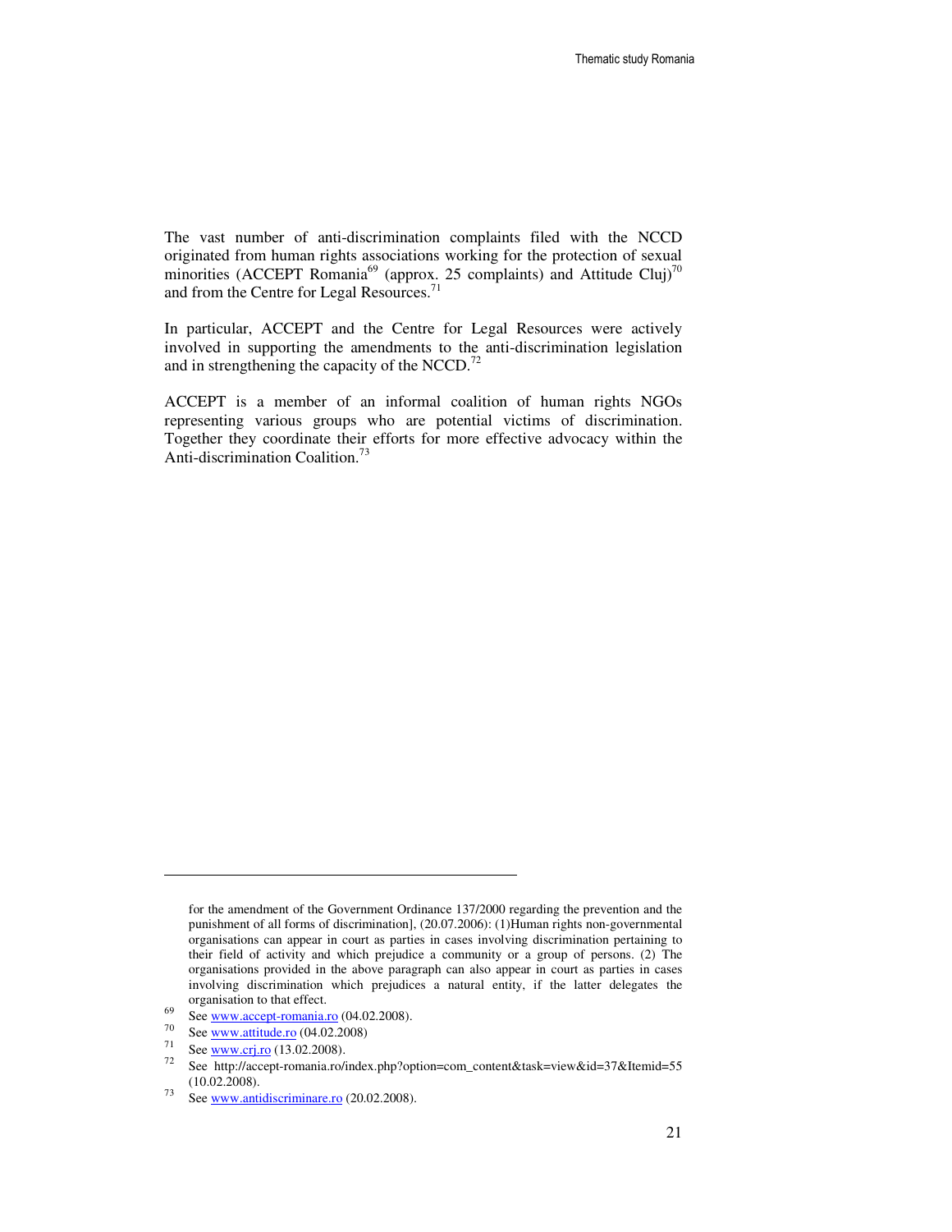The vast number of anti-discrimination complaints filed with the NCCD originated from human rights associations working for the protection of sexual minorities (ACCEPT Romania[69] (approx. 25 complaints) and Attitude Cluj)[70] and from the Centre for Legal Resources.[71]

In particular, ACCEPT and the Centre for Legal Resources were actively involved in supporting the amendments to the anti-discrimination legislation and in strengthening the capacity of the NCCD.[72]

ACCEPT is a member of an informal coalition of human rights NGOs representing various groups who are potential victims of discrimination. Together they coordinate their efforts for more effective advocacy within the Anti-discrimination Coalition.[73]

---

for the amendment of the Government Ordinance 137/2000 regarding the prevention and the punishment of all forms of discrimination], (20.07.2006): (1)Human rights non-governmental organisations can appear in court as parties in cases involving discrimination pertaining to their field of activity and which prejudice a community or a group of persons. (2) The organisations provided in the above paragraph can also appear in court as parties in cases involving discrimination which prejudices a natural entity, if the latter delegates the organisation to that effect.

[69] See www.accept-romania.ro (04.02.2008).

[70] See www.attitude.ro (04.02.2008)

[71] See www.crj.ro (13.02.2008).

[72] See http://accept-romania.ro/index.php?option=com_content&task=view&id=37&Itemid=55 (10.02.2008).

[73] See www.antidiscriminare.ro (20.02.2008).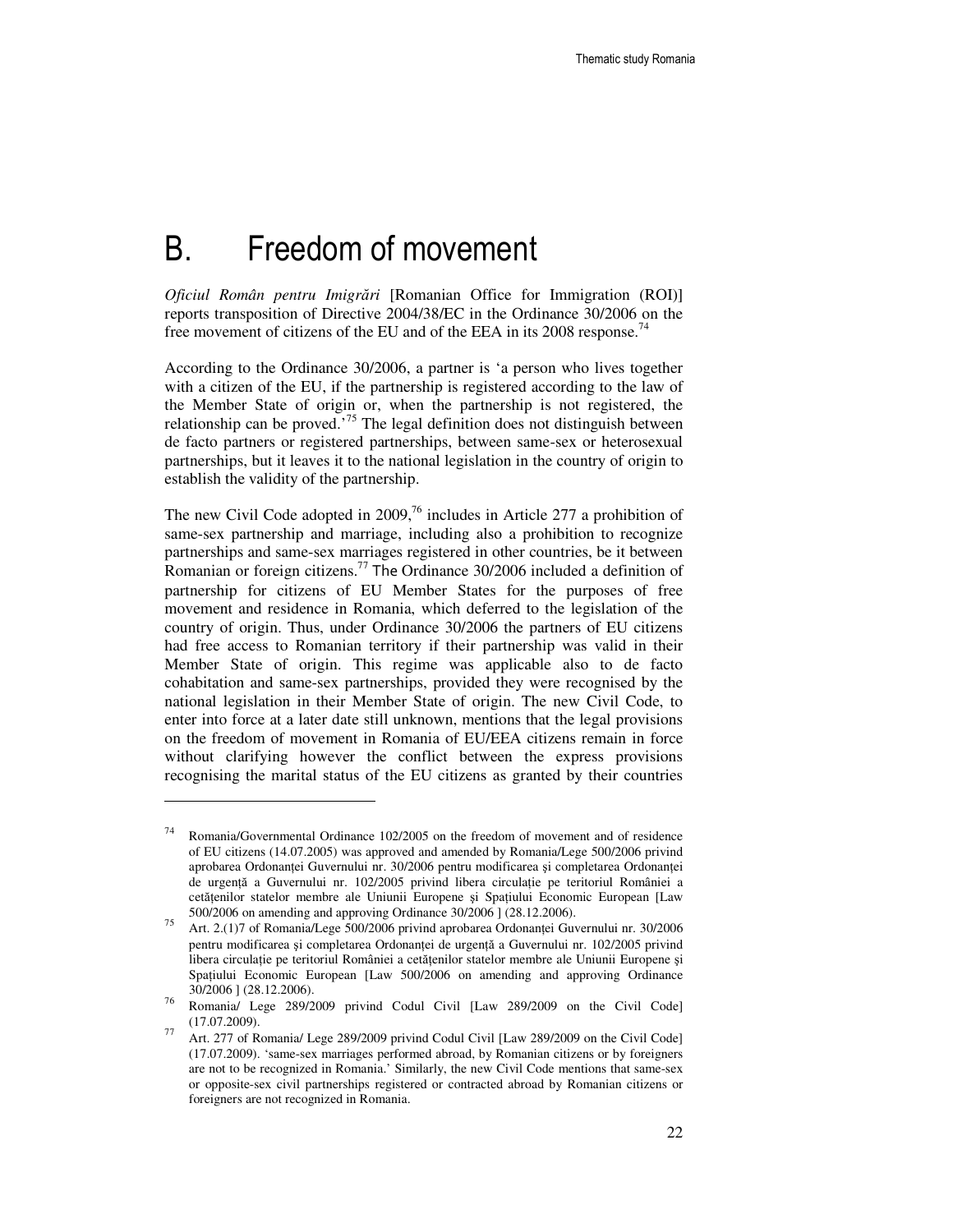# B. Freedom of movement

*Oficiul Român pentru Imigrări* [Romanian Office for Immigration (ROI)] reports transposition of Directive 2004/38/EC in the Ordinance 30/2006 on the free movement of citizens of the EU and of the EEA in its 2008 response.[74]

According to the Ordinance 30/2006, a partner is 'a person who lives together with a citizen of the EU, if the partnership is registered according to the law of the Member State of origin or, when the partnership is not registered, the relationship can be proved.'[75] The legal definition does not distinguish between de facto partners or registered partnerships, between same-sex or heterosexual partnerships, but it leaves it to the national legislation in the country of origin to establish the validity of the partnership.

The new Civil Code adopted in 2009,[76] includes in Article 277 a prohibition of same-sex partnership and marriage, including also a prohibition to recognize partnerships and same-sex marriages registered in other countries, be it between Romanian or foreign citizens.[77] The Ordinance 30/2006 included a definition of partnership for citizens of EU Member States for the purposes of free movement and residence in Romania, which deferred to the legislation of the country of origin. Thus, under Ordinance 30/2006 the partners of EU citizens had free access to Romanian territory if their partnership was valid in their Member State of origin. This regime was applicable also to de facto cohabitation and same-sex partnerships, provided they were recognised by the national legislation in their Member State of origin. The new Civil Code, to enter into force at a later date still unknown, mentions that the legal provisions on the freedom of movement in Romania of EU/EEA citizens remain in force without clarifying however the conflict between the express provisions recognising the marital status of the EU citizens as granted by their countries

---

[74] Romania/Governmental Ordinance 102/2005 on the freedom of movement and of residence of EU citizens (14.07.2005) was approved and amended by Romania/Lege 500/2006 privind aprobarea Ordonanței Guvernului nr. 30/2006 pentru modificarea şi completarea Ordonanței de urgență a Guvernului nr. 102/2005 privind libera circulație pe teritoriul României a cetățenilor statelor membre ale Uniunii Europene şi Spațiului Economic European [Law 500/2006 on amending and approving Ordinance 30/2006 ] (28.12.2006).

[75] Art. 2.(1)7 of Romania/Lege 500/2006 privind aprobarea Ordonanței Guvernului nr. 30/2006 pentru modificarea şi completarea Ordonanței de urgență a Guvernului nr. 102/2005 privind libera circulație pe teritoriul României a cetățenilor statelor membre ale Uniunii Europene şi Spațiului Economic European [Law 500/2006 on amending and approving Ordinance 30/2006 ] (28.12.2006).

[76] Romania/ Lege 289/2009 privind Codul Civil [Law 289/2009 on the Civil Code] (17.07.2009).

[77] Art. 277 of Romania/ Lege 289/2009 privind Codul Civil [Law 289/2009 on the Civil Code] (17.07.2009). 'same-sex marriages performed abroad, by Romanian citizens or by foreigners are not to be recognized in Romania.' Similarly, the new Civil Code mentions that same-sex or opposite-sex civil partnerships registered or contracted abroad by Romanian citizens or foreigners are not recognized in Romania.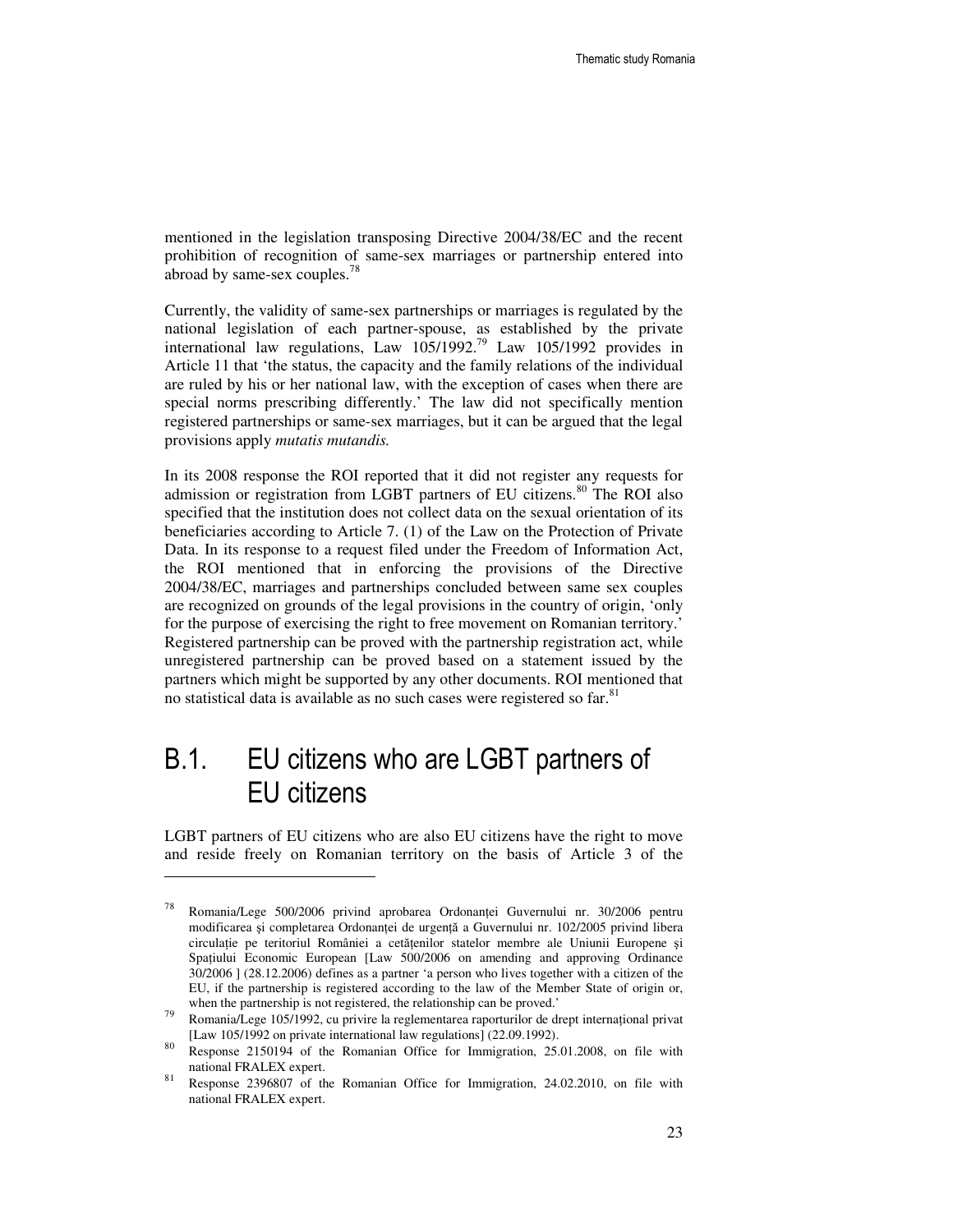mentioned in the legislation transposing Directive 2004/38/EC and the recent prohibition of recognition of same-sex marriages or partnership entered into abroad by same-sex couples.[78]

Currently, the validity of same-sex partnerships or marriages is regulated by the national legislation of each partner-spouse, as established by the private international law regulations, Law 105/1992.[79] Law 105/1992 provides in Article 11 that 'the status, the capacity and the family relations of the individual are ruled by his or her national law, with the exception of cases when there are special norms prescribing differently.' The law did not specifically mention registered partnerships or same-sex marriages, but it can be argued that the legal provisions apply *mutatis mutandis.*

In its 2008 response the ROI reported that it did not register any requests for admission or registration from LGBT partners of EU citizens.[80] The ROI also specified that the institution does not collect data on the sexual orientation of its beneficiaries according to Article 7. (1) of the Law on the Protection of Private Data. In its response to a request filed under the Freedom of Information Act, the ROI mentioned that in enforcing the provisions of the Directive 2004/38/EC, marriages and partnerships concluded between same sex couples are recognized on grounds of the legal provisions in the country of origin, 'only for the purpose of exercising the right to free movement on Romanian territory.' Registered partnership can be proved with the partnership registration act, while unregistered partnership can be proved based on a statement issued by the partners which might be supported by any other documents. ROI mentioned that no statistical data is available as no such cases were registered so far.[81]

# B.1. EU citizens who are LGBT partners of EU citizens

LGBT partners of EU citizens who are also EU citizens have the right to move and reside freely on Romanian territory on the basis of Article 3 of the

---

[78] Romania/Lege 500/2006 privind aprobarea Ordonanței Guvernului nr. 30/2006 pentru modificarea şi completarea Ordonanței de urgență a Guvernului nr. 102/2005 privind libera circulație pe teritoriul României a cetățenilor statelor membre ale Uniunii Europene şi Spațiului Economic European [Law 500/2006 on amending and approving Ordinance 30/2006 ] (28.12.2006) defines as a partner 'a person who lives together with a citizen of the EU, if the partnership is registered according to the law of the Member State of origin or, when the partnership is not registered, the relationship can be proved.'

[79] Romania/Lege 105/1992, cu privire la reglementarea raporturilor de drept internațional privat [Law 105/1992 on private international law regulations] (22.09.1992).

[80] Response 2150194 of the Romanian Office for Immigration, 25.01.2008, on file with national FRALEX expert.

[81] Response 2396807 of the Romanian Office for Immigration, 24.02.2010, on file with national FRALEX expert.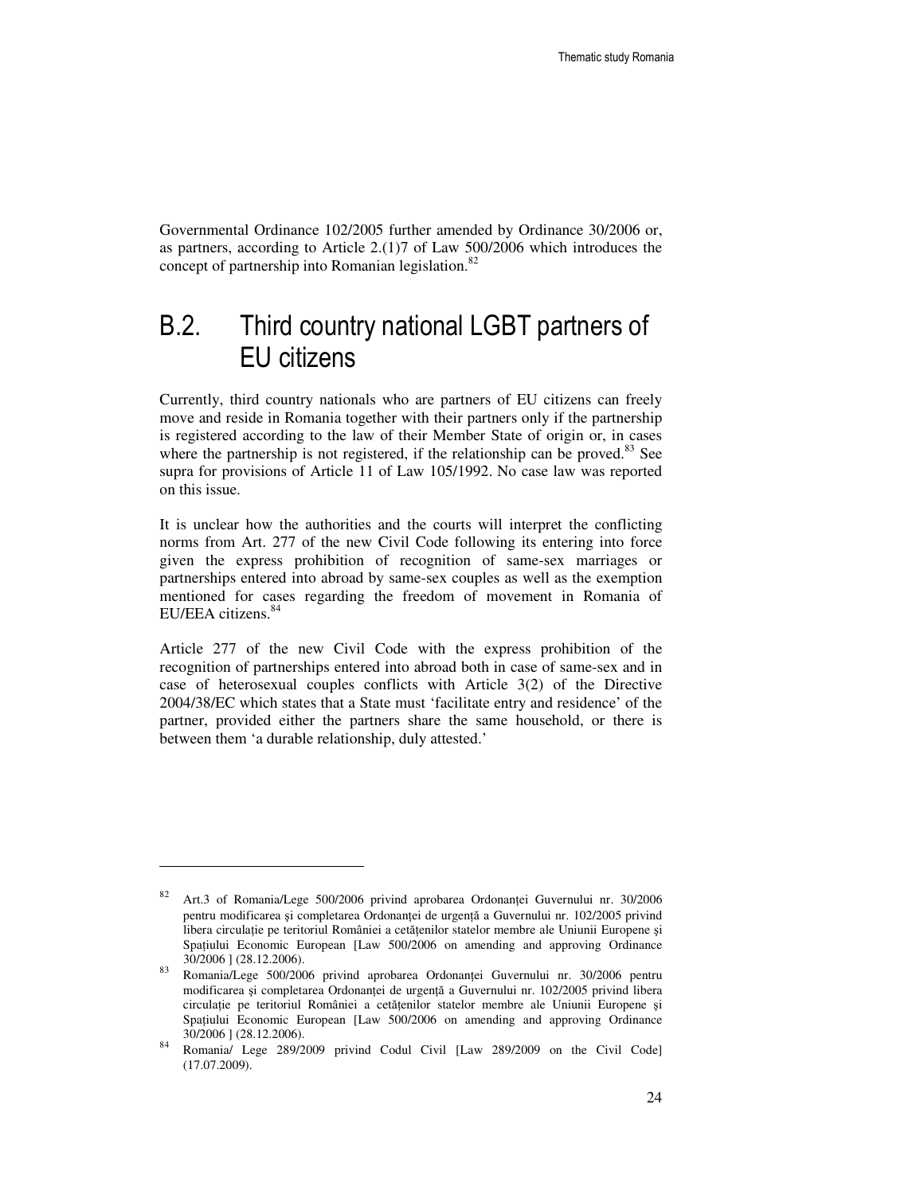Governmental Ordinance 102/2005 further amended by Ordinance 30/2006 or, as partners, according to Article 2.(1)7 of Law 500/2006 which introduces the concept of partnership into Romanian legislation.[82]

## B.2. Third country national LGBT partners of EU citizens

Currently, third country nationals who are partners of EU citizens can freely move and reside in Romania together with their partners only if the partnership is registered according to the law of their Member State of origin or, in cases where the partnership is not registered, if the relationship can be proved.[83] See supra for provisions of Article 11 of Law 105/1992. No case law was reported on this issue.

It is unclear how the authorities and the courts will interpret the conflicting norms from Art. 277 of the new Civil Code following its entering into force given the express prohibition of recognition of same-sex marriages or partnerships entered into abroad by same-sex couples as well as the exemption mentioned for cases regarding the freedom of movement in Romania of EU/EEA citizens.[84]

Article 277 of the new Civil Code with the express prohibition of the recognition of partnerships entered into abroad both in case of same-sex and in case of heterosexual couples conflicts with Article 3(2) of the Directive 2004/38/EC which states that a State must 'facilitate entry and residence' of the partner, provided either the partners share the same household, or there is between them 'a durable relationship, duly attested.'

---

[82] Art.3 of Romania/Lege 500/2006 privind aprobarea Ordonanței Guvernului nr. 30/2006 pentru modificarea şi completarea Ordonanței de urgență a Guvernului nr. 102/2005 privind libera circulație pe teritoriul României a cetățenilor statelor membre ale Uniunii Europene şi Spațiului Economic European [Law 500/2006 on amending and approving Ordinance 30/2006 ] (28.12.2006).

[83] Romania/Lege 500/2006 privind aprobarea Ordonanței Guvernului nr. 30/2006 pentru modificarea şi completarea Ordonanței de urgență a Guvernului nr. 102/2005 privind libera circulație pe teritoriul României a cetățenilor statelor membre ale Uniunii Europene şi Spațiului Economic European [Law 500/2006 on amending and approving Ordinance 30/2006 ] (28.12.2006).

[84] Romania/ Lege 289/2009 privind Codul Civil [Law 289/2009 on the Civil Code] (17.07.2009).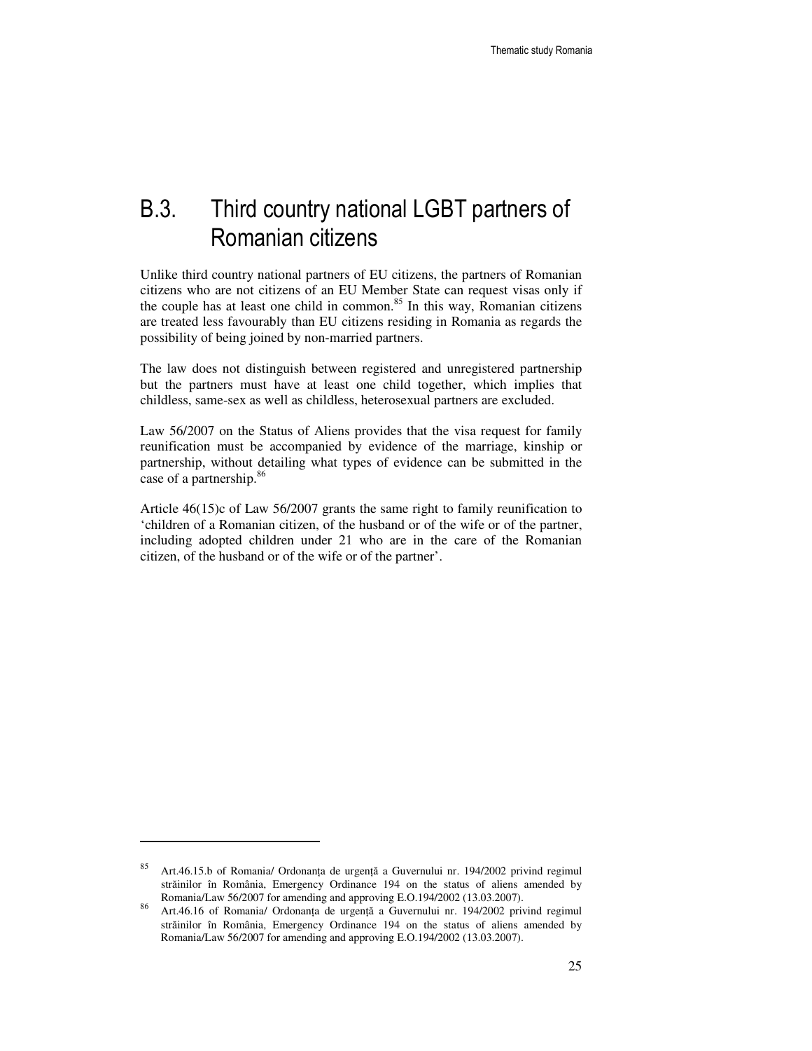## B.3. Third country national LGBT partners of Romanian citizens

Unlike third country national partners of EU citizens, the partners of Romanian citizens who are not citizens of an EU Member State can request visas only if the couple has at least one child in common.[85] In this way, Romanian citizens are treated less favourably than EU citizens residing in Romania as regards the possibility of being joined by non-married partners.

The law does not distinguish between registered and unregistered partnership but the partners must have at least one child together, which implies that childless, same-sex as well as childless, heterosexual partners are excluded.

Law 56/2007 on the Status of Aliens provides that the visa request for family reunification must be accompanied by evidence of the marriage, kinship or partnership, without detailing what types of evidence can be submitted in the case of a partnership.[86]

Article 46(15)c of Law 56/2007 grants the same right to family reunification to 'children of a Romanian citizen, of the husband or of the wife or of the partner, including adopted children under 21 who are in the care of the Romanian citizen, of the husband or of the wife or of the partner'.

---

[85] Art.46.15.b of Romania/ Ordonanța de urgență a Guvernului nr. 194/2002 privind regimul străinilor în România, Emergency Ordinance 194 on the status of aliens amended by Romania/Law 56/2007 for amending and approving E.O.194/2002 (13.03.2007).

[86] Art.46.16 of Romania/ Ordonanța de urgență a Guvernului nr. 194/2002 privind regimul străinilor în România, Emergency Ordinance 194 on the status of aliens amended by Romania/Law 56/2007 for amending and approving E.O.194/2002 (13.03.2007).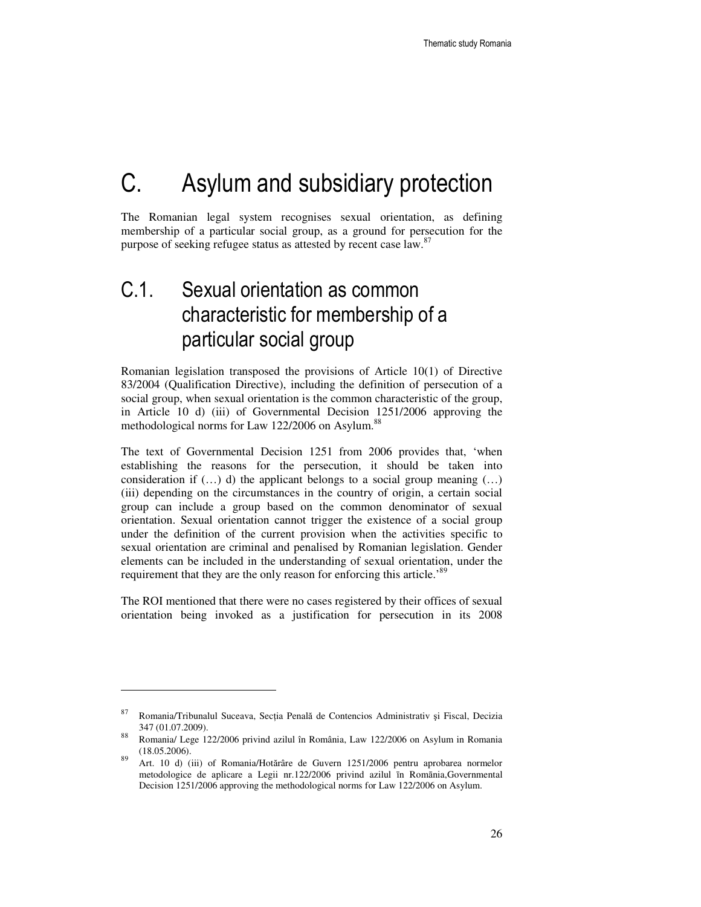# C. Asylum and subsidiary protection

The Romanian legal system recognises sexual orientation, as defining membership of a particular social group, as a ground for persecution for the purpose of seeking refugee status as attested by recent case law.[87]

## C.1. Sexual orientation as common characteristic for membership of a particular social group

Romanian legislation transposed the provisions of Article 10(1) of Directive 83/2004 (Qualification Directive), including the definition of persecution of a social group, when sexual orientation is the common characteristic of the group, in Article 10 d) (iii) of Governmental Decision 1251/2006 approving the methodological norms for Law 122/2006 on Asylum.[88]

The text of Governmental Decision 1251 from 2006 provides that, 'when establishing the reasons for the persecution, it should be taken into consideration if (…) d) the applicant belongs to a social group meaning (…) (iii) depending on the circumstances in the country of origin, a certain social group can include a group based on the common denominator of sexual orientation. Sexual orientation cannot trigger the existence of a social group under the definition of the current provision when the activities specific to sexual orientation are criminal and penalised by Romanian legislation. Gender elements can be included in the understanding of sexual orientation, under the requirement that they are the only reason for enforcing this article.'[89]

The ROI mentioned that there were no cases registered by their offices of sexual orientation being invoked as a justification for persecution in its 2008

---

[87] Romania/Tribunalul Suceava, Secția Penală de Contencios Administrativ şi Fiscal, Decizia 347 (01.07.2009).

[88] Romania/ Lege 122/2006 privind azilul în România, Law 122/2006 on Asylum in Romania (18.05.2006).

[89] Art. 10 d) (iii) of Romania/Hotărâre de Guvern 1251/2006 pentru aprobarea normelor metodologice de aplicare a Legii nr.122/2006 privind azilul în România,Governmental Decision 1251/2006 approving the methodological norms for Law 122/2006 on Asylum.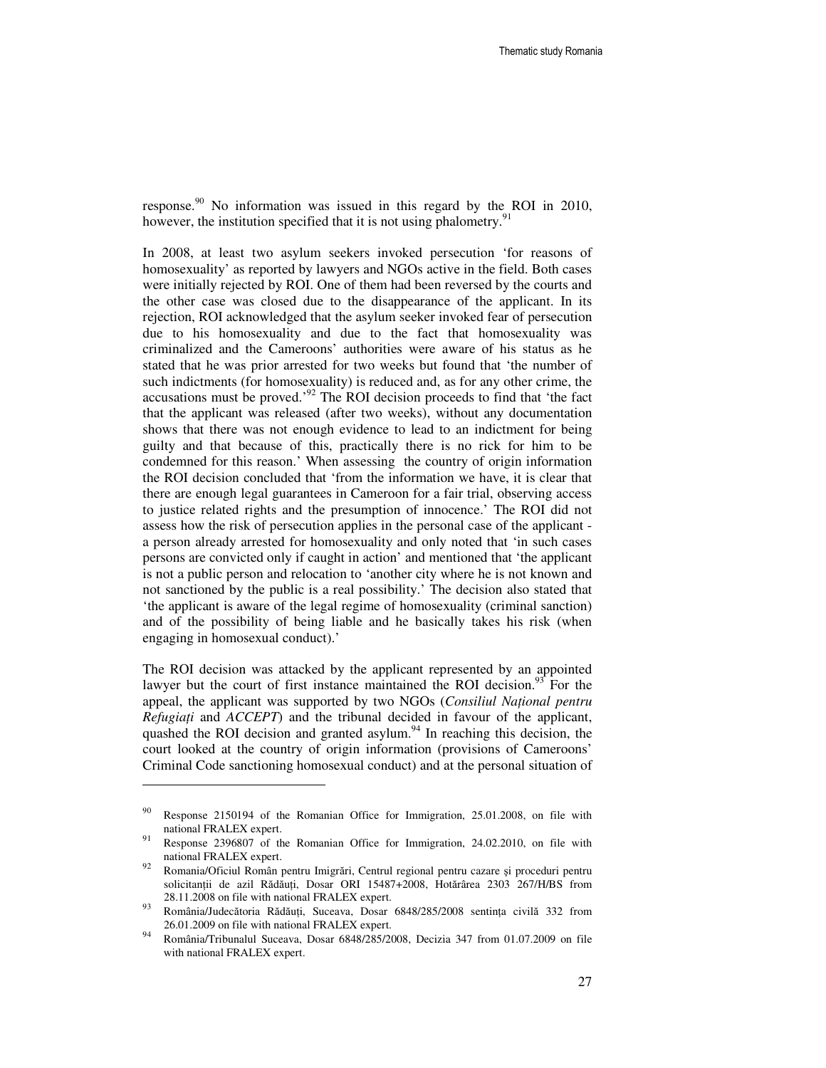response.[90] No information was issued in this regard by the ROI in 2010, however, the institution specified that it is not using phalometry.[91]

In 2008, at least two asylum seekers invoked persecution 'for reasons of homosexuality' as reported by lawyers and NGOs active in the field. Both cases were initially rejected by ROI. One of them had been reversed by the courts and the other case was closed due to the disappearance of the applicant. In its rejection, ROI acknowledged that the asylum seeker invoked fear of persecution due to his homosexuality and due to the fact that homosexuality was criminalized and the Cameroons' authorities were aware of his status as he stated that he was prior arrested for two weeks but found that 'the number of such indictments (for homosexuality) is reduced and, as for any other crime, the accusations must be proved.'[92] The ROI decision proceeds to find that 'the fact that the applicant was released (after two weeks), without any documentation shows that there was not enough evidence to lead to an indictment for being guilty and that because of this, practically there is no rick for him to be condemned for this reason.' When assessing the country of origin information the ROI decision concluded that 'from the information we have, it is clear that there are enough legal guarantees in Cameroon for a fair trial, observing access to justice related rights and the presumption of innocence.' The ROI did not assess how the risk of persecution applies in the personal case of the applicant - a person already arrested for homosexuality and only noted that 'in such cases persons are convicted only if caught in action' and mentioned that 'the applicant is not a public person and relocation to 'another city where he is not known and not sanctioned by the public is a real possibility.' The decision also stated that 'the applicant is aware of the legal regime of homosexuality (criminal sanction) and of the possibility of being liable and he basically takes his risk (when engaging in homosexual conduct).'

The ROI decision was attacked by the applicant represented by an appointed lawyer but the court of first instance maintained the ROI decision.[93] For the appeal, the applicant was supported by two NGOs (*Consiliul Național pentru Refugiați* and *ACCEPT*) and the tribunal decided in favour of the applicant, quashed the ROI decision and granted asylum.[94] In reaching this decision, the court looked at the country of origin information (provisions of Cameroons' Criminal Code sanctioning homosexual conduct) and at the personal situation of

---

[90] Response 2150194 of the Romanian Office for Immigration, 25.01.2008, on file with national FRALEX expert.

[91] Response 2396807 of the Romanian Office for Immigration, 24.02.2010, on file with national FRALEX expert.

[92] Romania/Oficiul Român pentru Imigrări, Centrul regional pentru cazare şi proceduri pentru solicitanții de azil Rădăuți, Dosar ORI 15487+2008, Hotărârea 2303 267/H/BS from 28.11.2008 on file with national FRALEX expert.

[93] România/Judecătoria Rădăuți, Suceava, Dosar 6848/285/2008 sentința civilă 332 from 26.01.2009 on file with national FRALEX expert.

[94] România/Tribunalul Suceava, Dosar 6848/285/2008, Decizia 347 from 01.07.2009 on file with national FRALEX expert.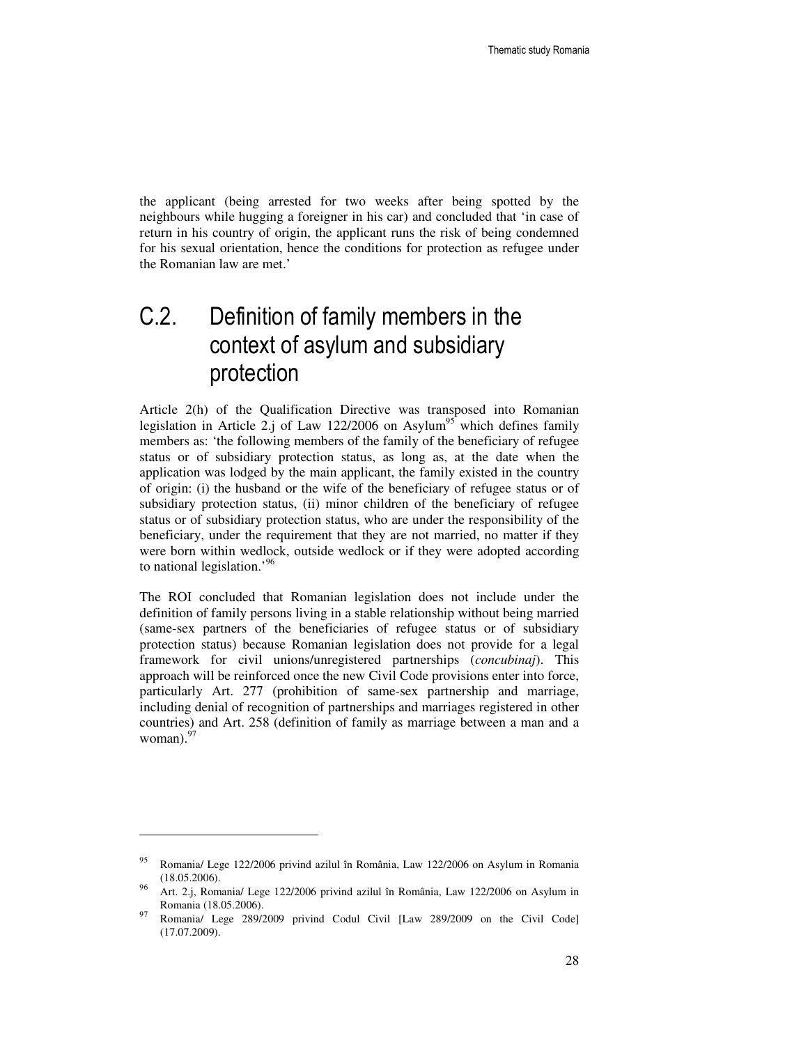the applicant (being arrested for two weeks after being spotted by the neighbours while hugging a foreigner in his car) and concluded that 'in case of return in his country of origin, the applicant runs the risk of being condemned for his sexual orientation, hence the conditions for protection as refugee under the Romanian law are met.'

## C.2. Definition of family members in the context of asylum and subsidiary protection

Article 2(h) of the Qualification Directive was transposed into Romanian legislation in Article 2.j of Law 122/2006 on Asylum[95] which defines family members as: 'the following members of the family of the beneficiary of refugee status or of subsidiary protection status, as long as, at the date when the application was lodged by the main applicant, the family existed in the country of origin: (i) the husband or the wife of the beneficiary of refugee status or of subsidiary protection status, (ii) minor children of the beneficiary of refugee status or of subsidiary protection status, who are under the responsibility of the beneficiary, under the requirement that they are not married, no matter if they were born within wedlock, outside wedlock or if they were adopted according to national legislation.'[96]

The ROI concluded that Romanian legislation does not include under the definition of family persons living in a stable relationship without being married (same-sex partners of the beneficiaries of refugee status or of subsidiary protection status) because Romanian legislation does not provide for a legal framework for civil unions/unregistered partnerships (*concubinaj*). This approach will be reinforced once the new Civil Code provisions enter into force, particularly Art. 277 (prohibition of same-sex partnership and marriage, including denial of recognition of partnerships and marriages registered in other countries) and Art. 258 (definition of family as marriage between a man and a woman).[97]

---

[95] Romania/ Lege 122/2006 privind azilul în România, Law 122/2006 on Asylum in Romania (18.05.2006).

[96] Art. 2.j, Romania/ Lege 122/2006 privind azilul în România, Law 122/2006 on Asylum in Romania (18.05.2006).

[97] Romania/ Lege 289/2009 privind Codul Civil [Law 289/2009 on the Civil Code] (17.07.2009).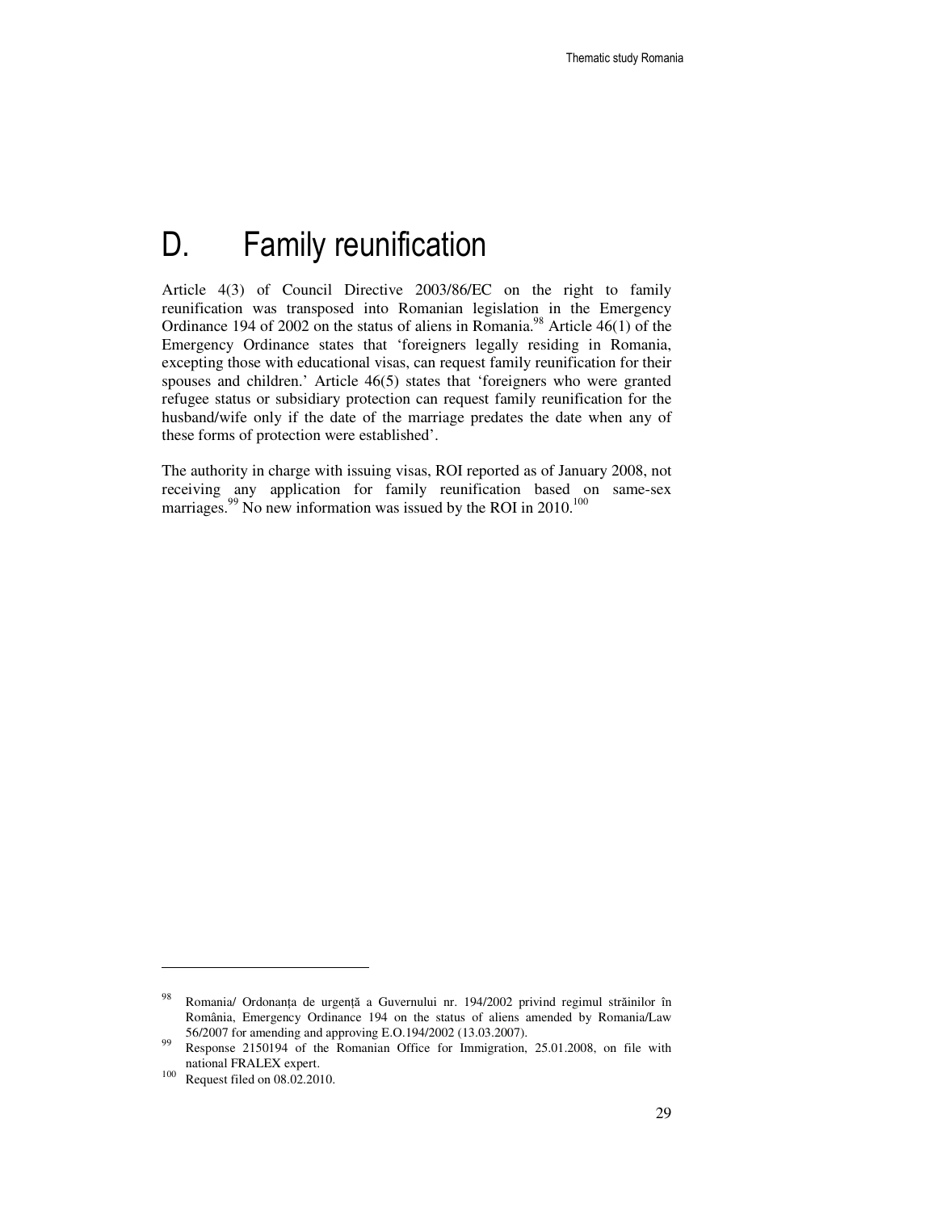# D. Family reunification

Article 4(3) of Council Directive 2003/86/EC on the right to family reunification was transposed into Romanian legislation in the Emergency Ordinance 194 of 2002 on the status of aliens in Romania.[98] Article 46(1) of the Emergency Ordinance states that 'foreigners legally residing in Romania, excepting those with educational visas, can request family reunification for their spouses and children.' Article 46(5) states that 'foreigners who were granted refugee status or subsidiary protection can request family reunification for the husband/wife only if the date of the marriage predates the date when any of these forms of protection were established'.

The authority in charge with issuing visas, ROI reported as of January 2008, not receiving any application for family reunification based on same-sex marriages.[99] No new information was issued by the ROI in 2010.[100]

---

[98] Romania/ Ordonanța de urgență a Guvernului nr. 194/2002 privind regimul străinilor în România, Emergency Ordinance 194 on the status of aliens amended by Romania/Law 56/2007 for amending and approving E.O.194/2002 (13.03.2007).

[99] Response 2150194 of the Romanian Office for Immigration, 25.01.2008, on file with national FRALEX expert.

[100] Request filed on 08.02.2010.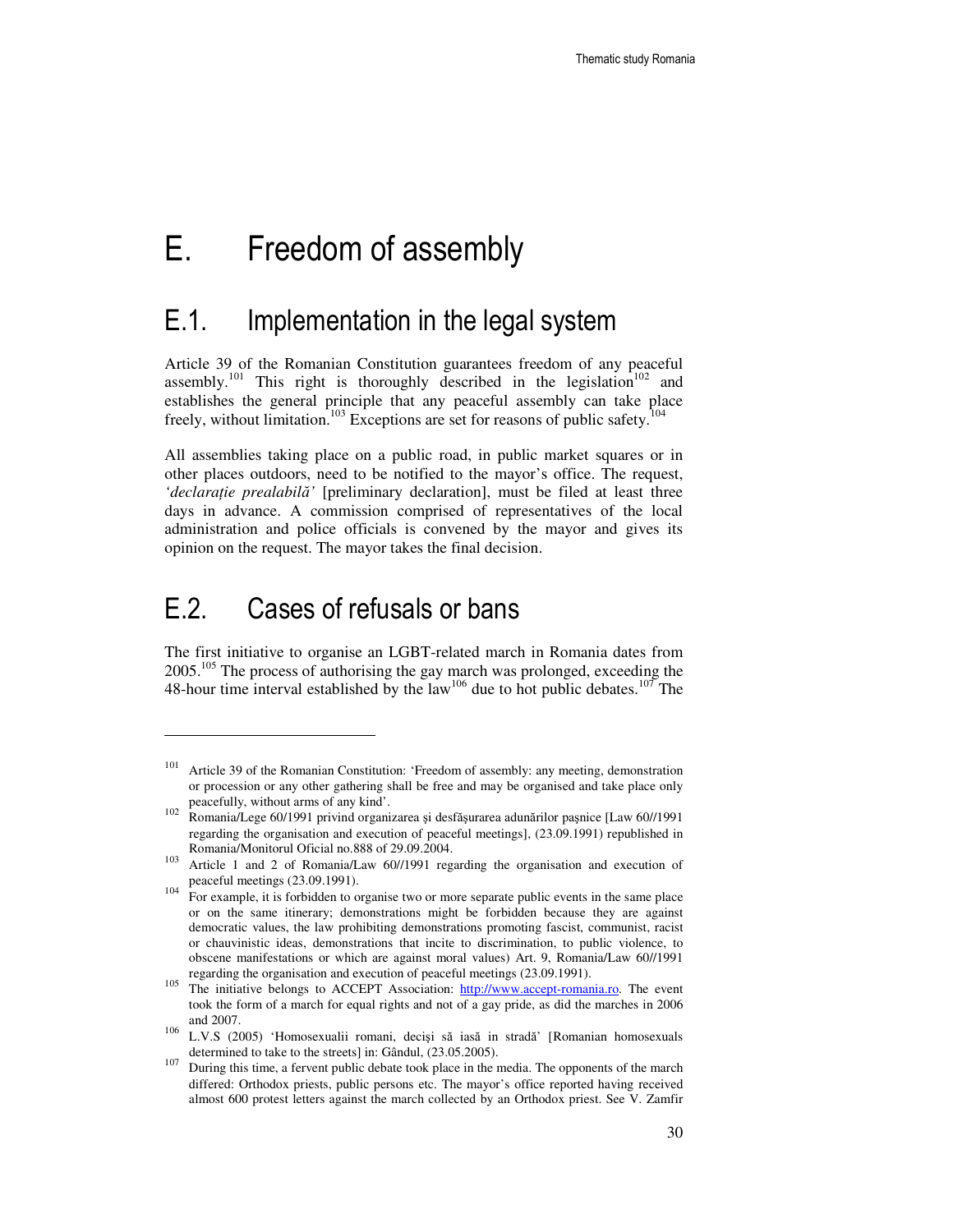# E. Freedom of assembly

## E.1. Implementation in the legal system

Article 39 of the Romanian Constitution guarantees freedom of any peaceful assembly.[101] This right is thoroughly described in the legislation[102] and establishes the general principle that any peaceful assembly can take place freely, without limitation.[103] Exceptions are set for reasons of public safety.[104]

All assemblies taking place on a public road, in public market squares or in other places outdoors, need to be notified to the mayor's office. The request, *'declarație prealabilă'* [preliminary declaration], must be filed at least three days in advance. A commission comprised of representatives of the local administration and police officials is convened by the mayor and gives its opinion on the request. The mayor takes the final decision.

## E.2. Cases of refusals or bans

The first initiative to organise an LGBT-related march in Romania dates from 2005.[105] The process of authorising the gay march was prolonged, exceeding the 48-hour time interval established by the law[106] due to hot public debates.[107] The

---

[101] Article 39 of the Romanian Constitution: 'Freedom of assembly: any meeting, demonstration or procession or any other gathering shall be free and may be organised and take place only peacefully, without arms of any kind'.

[102] Romania/Lege 60/1991 privind organizarea şi desfăşurarea adunărilor paşnice [Law 60//1991 regarding the organisation and execution of peaceful meetings], (23.09.1991) republished in Romania/Monitorul Oficial no.888 of 29.09.2004.

[103] Article 1 and 2 of Romania/Law 60//1991 regarding the organisation and execution of peaceful meetings (23.09.1991).

[104] For example, it is forbidden to organise two or more separate public events in the same place or on the same itinerary; demonstrations might be forbidden because they are against democratic values, the law prohibiting demonstrations promoting fascist, communist, racist or chauvinistic ideas, demonstrations that incite to discrimination, to public violence, to obscene manifestations or which are against moral values) Art. 9, Romania/Law 60//1991 regarding the organisation and execution of peaceful meetings (23.09.1991).

[105] The initiative belongs to ACCEPT Association: http://www.accept-romania.ro. The event took the form of a march for equal rights and not of a gay pride, as did the marches in 2006 and 2007.

[106] L.V.S (2005) 'Homosexualii romani, decişi să iasă in stradă' [Romanian homosexuals determined to take to the streets] in: Gândul, (23.05.2005).

[107] During this time, a fervent public debate took place in the media. The opponents of the march differed: Orthodox priests, public persons etc. The mayor's office reported having received almost 600 protest letters against the march collected by an Orthodox priest. See V. Zamfir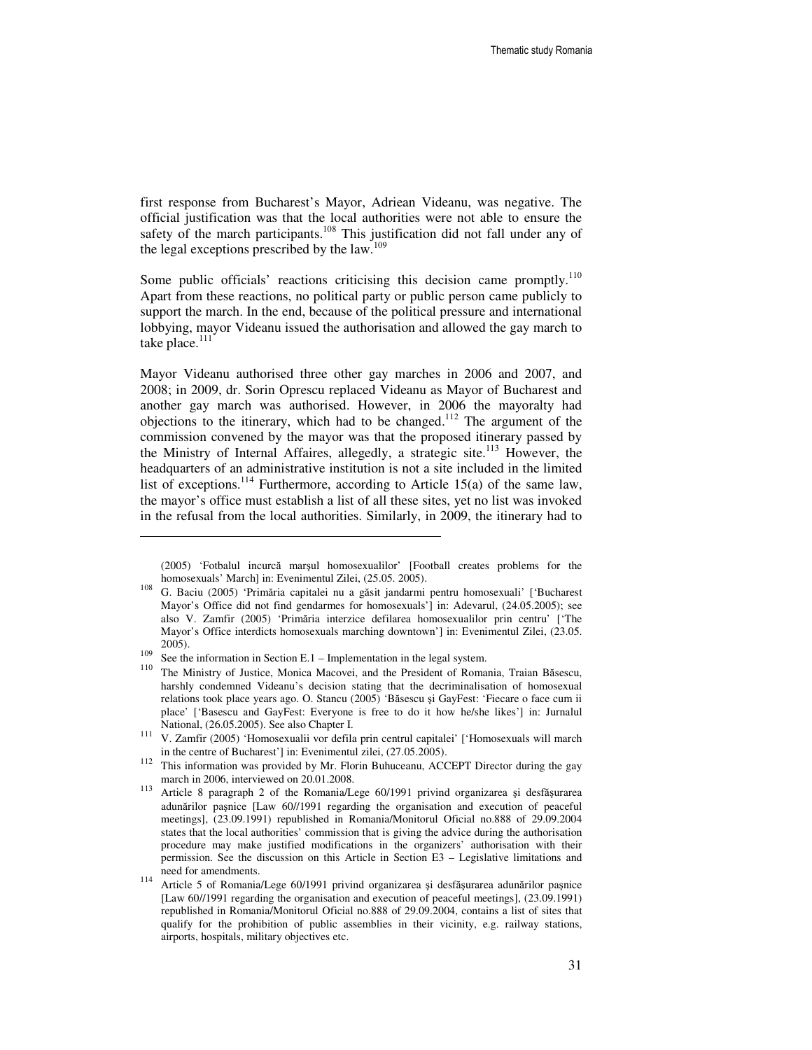first response from Bucharest's Mayor, Adriean Videanu, was negative. The official justification was that the local authorities were not able to ensure the safety of the march participants.[108] This justification did not fall under any of the legal exceptions prescribed by the law.[109]

Some public officials' reactions criticising this decision came promptly.[110] Apart from these reactions, no political party or public person came publicly to support the march. In the end, because of the political pressure and international lobbying, mayor Videanu issued the authorisation and allowed the gay march to take place.[111]

Mayor Videanu authorised three other gay marches in 2006 and 2007, and 2008; in 2009, dr. Sorin Oprescu replaced Videanu as Mayor of Bucharest and another gay march was authorised. However, in 2006 the mayoralty had objections to the itinerary, which had to be changed.[112] The argument of the commission convened by the mayor was that the proposed itinerary passed by the Ministry of Internal Affaires, allegedly, a strategic site.[113] However, the headquarters of an administrative institution is not a site included in the limited list of exceptions.[114] Furthermore, according to Article 15(a) of the same law, the mayor's office must establish a list of all these sites, yet no list was invoked in the refusal from the local authorities. Similarly, in 2009, the itinerary had to

---

(2005) 'Fotbalul incurcă marşul homosexualilor' [Football creates problems for the homosexuals' March] in: Evenimentul Zilei, (25.05. 2005).

[108] G. Baciu (2005) 'Primăria capitalei nu a găsit jandarmi pentru homosexuali' ['Bucharest Mayor's Office did not find gendarmes for homosexuals'] in: Adevarul, (24.05.2005); see also V. Zamfir (2005) 'Primăria interzice defilarea homosexualilor prin centru' ['The Mayor's Office interdicts homosexuals marching downtown'] in: Evenimentul Zilei, (23.05. 2005).

[109] See the information in Section E.1 – Implementation in the legal system.

[110] The Ministry of Justice, Monica Macovei, and the President of Romania, Traian Băsescu, harshly condemned Videanu's decision stating that the decriminalisation of homosexual relations took place years ago. O. Stancu (2005) 'Băsescu şi GayFest: 'Fiecare o face cum ii place' ['Basescu and GayFest: Everyone is free to do it how he/she likes'] in: Jurnalul National, (26.05.2005). See also Chapter I.

[111] V. Zamfir (2005) 'Homosexualii vor defila prin centrul capitalei' ['Homosexuals will march in the centre of Bucharest'] in: Evenimentul zilei, (27.05.2005).

[112] This information was provided by Mr. Florin Buhuceanu, ACCEPT Director during the gay march in 2006, interviewed on 20.01.2008.

[113] Article 8 paragraph 2 of the Romania/Lege 60/1991 privind organizarea şi desfăşurarea adunărilor paşnice [Law 60//1991 regarding the organisation and execution of peaceful meetings], (23.09.1991) republished in Romania/Monitorul Oficial no.888 of 29.09.2004 states that the local authorities' commission that is giving the advice during the authorisation procedure may make justified modifications in the organizers' authorisation with their permission. See the discussion on this Article in Section E3 – Legislative limitations and need for amendments.

[114] Article 5 of Romania/Lege 60/1991 privind organizarea şi desfăşurarea adunărilor paşnice [Law 60//1991 regarding the organisation and execution of peaceful meetings], (23.09.1991) republished in Romania/Monitorul Oficial no.888 of 29.09.2004, contains a list of sites that qualify for the prohibition of public assemblies in their vicinity, e.g. railway stations, airports, hospitals, military objectives etc.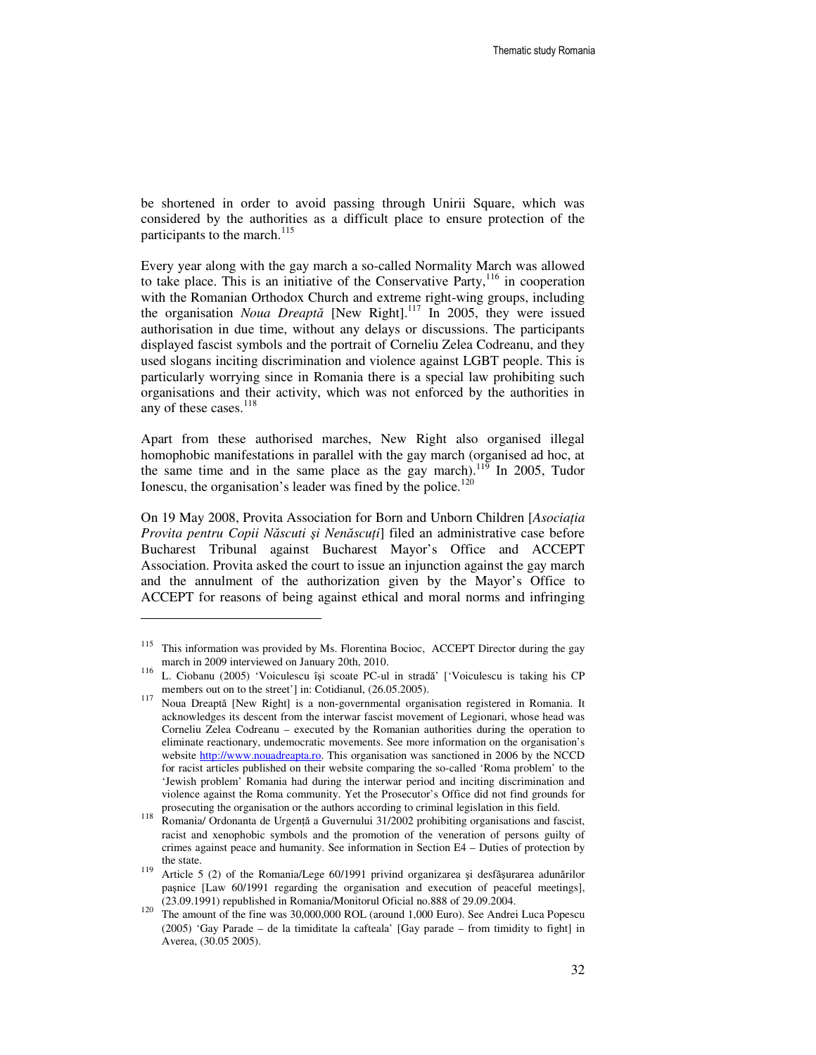be shortened in order to avoid passing through Unirii Square, which was considered by the authorities as a difficult place to ensure protection of the participants to the march.[115]

Every year along with the gay march a so-called Normality March was allowed to take place. This is an initiative of the Conservative Party,[116] in cooperation with the Romanian Orthodox Church and extreme right-wing groups, including the organisation *Noua Dreaptă* [New Right].[117] In 2005, they were issued authorisation in due time, without any delays or discussions. The participants displayed fascist symbols and the portrait of Corneliu Zelea Codreanu, and they used slogans inciting discrimination and violence against LGBT people. This is particularly worrying since in Romania there is a special law prohibiting such organisations and their activity, which was not enforced by the authorities in any of these cases.[118]

Apart from these authorised marches, New Right also organised illegal homophobic manifestations in parallel with the gay march (organised ad hoc, at the same time and in the same place as the gay march).[119] In 2005, Tudor Ionescu, the organisation's leader was fined by the police.[120]

On 19 May 2008, Provita Association for Born and Unborn Children [*Asociația Provita pentru Copii Născuti şi Nenăscuți*] filed an administrative case before Bucharest Tribunal against Bucharest Mayor's Office and ACCEPT Association. Provita asked the court to issue an injunction against the gay march and the annulment of the authorization given by the Mayor's Office to ACCEPT for reasons of being against ethical and moral norms and infringing

---

[115] This information was provided by Ms. Florentina Bocioc, ACCEPT Director during the gay march in 2009 interviewed on January 20th, 2010.

[116] L. Ciobanu (2005) 'Voiculescu îşi scoate PC-ul in stradă' ['Voiculescu is taking his CP members out on to the street'] in: Cotidianul, (26.05.2005).

[117] Noua Dreaptă [New Right] is a non-governmental organisation registered in Romania. It acknowledges its descent from the interwar fascist movement of Legionari, whose head was Corneliu Zelea Codreanu – executed by the Romanian authorities during the operation to eliminate reactionary, undemocratic movements. See more information on the organisation's website http://www.nouadreapta.ro. This organisation was sanctioned in 2006 by the NCCD for racist articles published on their website comparing the so-called 'Roma problem' to the 'Jewish problem' Romania had during the interwar period and inciting discrimination and violence against the Roma community. Yet the Prosecutor's Office did not find grounds for prosecuting the organisation or the authors according to criminal legislation in this field.

[118] Romania/ Ordonanta de Urgență a Guvernului 31/2002 prohibiting organisations and fascist, racist and xenophobic symbols and the promotion of the veneration of persons guilty of crimes against peace and humanity. See information in Section E4 – Duties of protection by the state.

[119] Article 5 (2) of the Romania/Lege 60/1991 privind organizarea şi desfăşurarea adunărilor paşnice [Law 60/1991 regarding the organisation and execution of peaceful meetings], (23.09.1991) republished in Romania/Monitorul Oficial no.888 of 29.09.2004.

[120] The amount of the fine was 30,000,000 ROL (around 1,000 Euro). See Andrei Luca Popescu (2005) 'Gay Parade – de la timiditate la cafteala' [Gay parade – from timidity to fight] in Averea, (30.05 2005).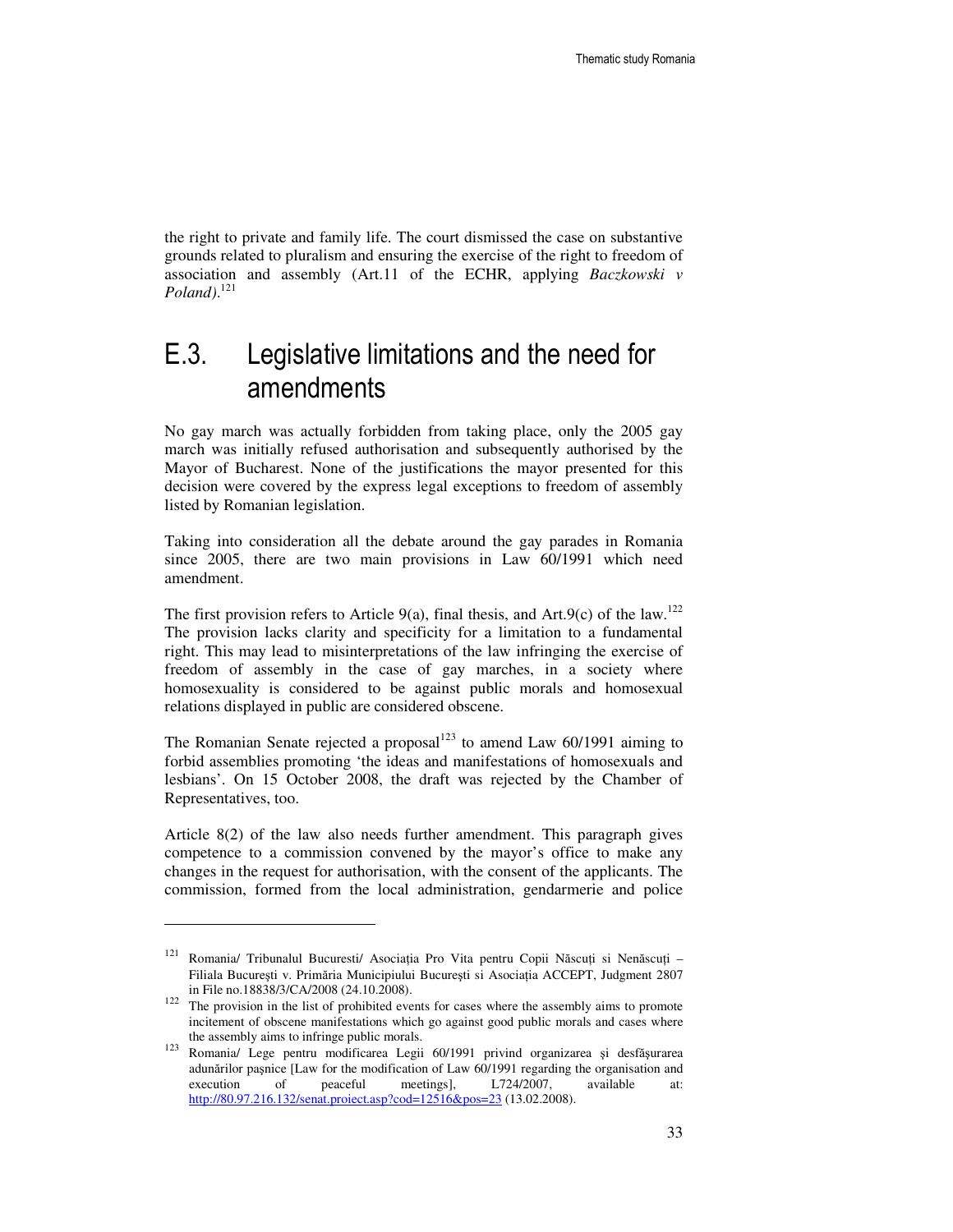the right to private and family life. The court dismissed the case on substantive grounds related to pluralism and ensuring the exercise of the right to freedom of association and assembly (Art.11 of the ECHR, applying *Baczkowski v Poland)*.[121]

## E.3. Legislative limitations and the need for amendments

No gay march was actually forbidden from taking place, only the 2005 gay march was initially refused authorisation and subsequently authorised by the Mayor of Bucharest. None of the justifications the mayor presented for this decision were covered by the express legal exceptions to freedom of assembly listed by Romanian legislation.

Taking into consideration all the debate around the gay parades in Romania since 2005, there are two main provisions in Law 60/1991 which need amendment.

The first provision refers to Article 9(a), final thesis, and Art.9(c) of the law.[122] The provision lacks clarity and specificity for a limitation to a fundamental right. This may lead to misinterpretations of the law infringing the exercise of freedom of assembly in the case of gay marches, in a society where homosexuality is considered to be against public morals and homosexual relations displayed in public are considered obscene.

The Romanian Senate rejected a proposal[123] to amend Law 60/1991 aiming to forbid assemblies promoting 'the ideas and manifestations of homosexuals and lesbians'. On 15 October 2008, the draft was rejected by the Chamber of Representatives, too.

Article 8(2) of the law also needs further amendment. This paragraph gives competence to a commission convened by the mayor's office to make any changes in the request for authorisation, with the consent of the applicants. The commission, formed from the local administration, gendarmerie and police

---

[121] Romania/ Tribunalul Bucuresti/ Asociația Pro Vita pentru Copii Născuți si Nenăscuți – Filiala Bucureşti v. Primăria Municipiului Bucureşti si Asociația ACCEPT, Judgment 2807 in File no.18838/3/CA/2008 (24.10.2008).

[122] The provision in the list of prohibited events for cases where the assembly aims to promote incitement of obscene manifestations which go against good public morals and cases where the assembly aims to infringe public morals.

[123] Romania/ Lege pentru modificarea Legii 60/1991 privind organizarea şi desfăşurarea adunărilor paşnice [Law for the modification of Law 60/1991 regarding the organisation and execution of peaceful meetings], L724/2007, available at: http://80.97.216.132/senat.proiect.asp?cod=12516&pos=23 (13.02.2008).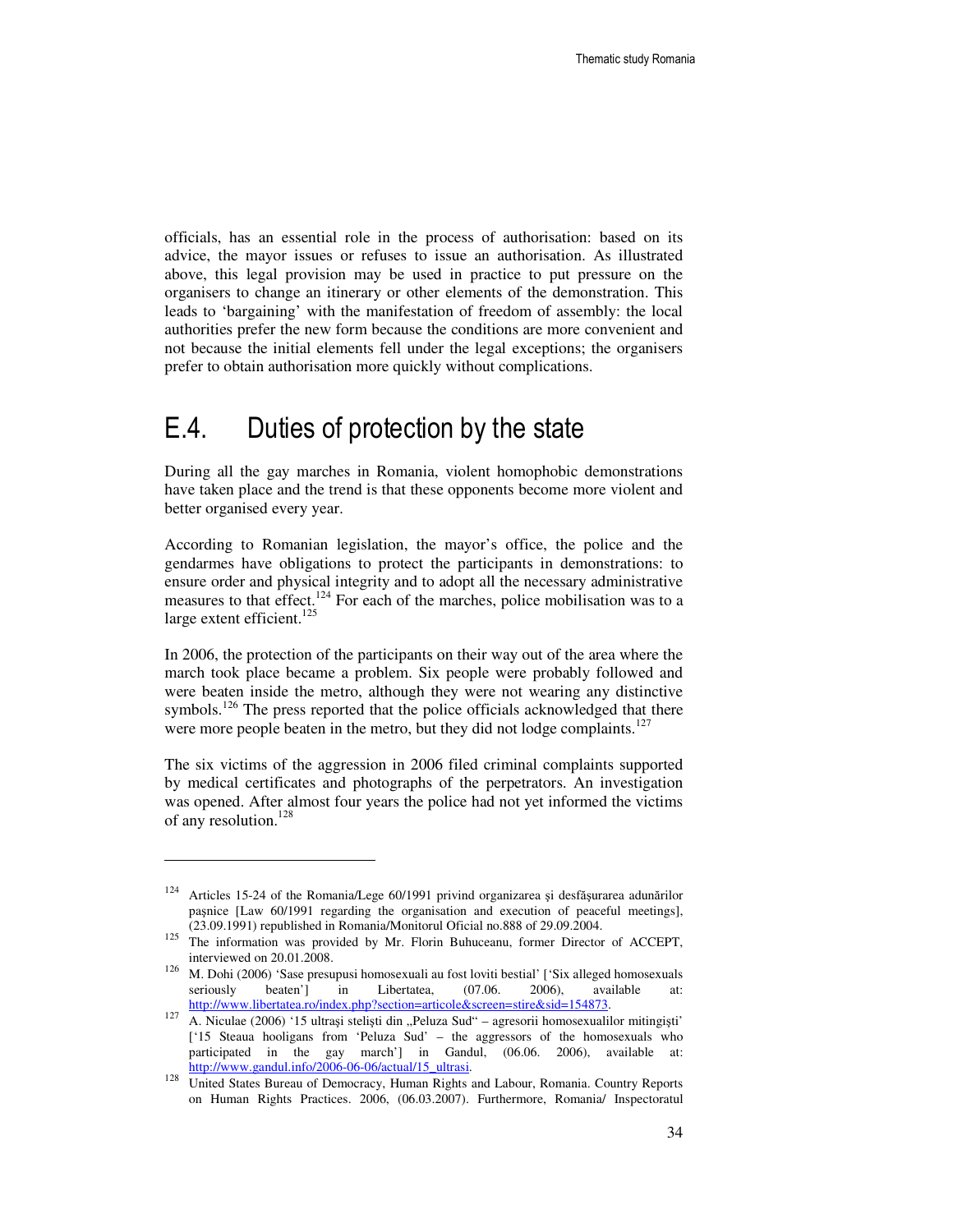officials, has an essential role in the process of authorisation: based on its advice, the mayor issues or refuses to issue an authorisation. As illustrated above, this legal provision may be used in practice to put pressure on the organisers to change an itinerary or other elements of the demonstration. This leads to 'bargaining' with the manifestation of freedom of assembly: the local authorities prefer the new form because the conditions are more convenient and not because the initial elements fell under the legal exceptions; the organisers prefer to obtain authorisation more quickly without complications.

## E.4. Duties of protection by the state

During all the gay marches in Romania, violent homophobic demonstrations have taken place and the trend is that these opponents become more violent and better organised every year.

According to Romanian legislation, the mayor's office, the police and the gendarmes have obligations to protect the participants in demonstrations: to ensure order and physical integrity and to adopt all the necessary administrative measures to that effect.[124] For each of the marches, police mobilisation was to a large extent efficient.[125]

In 2006, the protection of the participants on their way out of the area where the march took place became a problem. Six people were probably followed and were beaten inside the metro, although they were not wearing any distinctive symbols.[126] The press reported that the police officials acknowledged that there were more people beaten in the metro, but they did not lodge complaints.[127]

The six victims of the aggression in 2006 filed criminal complaints supported by medical certificates and photographs of the perpetrators. An investigation was opened. After almost four years the police had not yet informed the victims of any resolution.[128]

---

[124] Articles 15-24 of the Romania/Lege 60/1991 privind organizarea şi desfăşurarea adunărilor paşnice [Law 60/1991 regarding the organisation and execution of peaceful meetings], (23.09.1991) republished in Romania/Monitorul Oficial no.888 of 29.09.2004.

[125] The information was provided by Mr. Florin Buhuceanu, former Director of ACCEPT, interviewed on 20.01.2008.

[126] M. Dohi (2006) 'Sase presupusi homosexuali au fost loviti bestial' ['Six alleged homosexuals seriously beaten'] in Libertatea, (07.06. 2006), available at: http://www.libertatea.ro/index.php?section=articole&screen=stire&sid=154873.

[127] A. Niculae (2006) '15 ultraşi stelişti din „Peluza Sud" – agresorii homosexualilor mitingişti' ['15 Steaua hooligans from 'Peluza Sud' – the aggressors of the homosexuals who participated in the gay march'] in Gandul, (06.06. 2006), available at: http://www.gandul.info/2006-06-06/actual/15_ultrasi.

[128] United States Bureau of Democracy, Human Rights and Labour, Romania. Country Reports on Human Rights Practices. 2006, (06.03.2007). Furthermore, Romania/ Inspectoratul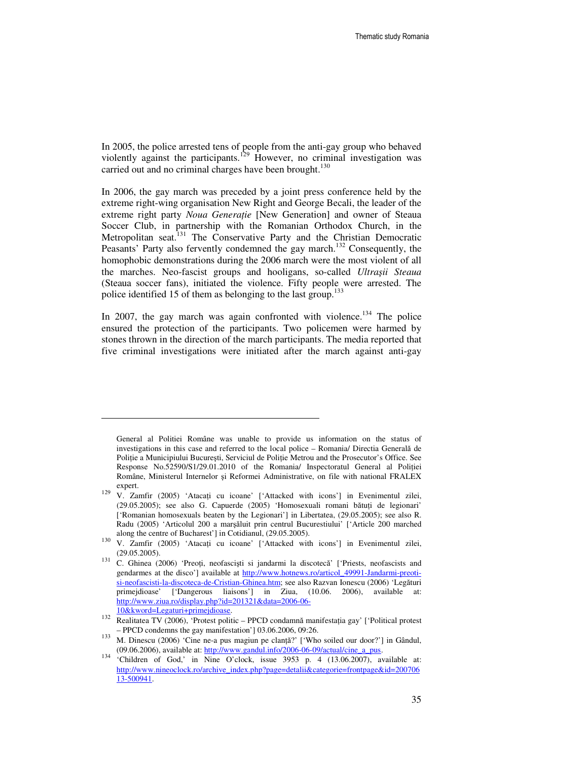In 2005, the police arrested tens of people from the anti-gay group who behaved violently against the participants.[129] However, no criminal investigation was carried out and no criminal charges have been brought.[130]

In 2006, the gay march was preceded by a joint press conference held by the extreme right-wing organisation New Right and George Becali, the leader of the extreme right party *Noua Generaţie* [New Generation] and owner of Steaua Soccer Club, in partnership with the Romanian Orthodox Church, in the Metropolitan seat.[131] The Conservative Party and the Christian Democratic Peasants' Party also fervently condemned the gay march.[132] Consequently, the homophobic demonstrations during the 2006 march were the most violent of all the marches. Neo-fascist groups and hooligans, so-called *Ultraşii Steaua* (Steaua soccer fans), initiated the violence. Fifty people were arrested. The police identified 15 of them as belonging to the last group.[133]

In 2007, the gay march was again confronted with violence.[134] The police ensured the protection of the participants. Two policemen were harmed by stones thrown in the direction of the march participants. The media reported that five criminal investigations were initiated after the march against anti-gay

---

General al Politiei Române was unable to provide us information on the status of investigations in this case and referred to the local police – Romania/ Directia Generală de Poliţie a Municipiului Bucureşti, Serviciul de Poliţie Metrou and the Prosecutor's Office. See Response No.52590/S1/29.01.2010 of the Romania/ Inspectoratul General al Poliţiei Române, Ministerul Internelor şi Reformei Administrative, on file with national FRALEX expert.

[129] V. Zamfir (2005) 'Atacaţi cu icoane' ['Attacked with icons'] in Evenimentul zilei, (29.05.2005); see also G. Capuerde (2005) 'Homosexuali romani bătuţi de legionari' ['Romanian homosexuals beaten by the Legionari'] in Libertatea, (29.05.2005); see also R. Radu (2005) 'Articolul 200 a marşăluit prin centrul Bucurestiului' ['Article 200 marched along the centre of Bucharest'] in Cotidianul, (29.05.2005).

[130] V. Zamfir (2005) 'Atacaţi cu icoane' ['Attacked with icons'] in Evenimentul zilei, (29.05.2005).

[131] C. Ghinea (2006) 'Preoţi, neofascişti si jandarmi la discotecă' ['Priests, neofascists and gendarmes at the disco'] available at http://www.hotnews.ro/articol_49991-Jandarmi-preoti-si-neofascisti-la-discoteca-de-Cristian-Ghinea.htm; see also Razvan Ionescu (2006) 'Legături primejdioase' ['Dangerous liaisons'] in Ziua, (10.06. 2006), available at: http://www.ziua.ro/display.php?id=201321&data=2006-06-10&kword=Legaturi+primejdioase.

[132] Realitatea TV (2006), 'Protest politic – PPCD condamnă manifestaţia gay' ['Political protest – PPCD condemns the gay manifestation'] 03.06.2006, 09:26.

[133] M. Dinescu (2006) 'Cine ne-a pus magiun pe clanţă?' ['Who soiled our door?'] in Gândul, (09.06.2006), available at: http://www.gandul.info/2006-06-09/actual/cine_a_pus.

[134] 'Children of God,' in Nine O'clock, issue 3953 p. 4 (13.06.2007), available at: http://www.nineoclock.ro/archive_index.php?page=detalii&categorie=frontpage&id=20070613-500941.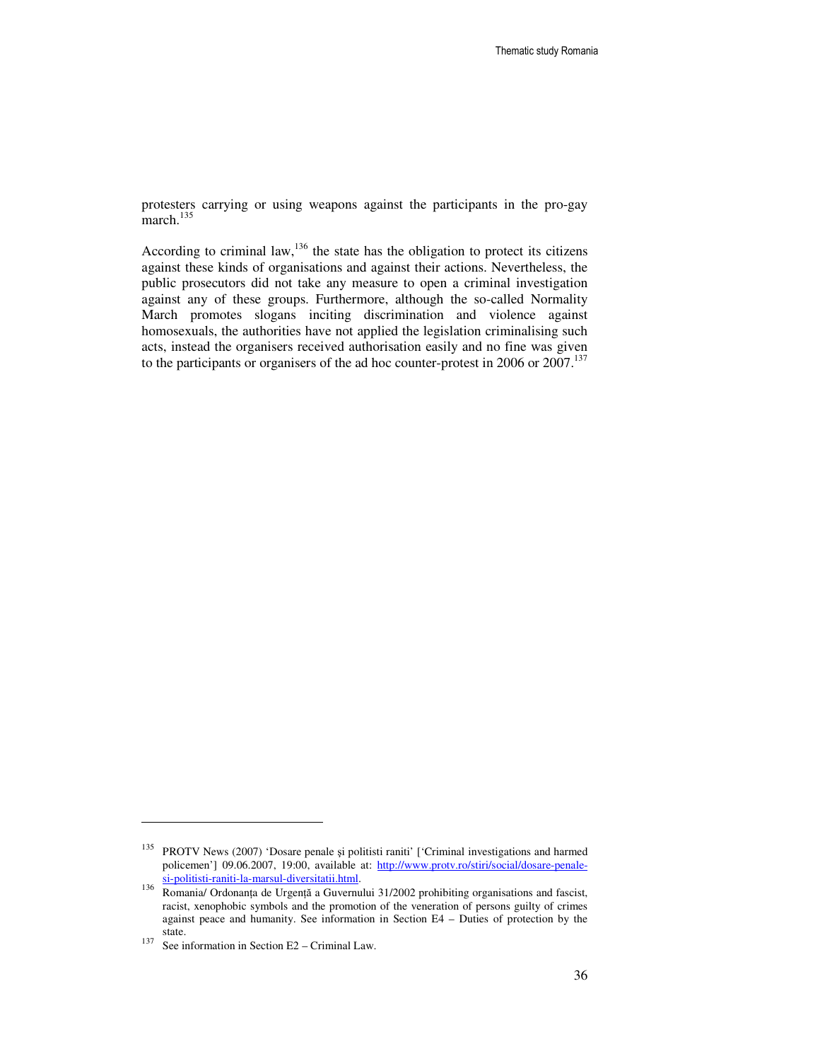protesters carrying or using weapons against the participants in the pro-gay march.[135]

According to criminal law,[136] the state has the obligation to protect its citizens against these kinds of organisations and against their actions. Nevertheless, the public prosecutors did not take any measure to open a criminal investigation against any of these groups. Furthermore, although the so-called Normality March promotes slogans inciting discrimination and violence against homosexuals, the authorities have not applied the legislation criminalising such acts, instead the organisers received authorisation easily and no fine was given to the participants or organisers of the ad hoc counter-protest in 2006 or 2007.[137]

---

[135] PROTV News (2007) 'Dosare penale şi politisti raniti' ['Criminal investigations and harmed policemen'] 09.06.2007, 19:00, available at: http://www.protv.ro/stiri/social/dosare-penale-si-politisti-raniti-la-marsul-diversitatii.html.

[136] Romania/ Ordonanța de Urgență a Guvernului 31/2002 prohibiting organisations and fascist, racist, xenophobic symbols and the promotion of the veneration of persons guilty of crimes against peace and humanity. See information in Section E4 – Duties of protection by the state.

[137] See information in Section E2 – Criminal Law.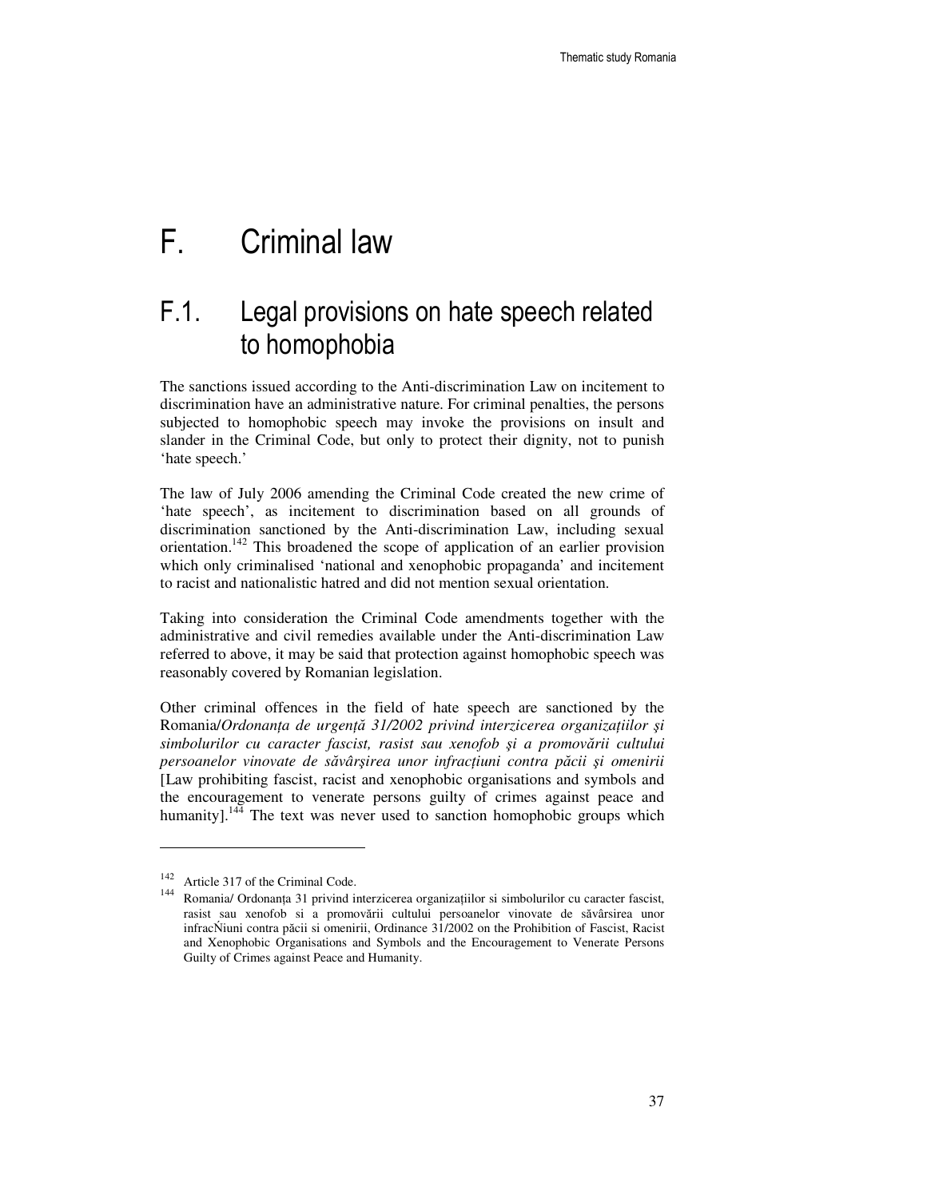# F. Criminal law

## F.1. Legal provisions on hate speech related to homophobia

The sanctions issued according to the Anti-discrimination Law on incitement to discrimination have an administrative nature. For criminal penalties, the persons subjected to homophobic speech may invoke the provisions on insult and slander in the Criminal Code, but only to protect their dignity, not to punish 'hate speech.'

The law of July 2006 amending the Criminal Code created the new crime of 'hate speech', as incitement to discrimination based on all grounds of discrimination sanctioned by the Anti-discrimination Law, including sexual orientation.[142] This broadened the scope of application of an earlier provision which only criminalised 'national and xenophobic propaganda' and incitement to racist and nationalistic hatred and did not mention sexual orientation.

Taking into consideration the Criminal Code amendments together with the administrative and civil remedies available under the Anti-discrimination Law referred to above, it may be said that protection against homophobic speech was reasonably covered by Romanian legislation.

Other criminal offences in the field of hate speech are sanctioned by the Romania/*Ordonanța de urgență 31/2002 privind interzicerea organizațiilor şi simbolurilor cu caracter fascist, rasist sau xenofob şi a promovării cultului persoanelor vinovate de săvârşirea unor infracțiuni contra păcii şi omenirii* [Law prohibiting fascist, racist and xenophobic organisations and symbols and the encouragement to venerate persons guilty of crimes against peace and humanity].[144] The text was never used to sanction homophobic groups which

---

[142] Article 317 of the Criminal Code.

[144] Romania/ Ordonanța 31 privind interzicerea organizațiilor si simbolurilor cu caracter fascist, rasist sau xenofob si a promovării cultului persoanelor vinovate de săvârsirea unor infracŃiuni contra păcii si omenirii, Ordinance 31/2002 on the Prohibition of Fascist, Racist and Xenophobic Organisations and Symbols and the Encouragement to Venerate Persons Guilty of Crimes against Peace and Humanity.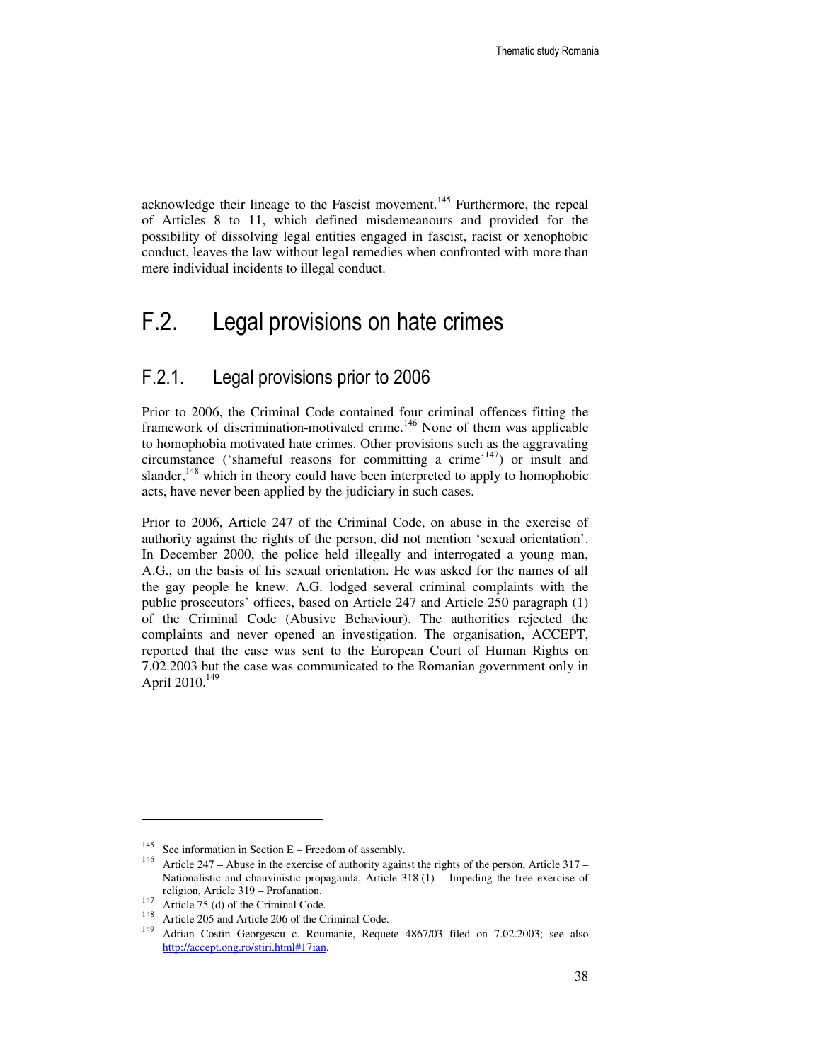acknowledge their lineage to the Fascist movement.[145] Furthermore, the repeal of Articles 8 to 11, which defined misdemeanours and provided for the possibility of dissolving legal entities engaged in fascist, racist or xenophobic conduct, leaves the law without legal remedies when confronted with more than mere individual incidents to illegal conduct.

## F.2. Legal provisions on hate crimes

### F.2.1. Legal provisions prior to 2006

Prior to 2006, the Criminal Code contained four criminal offences fitting the framework of discrimination-motivated crime.[146] None of them was applicable to homophobia motivated hate crimes. Other provisions such as the aggravating circumstance ('shameful reasons for committing a crime'[147]) or insult and slander,[148] which in theory could have been interpreted to apply to homophobic acts, have never been applied by the judiciary in such cases.

Prior to 2006, Article 247 of the Criminal Code, on abuse in the exercise of authority against the rights of the person, did not mention 'sexual orientation'. In December 2000, the police held illegally and interrogated a young man, A.G., on the basis of his sexual orientation. He was asked for the names of all the gay people he knew. A.G. lodged several criminal complaints with the public prosecutors' offices, based on Article 247 and Article 250 paragraph (1) of the Criminal Code (Abusive Behaviour). The authorities rejected the complaints and never opened an investigation. The organisation, ACCEPT, reported that the case was sent to the European Court of Human Rights on 7.02.2003 but the case was communicated to the Romanian government only in April 2010.[149]

---

[145] See information in Section E – Freedom of assembly.

[146] Article 247 – Abuse in the exercise of authority against the rights of the person, Article 317 – Nationalistic and chauvinistic propaganda, Article 318.(1) – Impeding the free exercise of religion, Article 319 – Profanation.

[147] Article 75 (d) of the Criminal Code.

[148] Article 205 and Article 206 of the Criminal Code.

[149] Adrian Costin Georgescu c. Roumanie, Requete 4867/03 filed on 7.02.2003; see also http://accept.ong.ro/stiri.html#17ian.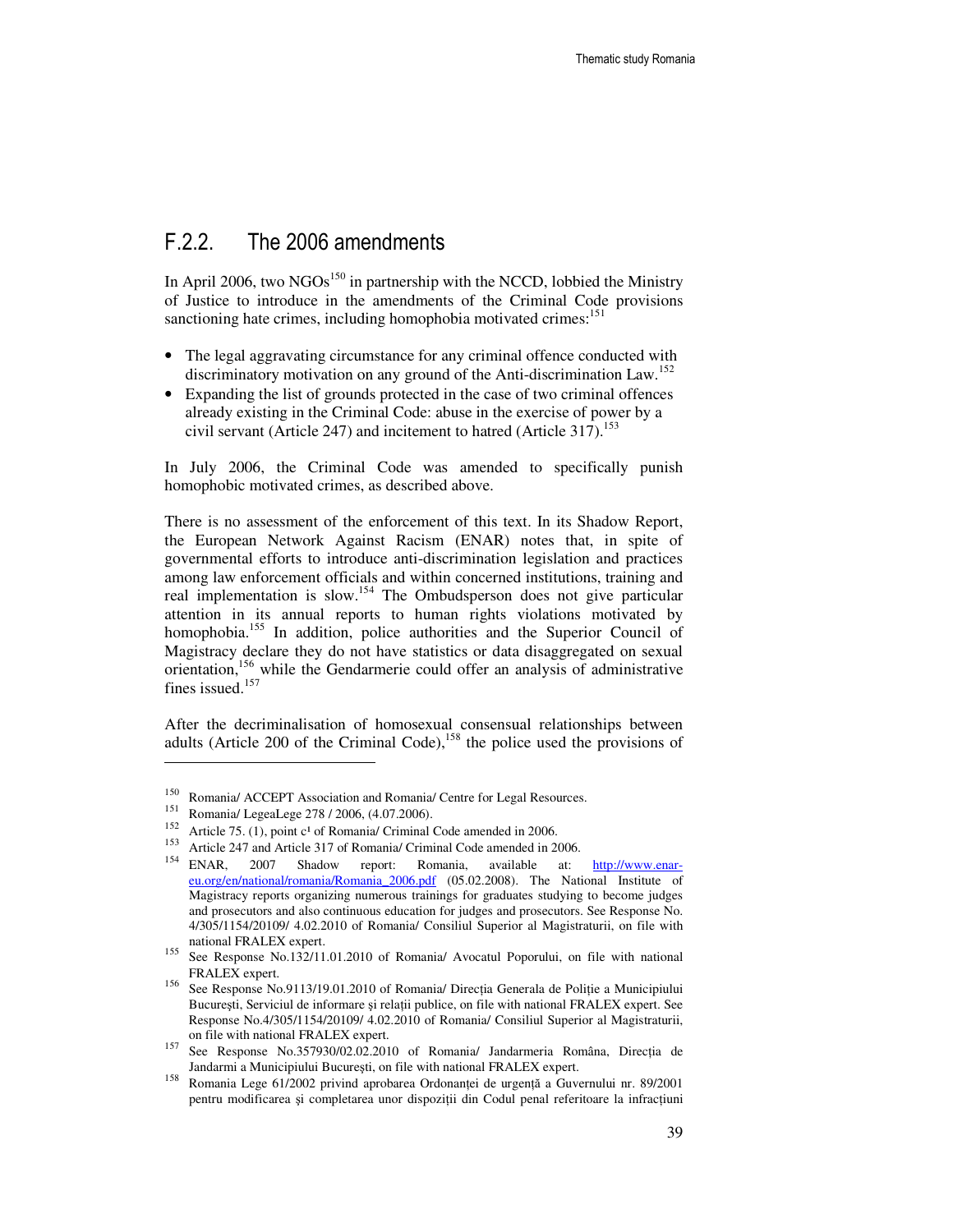## F.2.2. The 2006 amendments

In April 2006, two NGOs[150] in partnership with the NCCD, lobbied the Ministry of Justice to introduce in the amendments of the Criminal Code provisions sanctioning hate crimes, including homophobia motivated crimes:[151]

- The legal aggravating circumstance for any criminal offence conducted with discriminatory motivation on any ground of the Anti-discrimination Law.[152]
- Expanding the list of grounds protected in the case of two criminal offences already existing in the Criminal Code: abuse in the exercise of power by a civil servant (Article 247) and incitement to hatred (Article 317).[153]

In July 2006, the Criminal Code was amended to specifically punish homophobic motivated crimes, as described above.

There is no assessment of the enforcement of this text. In its Shadow Report, the European Network Against Racism (ENAR) notes that, in spite of governmental efforts to introduce anti-discrimination legislation and practices among law enforcement officials and within concerned institutions, training and real implementation is slow.[154] The Ombudsperson does not give particular attention in its annual reports to human rights violations motivated by homophobia.[155] In addition, police authorities and the Superior Council of Magistracy declare they do not have statistics or data disaggregated on sexual orientation,[156] while the Gendarmerie could offer an analysis of administrative fines issued.[157]

After the decriminalisation of homosexual consensual relationships between adults (Article 200 of the Criminal Code),[158] the police used the provisions of

---

[150] Romania/ ACCEPT Association and Romania/ Centre for Legal Resources.

[151] Romania/ LegeaLege 278 / 2006, (4.07.2006).

[152] Article 75. (1), point c¹ of Romania/ Criminal Code amended in 2006.

[153] Article 247 and Article 317 of Romania/ Criminal Code amended in 2006.

[154] ENAR, 2007 Shadow report: Romania, available at: http://www.enar-eu.org/en/national/romania/Romania_2006.pdf (05.02.2008). The National Institute of Magistracy reports organizing numerous trainings for graduates studying to become judges and prosecutors and also continuous education for judges and prosecutors. See Response No. 4/305/1154/20109/ 4.02.2010 of Romania/ Consiliul Superior al Magistraturii, on file with national FRALEX expert.

[155] See Response No.132/11.01.2010 of Romania/ Avocatul Poporului, on file with national FRALEX expert.

[156] See Response No.9113/19.01.2010 of Romania/ Direcția Generala de Poliție a Municipiului București, Serviciul de informare şi relații publice, on file with national FRALEX expert. See Response No.4/305/1154/20109/ 4.02.2010 of Romania/ Consiliul Superior al Magistraturii, on file with national FRALEX expert.

[157] See Response No.357930/02.02.2010 of Romania/ Jandarmeria Româna, Direcția de Jandarmi a Municipiului Bucureşti, on file with national FRALEX expert.

[158] Romania Lege 61/2002 privind aprobarea Ordonanței de urgență a Guvernului nr. 89/2001 pentru modificarea şi completarea unor dispoziții din Codul penal referitoare la infracțiuni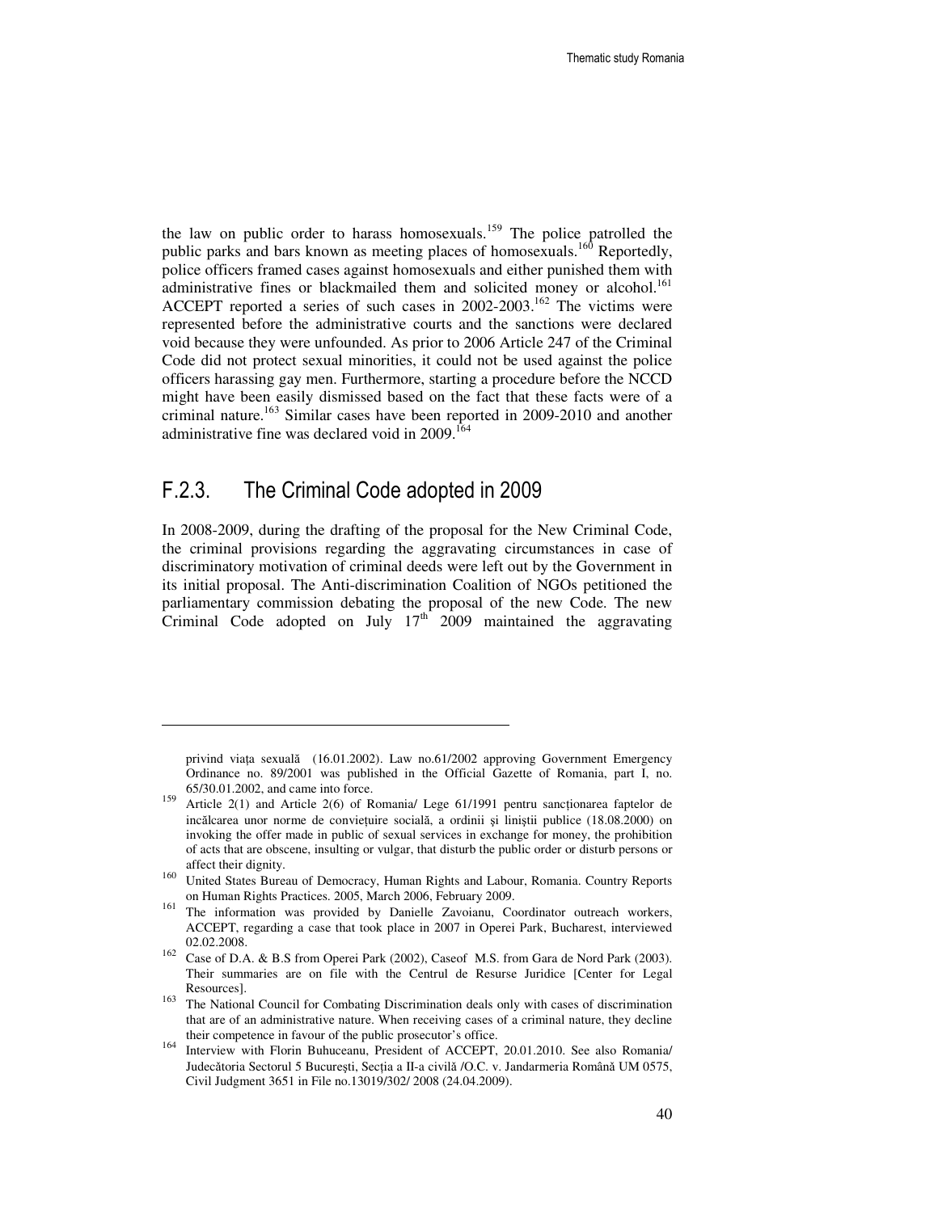the law on public order to harass homosexuals.[159] The police patrolled the public parks and bars known as meeting places of homosexuals.[160] Reportedly, police officers framed cases against homosexuals and either punished them with administrative fines or blackmailed them and solicited money or alcohol.[161] ACCEPT reported a series of such cases in 2002-2003.[162] The victims were represented before the administrative courts and the sanctions were declared void because they were unfounded. As prior to 2006 Article 247 of the Criminal Code did not protect sexual minorities, it could not be used against the police officers harassing gay men. Furthermore, starting a procedure before the NCCD might have been easily dismissed based on the fact that these facts were of a criminal nature.[163] Similar cases have been reported in 2009-2010 and another administrative fine was declared void in 2009.[164]

## F.2.3. The Criminal Code adopted in 2009

In 2008-2009, during the drafting of the proposal for the New Criminal Code, the criminal provisions regarding the aggravating circumstances in case of discriminatory motivation of criminal deeds were left out by the Government in its initial proposal. The Anti-discrimination Coalition of NGOs petitioned the parliamentary commission debating the proposal of the new Code. The new Criminal Code adopted on July 17th 2009 maintained the aggravating

---

privind viața sexuală (16.01.2002). Law no.61/2002 approving Government Emergency Ordinance no. 89/2001 was published in the Official Gazette of Romania, part I, no. 65/30.01.2002, and came into force.

[159] Article 2(1) and Article 2(6) of Romania/ Lege 61/1991 pentru sancționarea faptelor de incălcarea unor norme de conviețuire socială, a ordinii și liniștii publice (18.08.2000) on invoking the offer made in public of sexual services in exchange for money, the prohibition of acts that are obscene, insulting or vulgar, that disturb the public order or disturb persons or affect their dignity.

[160] United States Bureau of Democracy, Human Rights and Labour, Romania. Country Reports on Human Rights Practices. 2005, March 2006, February 2009.

[161] The information was provided by Danielle Zavoianu, Coordinator outreach workers, ACCEPT, regarding a case that took place in 2007 in Operei Park, Bucharest, interviewed 02.02.2008.

[162] Case of D.A. & B.S from Operei Park (2002), Caseof M.S. from Gara de Nord Park (2003). Their summaries are on file with the Centrul de Resurse Juridice [Center for Legal Resources].

[163] The National Council for Combating Discrimination deals only with cases of discrimination that are of an administrative nature. When receiving cases of a criminal nature, they decline their competence in favour of the public prosecutor's office.

[164] Interview with Florin Buhuceanu, President of ACCEPT, 20.01.2010. See also Romania/ Judecătoria Sectorul 5 București, Secția a II-a civilă /O.C. v. Jandarmeria Română UM 0575, Civil Judgment 3651 in File no.13019/302/ 2008 (24.04.2009).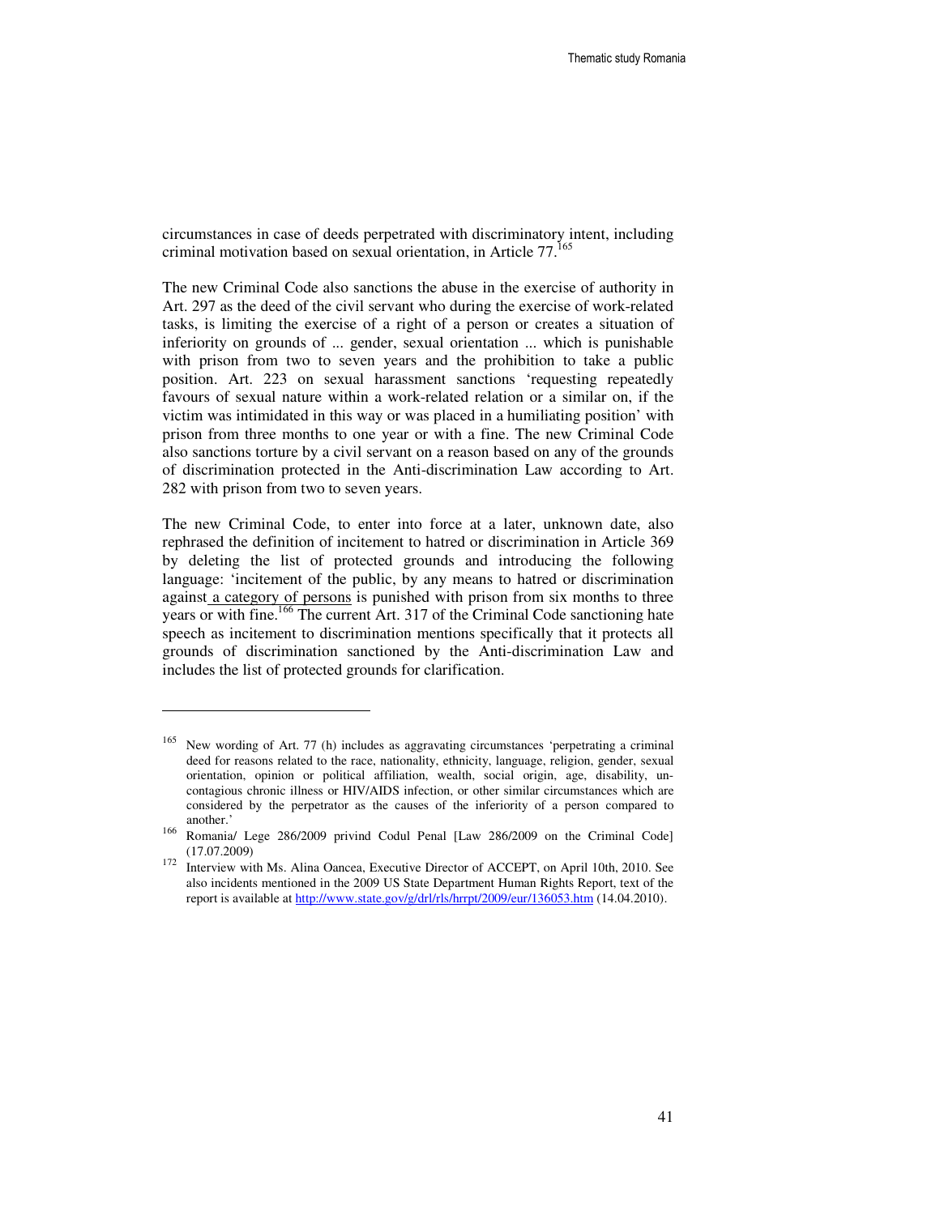circumstances in case of deeds perpetrated with discriminatory intent, including criminal motivation based on sexual orientation, in Article 77.[165]

The new Criminal Code also sanctions the abuse in the exercise of authority in Art. 297 as the deed of the civil servant who during the exercise of work-related tasks, is limiting the exercise of a right of a person or creates a situation of inferiority on grounds of ... gender, sexual orientation ... which is punishable with prison from two to seven years and the prohibition to take a public position. Art. 223 on sexual harassment sanctions 'requesting repeatedly favours of sexual nature within a work-related relation or a similar on, if the victim was intimidated in this way or was placed in a humiliating position' with prison from three months to one year or with a fine. The new Criminal Code also sanctions torture by a civil servant on a reason based on any of the grounds of discrimination protected in the Anti-discrimination Law according to Art. 282 with prison from two to seven years.

The new Criminal Code, to enter into force at a later, unknown date, also rephrased the definition of incitement to hatred or discrimination in Article 369 by deleting the list of protected grounds and introducing the following language: 'incitement of the public, by any means to hatred or discrimination against a category of persons is punished with prison from six months to three years or with fine.[166] The current Art. 317 of the Criminal Code sanctioning hate speech as incitement to discrimination mentions specifically that it protects all grounds of discrimination sanctioned by the Anti-discrimination Law and includes the list of protected grounds for clarification.

---

[165] New wording of Art. 77 (h) includes as aggravating circumstances 'perpetrating a criminal deed for reasons related to the race, nationality, ethnicity, language, religion, gender, sexual orientation, opinion or political affiliation, wealth, social origin, age, disability, un-contagious chronic illness or HIV/AIDS infection, or other similar circumstances which are considered by the perpetrator as the causes of the inferiority of a person compared to another.'

[166] Romania/ Lege 286/2009 privind Codul Penal [Law 286/2009 on the Criminal Code] (17.07.2009)

[172] Interview with Ms. Alina Oancea, Executive Director of ACCEPT, on April 10th, 2010. See also incidents mentioned in the 2009 US State Department Human Rights Report, text of the report is available at http://www.state.gov/g/drl/rls/hrrpt/2009/eur/136053.htm (14.04.2010).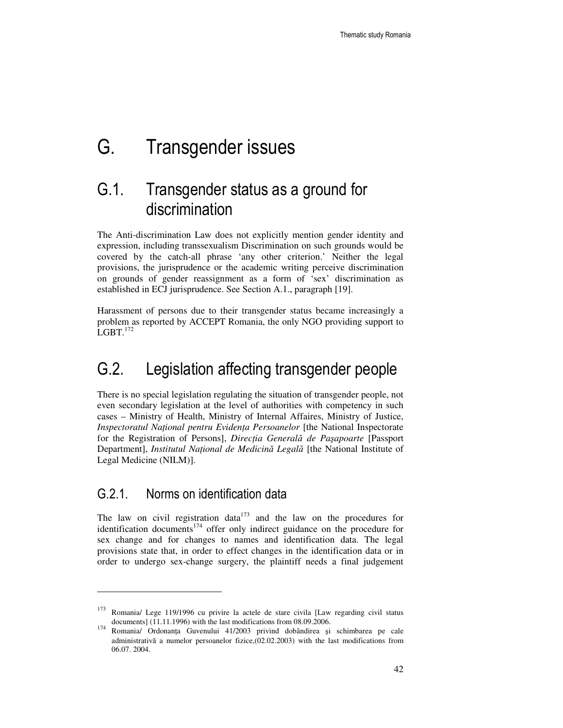# G. Transgender issues

## G.1. Transgender status as a ground for discrimination

The Anti-discrimination Law does not explicitly mention gender identity and expression, including transsexualism Discrimination on such grounds would be covered by the catch-all phrase 'any other criterion.' Neither the legal provisions, the jurisprudence or the academic writing perceive discrimination on grounds of gender reassignment as a form of 'sex' discrimination as established in ECJ jurisprudence. See Section A.1., paragraph [19].

Harassment of persons due to their transgender status became increasingly a problem as reported by ACCEPT Romania, the only NGO providing support to LGBT.[172]

## G.2. Legislation affecting transgender people

There is no special legislation regulating the situation of transgender people, not even secondary legislation at the level of authorities with competency in such cases – Ministry of Health, Ministry of Internal Affaires, Ministry of Justice, *Inspectoratul Național pentru Evidența Persoanelor* [the National Inspectorate for the Registration of Persons], *Direcția Generală de Paşapoarte* [Passport Department], *Institutul Național de Medicină Legală* [the National Institute of Legal Medicine (NILM)].

### G.2.1. Norms on identification data

The law on civil registration data[173] and the law on the procedures for identification documents[174] offer only indirect guidance on the procedure for sex change and for changes to names and identification data. The legal provisions state that, in order to effect changes in the identification data or in order to undergo sex-change surgery, the plaintiff needs a final judgement

---

[173] Romania/ Lege 119/1996 cu privire la actele de stare civila [Law regarding civil status documents] (11.11.1996) with the last modifications from 08.09.2006.

[174] Romania/ Ordonanța Guvenului 41/2003 privind dobândirea şi schimbarea pe cale administrativă a numelor persoanelor fizice,(02.02.2003) with the last modifications from 06.07. 2004.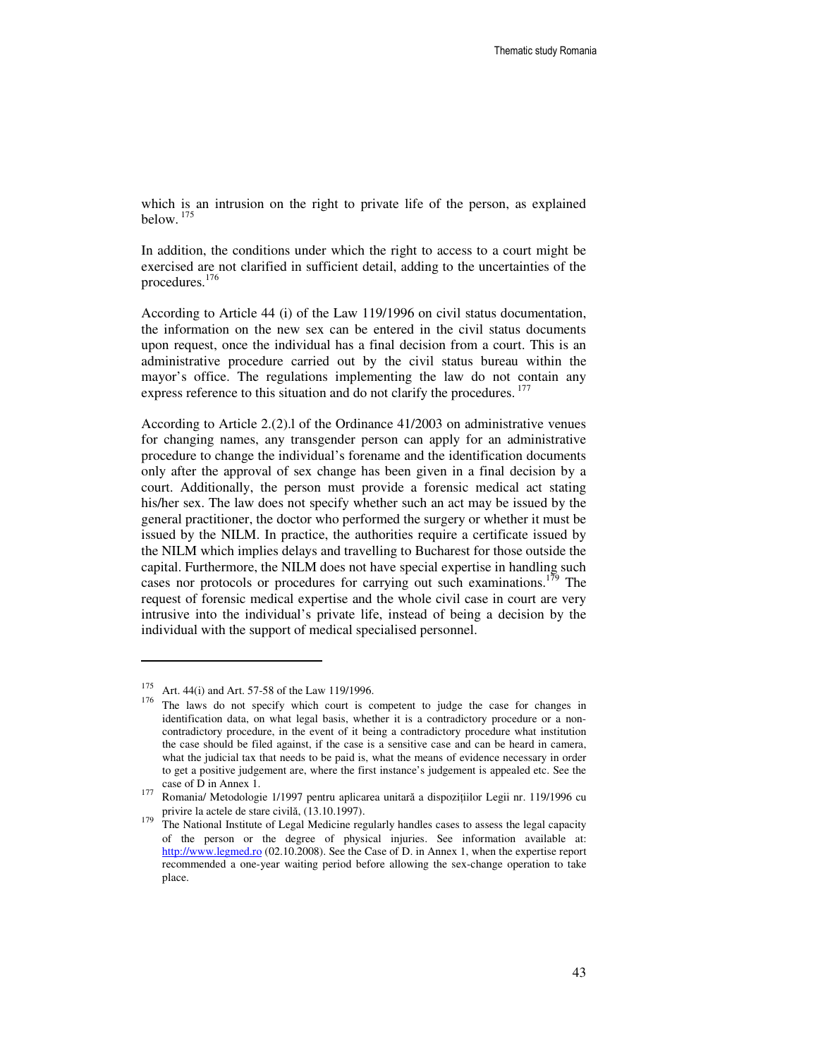which is an intrusion on the right to private life of the person, as explained below. [175]

In addition, the conditions under which the right to access to a court might be exercised are not clarified in sufficient detail, adding to the uncertainties of the procedures.[176]

According to Article 44 (i) of the Law 119/1996 on civil status documentation, the information on the new sex can be entered in the civil status documents upon request, once the individual has a final decision from a court. This is an administrative procedure carried out by the civil status bureau within the mayor's office. The regulations implementing the law do not contain any express reference to this situation and do not clarify the procedures. [177]

According to Article 2.(2).l of the Ordinance 41/2003 on administrative venues for changing names, any transgender person can apply for an administrative procedure to change the individual's forename and the identification documents only after the approval of sex change has been given in a final decision by a court. Additionally, the person must provide a forensic medical act stating his/her sex. The law does not specify whether such an act may be issued by the general practitioner, the doctor who performed the surgery or whether it must be issued by the NILM. In practice, the authorities require a certificate issued by the NILM which implies delays and travelling to Bucharest for those outside the capital. Furthermore, the NILM does not have special expertise in handling such cases nor protocols or procedures for carrying out such examinations.[179] The request of forensic medical expertise and the whole civil case in court are very intrusive into the individual's private life, instead of being a decision by the individual with the support of medical specialised personnel.

---

[175] Art. 44(i) and Art. 57-58 of the Law 119/1996.

[176] The laws do not specify which court is competent to judge the case for changes in identification data, on what legal basis, whether it is a contradictory procedure or a non-contradictory procedure, in the event of it being a contradictory procedure what institution the case should be filed against, if the case is a sensitive case and can be heard in camera, what the judicial tax that needs to be paid is, what the means of evidence necessary in order to get a positive judgement are, where the first instance's judgement is appealed etc. See the case of D in Annex 1.

[177] Romania/ Metodologie 1/1997 pentru aplicarea unitară a dispozițiilor Legii nr. 119/1996 cu privire la actele de stare civilă, (13.10.1997).

[179] The National Institute of Legal Medicine regularly handles cases to assess the legal capacity of the person or the degree of physical injuries. See information available at: http://www.legmed.ro (02.10.2008). See the Case of D. in Annex 1, when the expertise report recommended a one-year waiting period before allowing the sex-change operation to take place.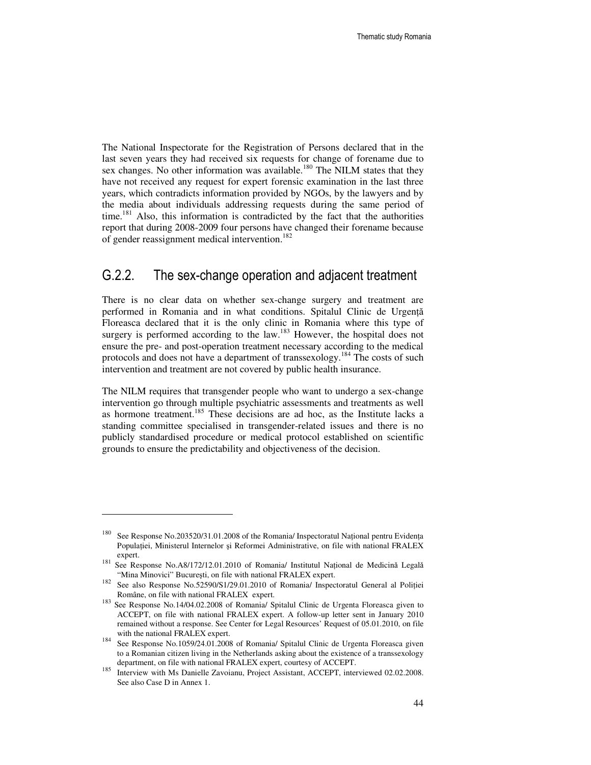The National Inspectorate for the Registration of Persons declared that in the last seven years they had received six requests for change of forename due to sex changes. No other information was available.[180] The NILM states that they have not received any request for expert forensic examination in the last three years, which contradicts information provided by NGOs, by the lawyers and by the media about individuals addressing requests during the same period of time.[181] Also, this information is contradicted by the fact that the authorities report that during 2008-2009 four persons have changed their forename because of gender reassignment medical intervention.[182]

## G.2.2. The sex-change operation and adjacent treatment

There is no clear data on whether sex-change surgery and treatment are performed in Romania and in what conditions. Spitalul Clinic de Urgență Floreasca declared that it is the only clinic in Romania where this type of surgery is performed according to the law.[183] However, the hospital does not ensure the pre- and post-operation treatment necessary according to the medical protocols and does not have a department of transsexology.[184] The costs of such intervention and treatment are not covered by public health insurance.

The NILM requires that transgender people who want to undergo a sex-change intervention go through multiple psychiatric assessments and treatments as well as hormone treatment.[185] These decisions are ad hoc, as the Institute lacks a standing committee specialised in transgender-related issues and there is no publicly standardised procedure or medical protocol established on scientific grounds to ensure the predictability and objectiveness of the decision.

---

[180] See Response No.203520/31.01.2008 of the Romania/ Inspectoratul Național pentru Evidența Populației, Ministerul Internelor și Reformei Administrative, on file with national FRALEX expert.

[181] See Response No.A8/172/12.01.2010 of Romania/ Institutul Național de Medicină Legală "Mina Minovici" București, on file with national FRALEX expert.

[182] See also Response No.52590/S1/29.01.2010 of Romania/ Inspectoratul General al Poliției Române, on file with national FRALEX expert.

[183] See Response No.14/04.02.2008 of Romania/ Spitalul Clinic de Urgenta Floreasca given to ACCEPT, on file with national FRALEX expert. A follow-up letter sent in January 2010 remained without a response. See Center for Legal Resources' Request of 05.01.2010, on file with the national FRALEX expert.

[184] See Response No.1059/24.01.2008 of Romania/ Spitalul Clinic de Urgenta Floreasca given to a Romanian citizen living in the Netherlands asking about the existence of a transsexology department, on file with national FRALEX expert, courtesy of ACCEPT.

[185] Interview with Ms Danielle Zavoianu, Project Assistant, ACCEPT, interviewed 02.02.2008. See also Case D in Annex 1.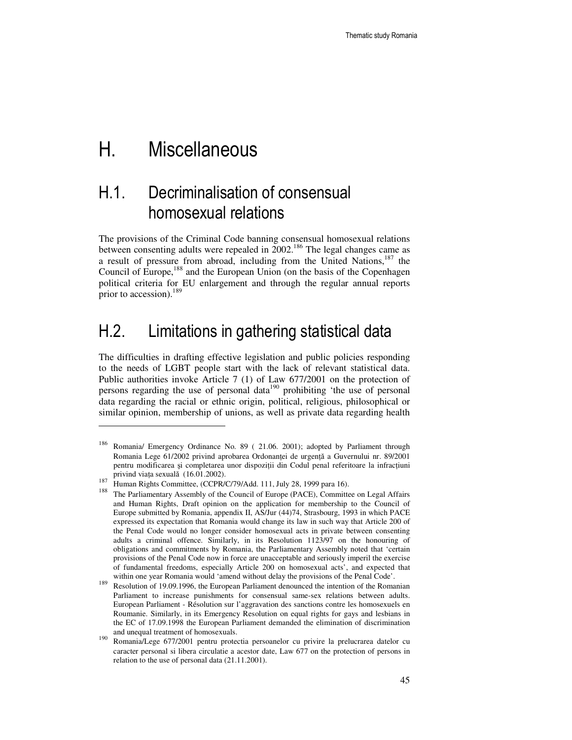# H. Miscellaneous

## H.1. Decriminalisation of consensual homosexual relations

The provisions of the Criminal Code banning consensual homosexual relations between consenting adults were repealed in 2002.[186] The legal changes came as a result of pressure from abroad, including from the United Nations,[187] the Council of Europe,[188] and the European Union (on the basis of the Copenhagen political criteria for EU enlargement and through the regular annual reports prior to accession).[189]

## H.2. Limitations in gathering statistical data

The difficulties in drafting effective legislation and public policies responding to the needs of LGBT people start with the lack of relevant statistical data. Public authorities invoke Article 7 (1) of Law 677/2001 on the protection of persons regarding the use of personal data[190] prohibiting 'the use of personal data regarding the racial or ethnic origin, political, religious, philosophical or similar opinion, membership of unions, as well as private data regarding health

---

[186] Romania/ Emergency Ordinance No. 89 ( 21.06. 2001); adopted by Parliament through Romania Lege 61/2002 privind aprobarea Ordonanței de urgență a Guvernului nr. 89/2001 pentru modificarea și completarea unor dispoziții din Codul penal referitoare la infracțiuni privind viața sexuală (16.01.2002).

[187] Human Rights Committee, (CCPR/C/79/Add. 111, July 28, 1999 para 16).

[188] The Parliamentary Assembly of the Council of Europe (PACE), Committee on Legal Affairs and Human Rights, Draft opinion on the application for membership to the Council of Europe submitted by Romania, appendix II, AS/Jur (44)74, Strasbourg, 1993 in which PACE expressed its expectation that Romania would change its law in such way that Article 200 of the Penal Code would no longer consider homosexual acts in private between consenting adults a criminal offence. Similarly, in its Resolution 1123/97 on the honouring of obligations and commitments by Romania, the Parliamentary Assembly noted that 'certain provisions of the Penal Code now in force are unacceptable and seriously imperil the exercise of fundamental freedoms, especially Article 200 on homosexual acts', and expected that within one year Romania would 'amend without delay the provisions of the Penal Code'.

[189] Resolution of 19.09.1996, the European Parliament denounced the intention of the Romanian Parliament to increase punishments for consensual same-sex relations between adults. European Parliament - Résolution sur l'aggravation des sanctions contre les homosexuels en Roumanie. Similarly, in its Emergency Resolution on equal rights for gays and lesbians in the EC of 17.09.1998 the European Parliament demanded the elimination of discrimination and unequal treatment of homosexuals.

[190] Romania/Lege 677/2001 pentru protectia persoanelor cu privire la prelucrarea datelor cu caracter personal si libera circulatie a acestor date, Law 677 on the protection of persons in relation to the use of personal data (21.11.2001).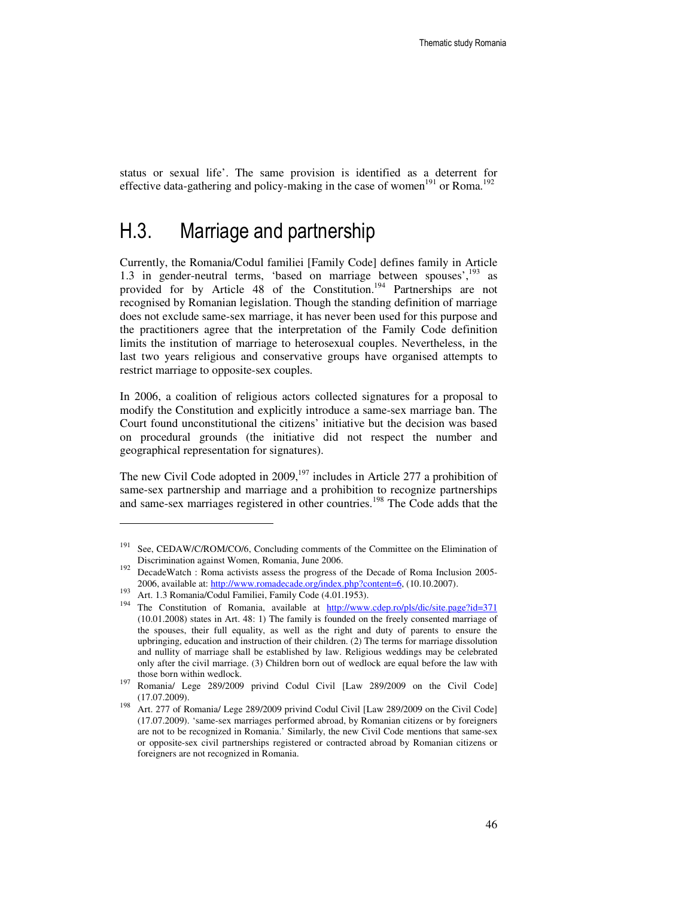status or sexual life'. The same provision is identified as a deterrent for effective data-gathering and policy-making in the case of women[191] or Roma.[192]

## H.3. Marriage and partnership

Currently, the Romania/Codul familiei [Family Code] defines family in Article 1.3 in gender-neutral terms, 'based on marriage between spouses',[193] as provided for by Article 48 of the Constitution.[194] Partnerships are not recognised by Romanian legislation. Though the standing definition of marriage does not exclude same-sex marriage, it has never been used for this purpose and the practitioners agree that the interpretation of the Family Code definition limits the institution of marriage to heterosexual couples. Nevertheless, in the last two years religious and conservative groups have organised attempts to restrict marriage to opposite-sex couples.

In 2006, a coalition of religious actors collected signatures for a proposal to modify the Constitution and explicitly introduce a same-sex marriage ban. The Court found unconstitutional the citizens' initiative but the decision was based on procedural grounds (the initiative did not respect the number and geographical representation for signatures).

The new Civil Code adopted in 2009,[197] includes in Article 277 a prohibition of same-sex partnership and marriage and a prohibition to recognize partnerships and same-sex marriages registered in other countries.[198] The Code adds that the

---

[191] See, CEDAW/C/ROM/CO/6, Concluding comments of the Committee on the Elimination of Discrimination against Women, Romania, June 2006.

[192] DecadeWatch : Roma activists assess the progress of the Decade of Roma Inclusion 2005-2006, available at: http://www.romadecade.org/index.php?content=6, (10.10.2007).

[193] Art. 1.3 Romania/Codul Familiei, Family Code (4.01.1953).

[194] The Constitution of Romania, available at http://www.cdep.ro/pls/dic/site.page?id=371 (10.01.2008) states in Art. 48: 1) The family is founded on the freely consented marriage of the spouses, their full equality, as well as the right and duty of parents to ensure the upbringing, education and instruction of their children. (2) The terms for marriage dissolution and nullity of marriage shall be established by law. Religious weddings may be celebrated only after the civil marriage. (3) Children born out of wedlock are equal before the law with those born within wedlock.

[197] Romania/ Lege 289/2009 privind Codul Civil [Law 289/2009 on the Civil Code] (17.07.2009).

[198] Art. 277 of Romania/ Lege 289/2009 privind Codul Civil [Law 289/2009 on the Civil Code] (17.07.2009). 'same-sex marriages performed abroad, by Romanian citizens or by foreigners are not to be recognized in Romania.' Similarly, the new Civil Code mentions that same-sex or opposite-sex civil partnerships registered or contracted abroad by Romanian citizens or foreigners are not recognized in Romania.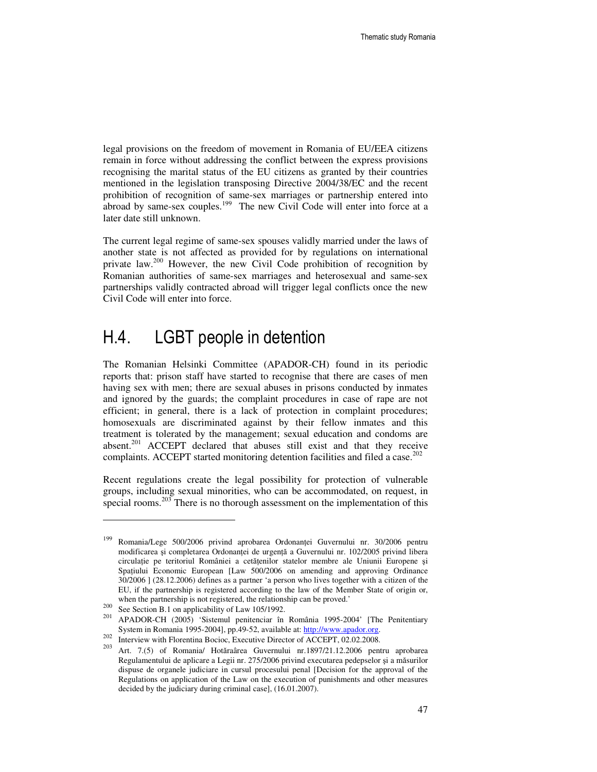legal provisions on the freedom of movement in Romania of EU/EEA citizens remain in force without addressing the conflict between the express provisions recognising the marital status of the EU citizens as granted by their countries mentioned in the legislation transposing Directive 2004/38/EC and the recent prohibition of recognition of same-sex marriages or partnership entered into abroad by same-sex couples.[199] The new Civil Code will enter into force at a later date still unknown.

The current legal regime of same-sex spouses validly married under the laws of another state is not affected as provided for by regulations on international private law.[200] However, the new Civil Code prohibition of recognition by Romanian authorities of same-sex marriages and heterosexual and same-sex partnerships validly contracted abroad will trigger legal conflicts once the new Civil Code will enter into force.

## H.4. LGBT people in detention

The Romanian Helsinki Committee (APADOR-CH) found in its periodic reports that: prison staff have started to recognise that there are cases of men having sex with men; there are sexual abuses in prisons conducted by inmates and ignored by the guards; the complaint procedures in case of rape are not efficient; in general, there is a lack of protection in complaint procedures; homosexuals are discriminated against by their fellow inmates and this treatment is tolerated by the management; sexual education and condoms are absent.[201] ACCEPT declared that abuses still exist and that they receive complaints. ACCEPT started monitoring detention facilities and filed a case.[202]

Recent regulations create the legal possibility for protection of vulnerable groups, including sexual minorities, who can be accommodated, on request, in special rooms.[203] There is no thorough assessment on the implementation of this

---

[199] Romania/Lege 500/2006 privind aprobarea Ordonanței Guvernului nr. 30/2006 pentru modificarea şi completarea Ordonanţei de urgenţă a Guvernului nr. 102/2005 privind libera circulație pe teritoriul României a cetățenilor statelor membre ale Uniunii Europene şi Spațiului Economic European [Law 500/2006 on amending and approving Ordinance 30/2006 ] (28.12.2006) defines as a partner 'a person who lives together with a citizen of the EU, if the partnership is registered according to the law of the Member State of origin or, when the partnership is not registered, the relationship can be proved.'

[200] See Section B.1 on applicability of Law 105/1992.

[201] APADOR-CH (2005) 'Sistemul penitenciar în România 1995-2004' [The Penitentiary System in Romania 1995-2004], pp.49-52, available at: http://www.apador.org.

[202] Interview with Florentina Bocioc, Executive Director of ACCEPT, 02.02.2008.

[203] Art. 7.(5) of Romania/ Hotărâarea Guvernului nr.1897/21.12.2006 pentru aprobarea Regulamentului de aplicare a Legii nr. 275/2006 privind executarea pedepselor şi a măsurilor dispuse de organele judiciare in cursul procesului penal [Decision for the approval of the Regulations on application of the Law on the execution of punishments and other measures decided by the judiciary during criminal case], (16.01.2007).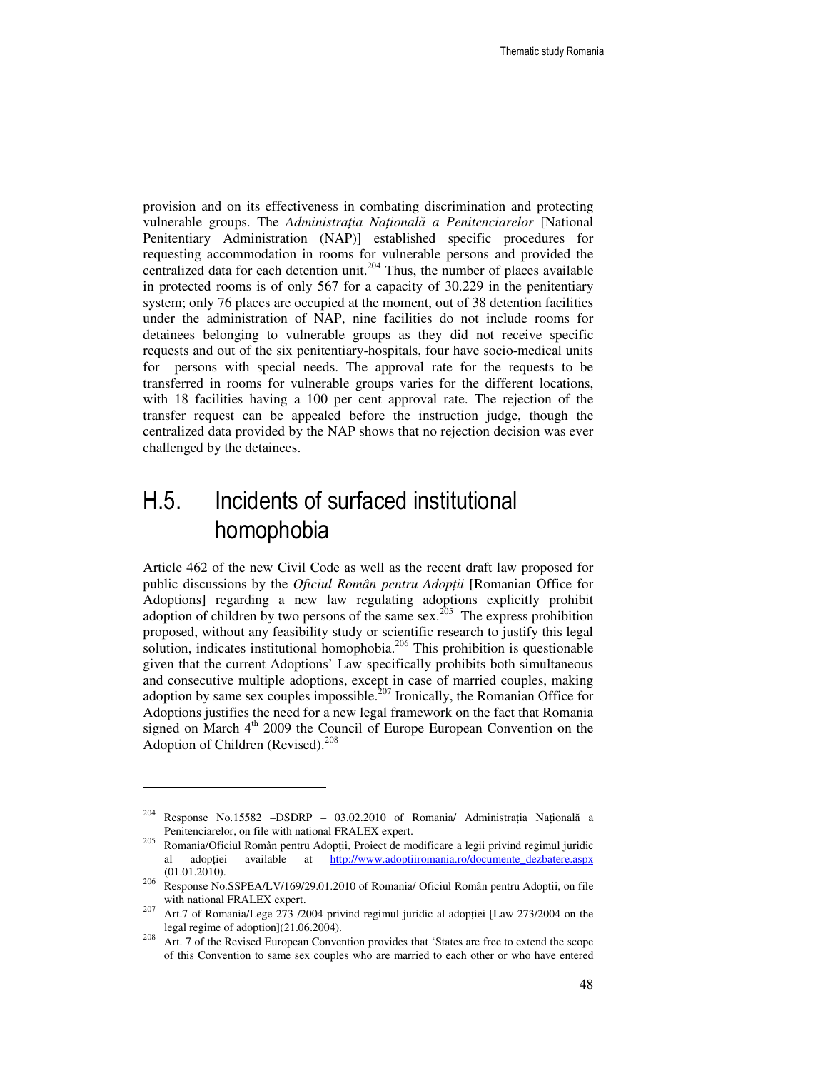provision and on its effectiveness in combating discrimination and protecting vulnerable groups. The *Administrația Națională a Penitenciarelor* [National Penitentiary Administration (NAP)] established specific procedures for requesting accommodation in rooms for vulnerable persons and provided the centralized data for each detention unit.[204] Thus, the number of places available in protected rooms is of only 567 for a capacity of 30.229 in the penitentiary system; only 76 places are occupied at the moment, out of 38 detention facilities under the administration of NAP, nine facilities do not include rooms for detainees belonging to vulnerable groups as they did not receive specific requests and out of the six penitentiary-hospitals, four have socio-medical units for persons with special needs. The approval rate for the requests to be transferred in rooms for vulnerable groups varies for the different locations, with 18 facilities having a 100 per cent approval rate. The rejection of the transfer request can be appealed before the instruction judge, though the centralized data provided by the NAP shows that no rejection decision was ever challenged by the detainees.

## H.5. Incidents of surfaced institutional homophobia

Article 462 of the new Civil Code as well as the recent draft law proposed for public discussions by the *Oficiul Român pentru Adopții* [Romanian Office for Adoptions] regarding a new law regulating adoptions explicitly prohibit adoption of children by two persons of the same sex.[205] The express prohibition proposed, without any feasibility study or scientific research to justify this legal solution, indicates institutional homophobia.[206] This prohibition is questionable given that the current Adoptions' Law specifically prohibits both simultaneous and consecutive multiple adoptions, except in case of married couples, making adoption by same sex couples impossible.[207] Ironically, the Romanian Office for Adoptions justifies the need for a new legal framework on the fact that Romania signed on March 4th 2009 the Council of Europe European Convention on the Adoption of Children (Revised).[208]

---

[204] Response No.15582 –DSDRP – 03.02.2010 of Romania/ Administrația Națională a Penitenciarelor, on file with national FRALEX expert.

[205] Romania/Oficiul Român pentru Adopții, Proiect de modificare a legii privind regimul juridic al adopției available at http://www.adoptiiromania.ro/documente_dezbatere.aspx (01.01.2010).

[206] Response No.SSPEA/LV/169/29.01.2010 of Romania/ Oficiul Român pentru Adoptii, on file with national FRALEX expert.

[207] Art.7 of Romania/Lege 273 /2004 privind regimul juridic al adopției [Law 273/2004 on the legal regime of adoption](21.06.2004).

[208] Art. 7 of the Revised European Convention provides that 'States are free to extend the scope of this Convention to same sex couples who are married to each other or who have entered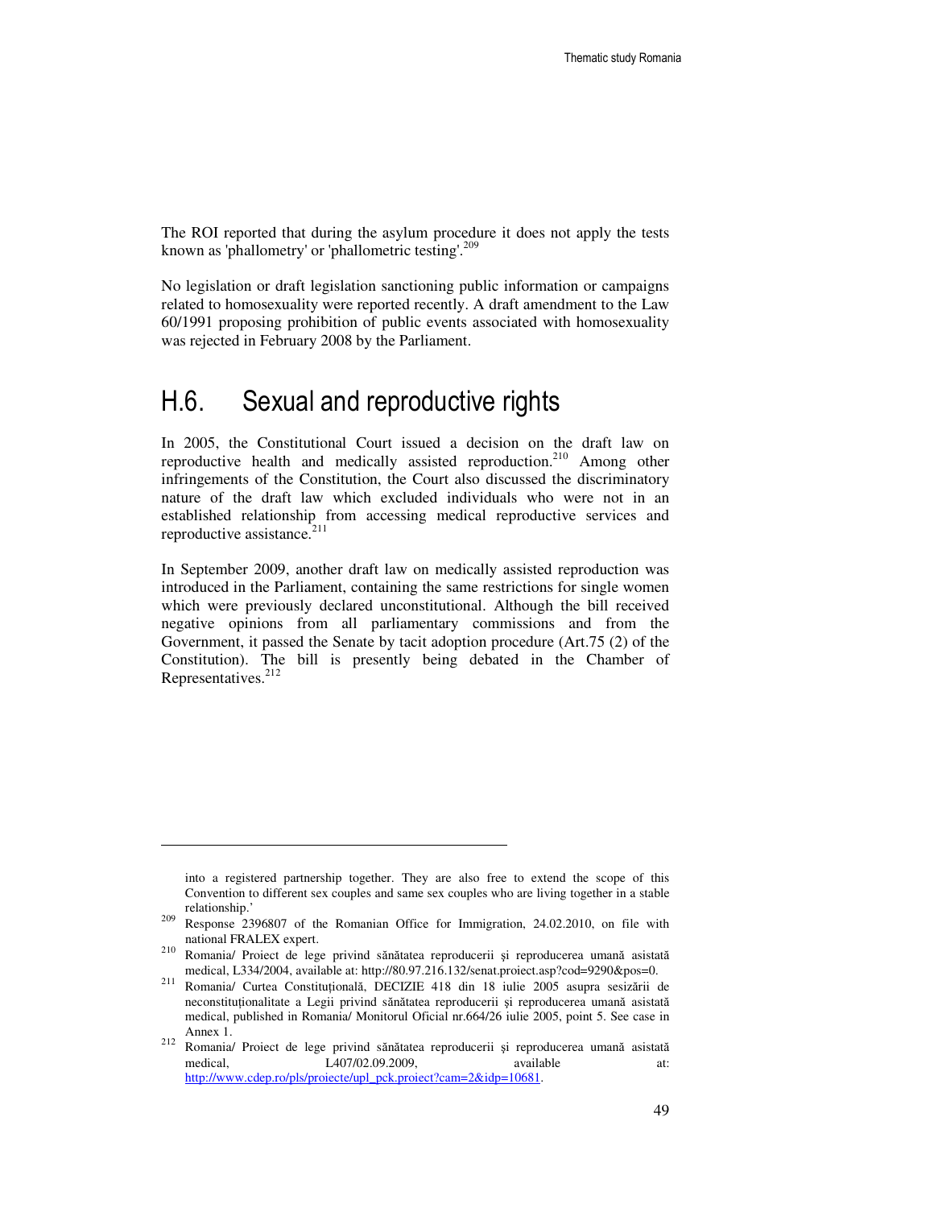The ROI reported that during the asylum procedure it does not apply the tests known as 'phallometry' or 'phallometric testing'.[209]

No legislation or draft legislation sanctioning public information or campaigns related to homosexuality were reported recently. A draft amendment to the Law 60/1991 proposing prohibition of public events associated with homosexuality was rejected in February 2008 by the Parliament.

## H.6. Sexual and reproductive rights

In 2005, the Constitutional Court issued a decision on the draft law on reproductive health and medically assisted reproduction.[210] Among other infringements of the Constitution, the Court also discussed the discriminatory nature of the draft law which excluded individuals who were not in an established relationship from accessing medical reproductive services and reproductive assistance.[211]

In September 2009, another draft law on medically assisted reproduction was introduced in the Parliament, containing the same restrictions for single women which were previously declared unconstitutional. Although the bill received negative opinions from all parliamentary commissions and from the Government, it passed the Senate by tacit adoption procedure (Art.75 (2) of the Constitution). The bill is presently being debated in the Chamber of Representatives.[212]

---

into a registered partnership together. They are also free to extend the scope of this Convention to different sex couples and same sex couples who are living together in a stable relationship.'

[209] Response 2396807 of the Romanian Office for Immigration, 24.02.2010, on file with national FRALEX expert.

[210] Romania/ Proiect de lege privind sănătatea reproducerii şi reproducerea umană asistată medical, L334/2004, available at: http://80.97.216.132/senat.proiect.asp?cod=9290&pos=0.

[211] Romania/ Curtea Constituțională, DECIZIE 418 din 18 iulie 2005 asupra sesizării de neconstituționalitate a Legii privind sănătatea reproducerii şi reproducerea umană asistată medical, published in Romania/ Monitorul Oficial nr.664/26 iulie 2005, point 5. See case in Annex 1.

[212] Romania/ Proiect de lege privind sănătatea reproducerii şi reproducerea umană asistată medical, L407/02.09.2009, available at: http://www.cdep.ro/pls/proiecte/upl_pck.proiect?cam=2&idp=10681.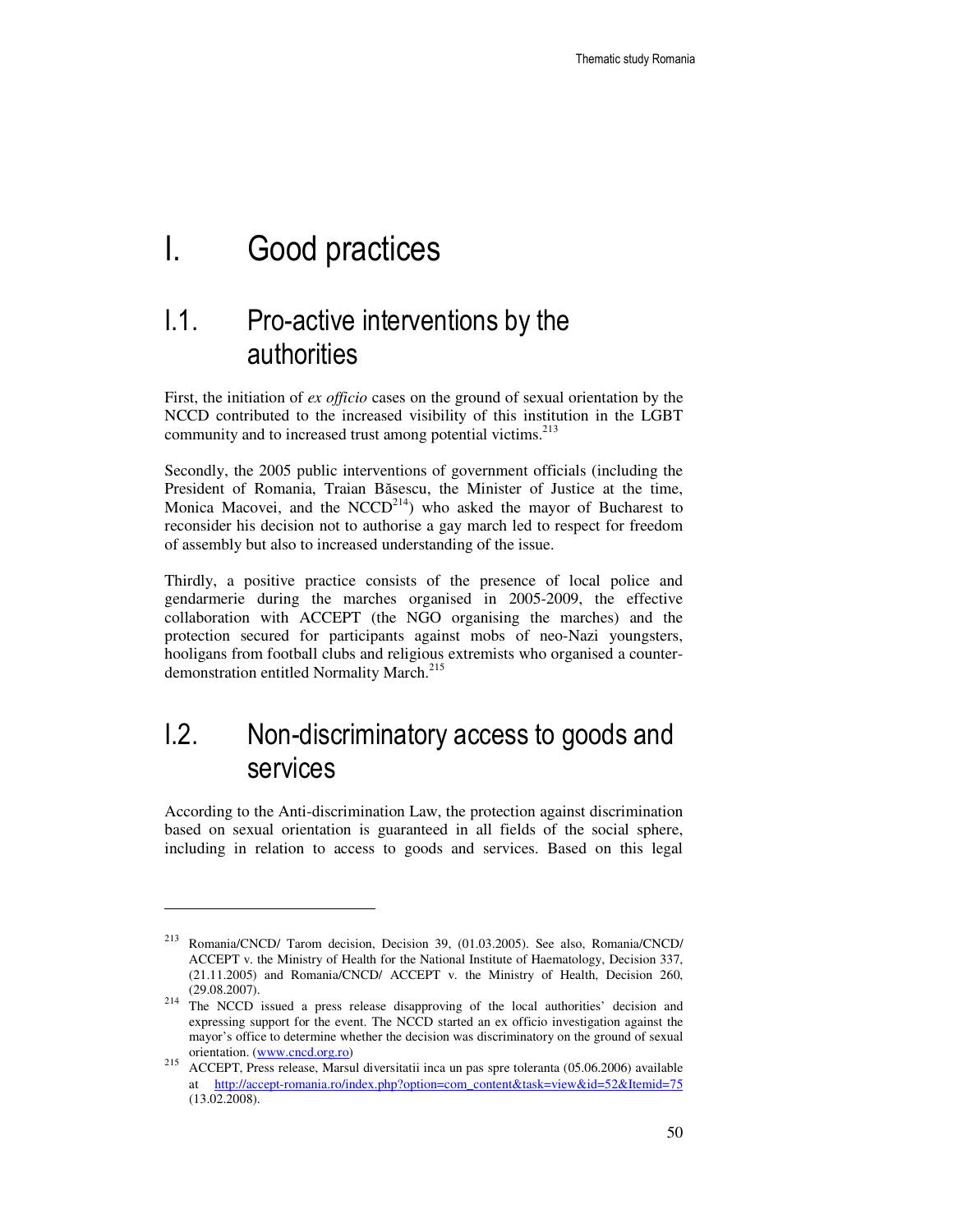# I. Good practices

## I.1. Pro-active interventions by the authorities

First, the initiation of *ex officio* cases on the ground of sexual orientation by the NCCD contributed to the increased visibility of this institution in the LGBT community and to increased trust among potential victims.[213]

Secondly, the 2005 public interventions of government officials (including the President of Romania, Traian Băsescu, the Minister of Justice at the time, Monica Macovei, and the NCCD[214]) who asked the mayor of Bucharest to reconsider his decision not to authorise a gay march led to respect for freedom of assembly but also to increased understanding of the issue.

Thirdly, a positive practice consists of the presence of local police and gendarmerie during the marches organised in 2005-2009, the effective collaboration with ACCEPT (the NGO organising the marches) and the protection secured for participants against mobs of neo-Nazi youngsters, hooligans from football clubs and religious extremists who organised a counter-demonstration entitled Normality March.[215]

## I.2. Non-discriminatory access to goods and services

According to the Anti-discrimination Law, the protection against discrimination based on sexual orientation is guaranteed in all fields of the social sphere, including in relation to access to goods and services. Based on this legal

---

[213] Romania/CNCD/ Tarom decision, Decision 39, (01.03.2005). See also, Romania/CNCD/ ACCEPT v. the Ministry of Health for the National Institute of Haematology, Decision 337, (21.11.2005) and Romania/CNCD/ ACCEPT v. the Ministry of Health, Decision 260, (29.08.2007).

[214] The NCCD issued a press release disapproving of the local authorities' decision and expressing support for the event. The NCCD started an ex officio investigation against the mayor's office to determine whether the decision was discriminatory on the ground of sexual orientation. (www.cncd.org.ro)

[215] ACCEPT, Press release, Marsul diversitatii inca un pas spre toleranta (05.06.2006) available at http://accept-romania.ro/index.php?option=com_content&task=view&id=52&Itemid=75 (13.02.2008).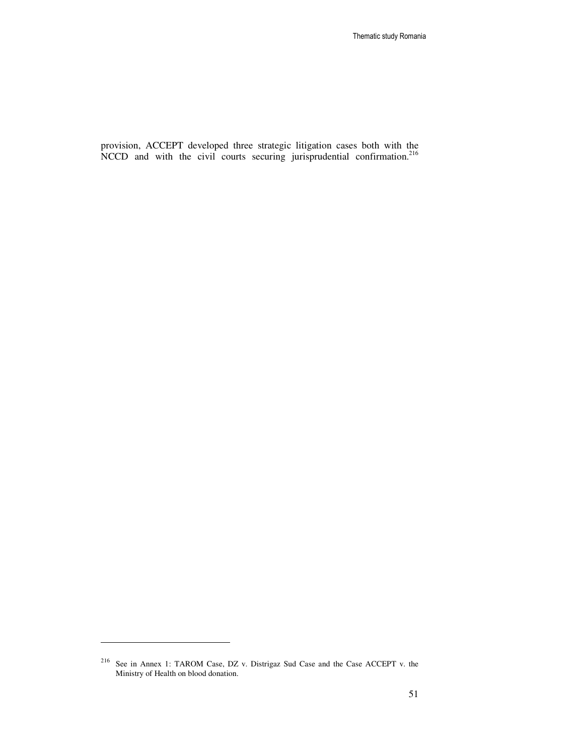provision, ACCEPT developed three strategic litigation cases both with the NCCD and with the civil courts securing jurisprudential confirmation.[216]

[216] See in Annex 1: TAROM Case, DZ v. Distrigaz Sud Case and the Case ACCEPT v. the Ministry of Health on blood donation.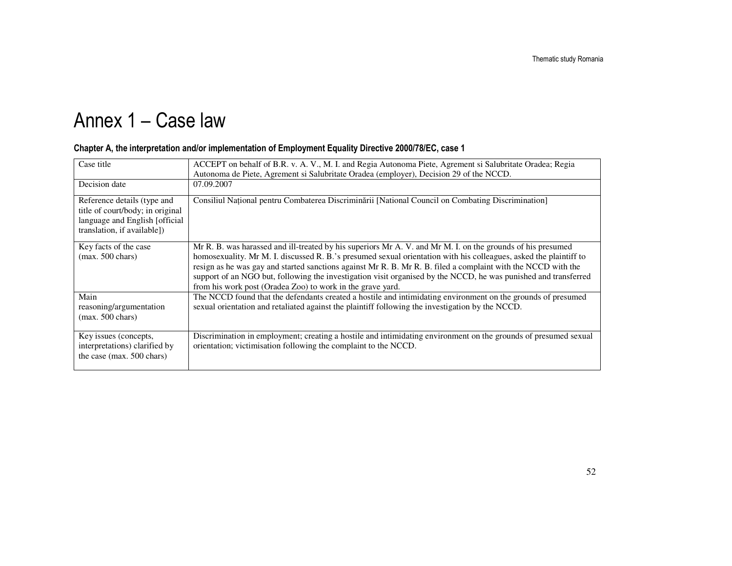# Annex 1 – Case law

### Chapter A, the interpretation and/or implementation of Employment Equality Directive 2000/78/EC, case 1

| | |
|---|---|
| Case title | ACCEPT on behalf of B.R. v. A. V., M. I. and Regia Autonoma Piete, Agrement si Salubritate Oradea; Regia Autonoma de Piete, Agrement si Salubritate Oradea (employer), Decision 29 of the NCCD. |
| Decision date | 07.09.2007 |
| Reference details (type and title of court/body; in original language and English [official translation, if available]) | Consiliul Național pentru Combaterea Discriminării [National Council on Combating Discrimination] |
| Key facts of the case (max. 500 chars) | Mr R. B. was harassed and ill-treated by his superiors Mr A. V. and Mr M. I. on the grounds of his presumed homosexuality. Mr M. I. discussed R. B.'s presumed sexual orientation with his colleagues, asked the plaintiff to resign as he was gay and started sanctions against Mr R. B. Mr R. B. filed a complaint with the NCCD with the support of an NGO but, following the investigation visit organised by the NCCD, he was punished and transferred from his work post (Oradea Zoo) to work in the grave yard. |
| Main reasoning/argumentation (max. 500 chars) | The NCCD found that the defendants created a hostile and intimidating environment on the grounds of presumed sexual orientation and retaliated against the plaintiff following the investigation by the NCCD. |
| Key issues (concepts, interpretations) clarified by the case (max. 500 chars) | Discrimination in employment; creating a hostile and intimidating environment on the grounds of presumed sexual orientation; victimisation following the complaint to the NCCD. |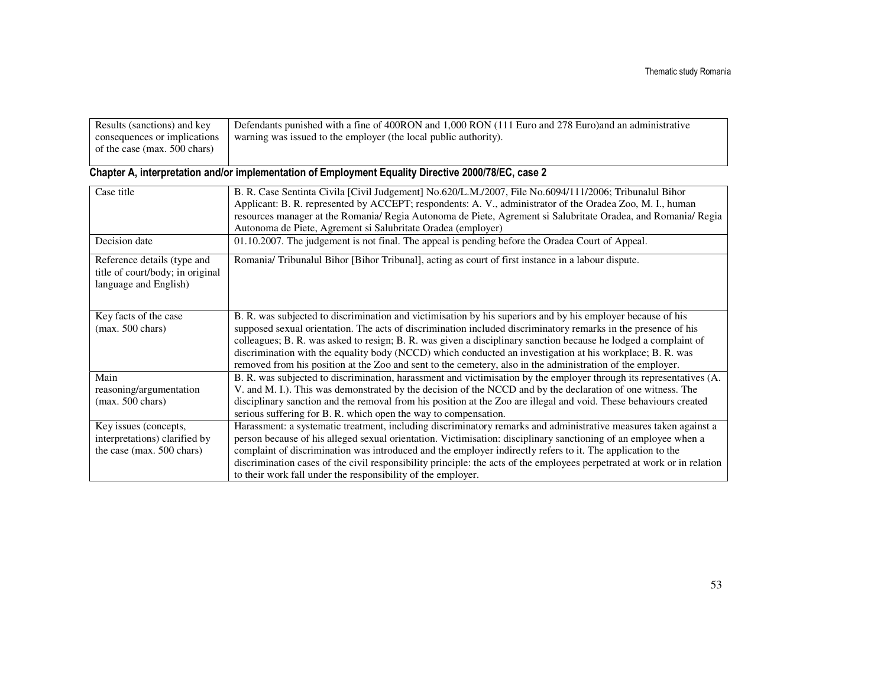| | |
|---|---|
| Results (sanctions) and key consequences or implications of the case (max. 500 chars) | Defendants punished with a fine of 400RON and 1,000 RON (111 Euro and 278 Euro)and an administrative warning was issued to the employer (the local public authority). |

### Chapter A, interpretation and/or implementation of Employment Equality Directive 2000/78/EC, case 2

| | |
|---|---|
| Case title | B. R. Case Sentinta Civila [Civil Judgement] No.620/L.M./2007, File No.6094/111/2006; Tribunalul Bihor Applicant: B. R. represented by ACCEPT; respondents: A. V., administrator of the Oradea Zoo, M. I., human resources manager at the Romania/ Regia Autonoma de Piete, Agrement si Salubritate Oradea, and Romania/ Regia Autonoma de Piete, Agrement si Salubritate Oradea (employer) |
| Decision date | 01.10.2007. The judgement is not final. The appeal is pending before the Oradea Court of Appeal. |
| Reference details (type and title of court/body; in original language and English) | Romania/ Tribunalul Bihor [Bihor Tribunal], acting as court of first instance in a labour dispute. |
| Key facts of the case (max. 500 chars) | B. R. was subjected to discrimination and victimisation by his superiors and by his employer because of his supposed sexual orientation. The acts of discrimination included discriminatory remarks in the presence of his colleagues; B. R. was asked to resign; B. R. was given a disciplinary sanction because he lodged a complaint of discrimination with the equality body (NCCD) which conducted an investigation at his workplace; B. R. was removed from his position at the Zoo and sent to the cemetery, also in the administration of the employer. |
| Main reasoning/argumentation (max. 500 chars) | B. R. was subjected to discrimination, harassment and victimisation by the employer through its representatives (A. V. and M. I.). This was demonstrated by the decision of the NCCD and by the declaration of one witness. The disciplinary sanction and the removal from his position at the Zoo are illegal and void. These behaviours created serious suffering for B. R. which open the way to compensation. |
| Key issues (concepts, interpretations) clarified by the case (max. 500 chars) | Harassment: a systematic treatment, including discriminatory remarks and administrative measures taken against a person because of his alleged sexual orientation. Victimisation: disciplinary sanctioning of an employee when a complaint of discrimination was introduced and the employer indirectly refers to it. The application to the discrimination cases of the civil responsibility principle: the acts of the employees perpetrated at work or in relation to their work fall under the responsibility of the employer. |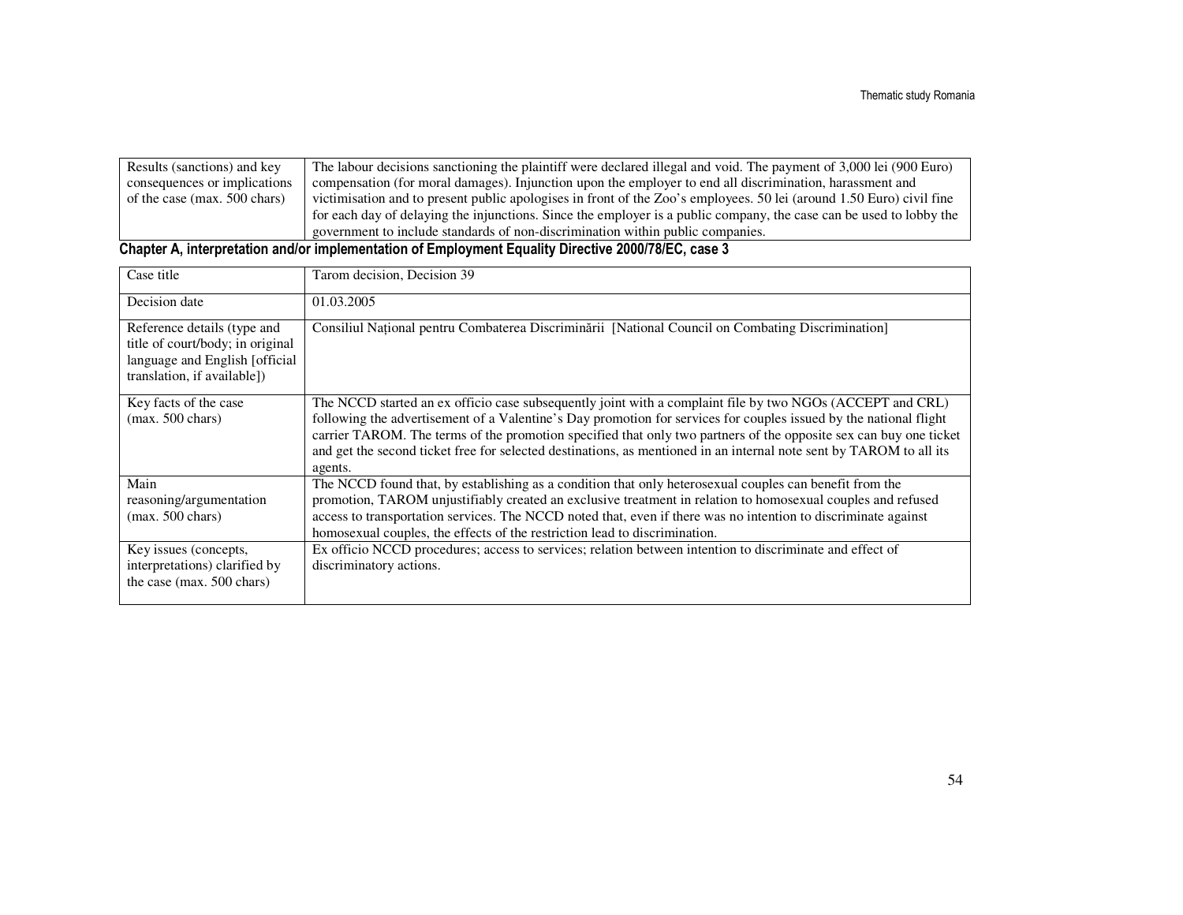| | |
|---|---|
| Results (sanctions) and key consequences or implications of the case (max. 500 chars) | The labour decisions sanctioning the plaintiff were declared illegal and void. The payment of 3,000 lei (900 Euro) compensation (for moral damages). Injunction upon the employer to end all discrimination, harassment and victimisation and to present public apologises in front of the Zoo's employees. 50 lei (around 1.50 Euro) civil fine for each day of delaying the injunctions. Since the employer is a public company, the case can be used to lobby the government to include standards of non-discrimination within public companies. |

**Chapter A, interpretation and/or implementation of Employment Equality Directive 2000/78/EC, case 3**

| | |
|---|---|
| Case title | Tarom decision, Decision 39 |
| Decision date | 01.03.2005 |
| Reference details (type and title of court/body; in original language and English [official translation, if available]) | Consiliul Național pentru Combaterea Discriminării [National Council on Combating Discrimination] |
| Key facts of the case (max. 500 chars) | The NCCD started an ex officio case subsequently joint with a complaint file by two NGOs (ACCEPT and CRL) following the advertisement of a Valentine's Day promotion for services for couples issued by the national flight carrier TAROM. The terms of the promotion specified that only two partners of the opposite sex can buy one ticket and get the second ticket free for selected destinations, as mentioned in an internal note sent by TAROM to all its agents. |
| Main reasoning/argumentation (max. 500 chars) | The NCCD found that, by establishing as a condition that only heterosexual couples can benefit from the promotion, TAROM unjustifiably created an exclusive treatment in relation to homosexual couples and refused access to transportation services. The NCCD noted that, even if there was no intention to discriminate against homosexual couples, the effects of the restriction lead to discrimination. |
| Key issues (concepts, interpretations) clarified by the case (max. 500 chars) | Ex officio NCCD procedures; access to services; relation between intention to discriminate and effect of discriminatory actions. |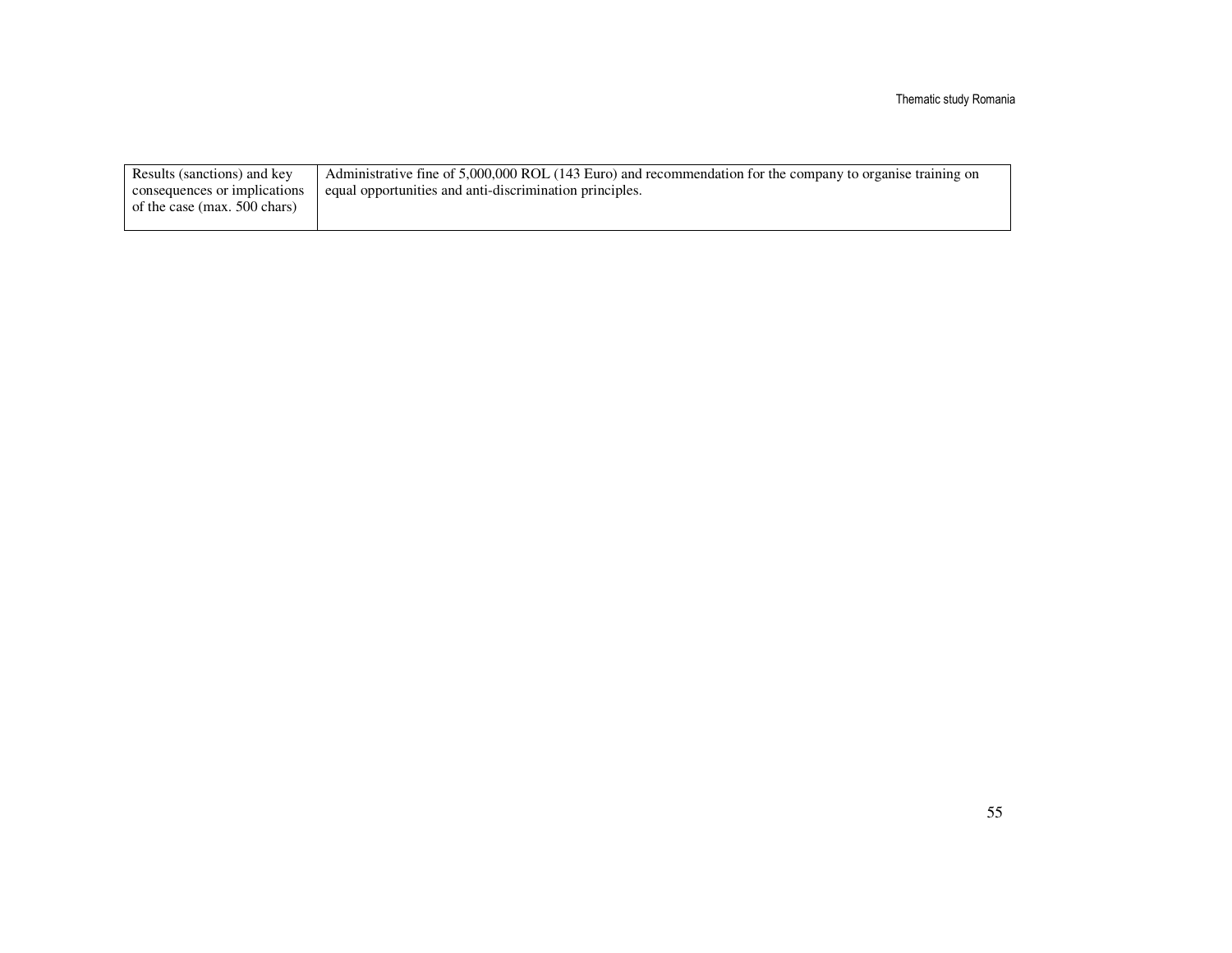| | |
|---|---|
| Results (sanctions) and key consequences or implications of the case (max. 500 chars) | Administrative fine of 5,000,000 ROL (143 Euro) and recommendation for the company to organise training on equal opportunities and anti-discrimination principles. |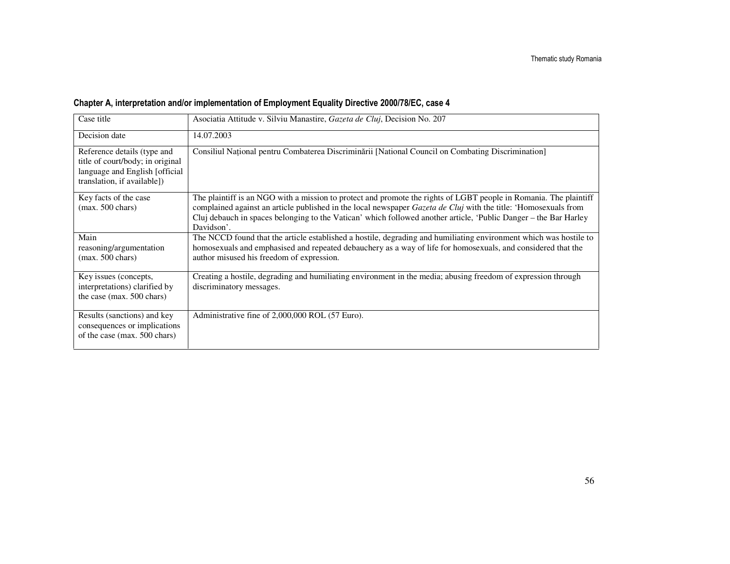**Chapter A, interpretation and/or implementation of Employment Equality Directive 2000/78/EC, case 4**

| | |
|---|---|
| Case title | Asociatia Attitude v. Silviu Manastire, *Gazeta de Cluj*, Decision No. 207 |
| Decision date | 14.07.2003 |
| Reference details (type and title of court/body; in original language and English [official translation, if available]) | Consiliul Național pentru Combaterea Discriminării [National Council on Combating Discrimination] |
| Key facts of the case (max. 500 chars) | The plaintiff is an NGO with a mission to protect and promote the rights of LGBT people in Romania. The plaintiff complained against an article published in the local newspaper *Gazeta de Cluj* with the title: 'Homosexuals from Cluj debauch in spaces belonging to the Vatican' which followed another article, 'Public Danger – the Bar Harley Davidson'. |
| Main reasoning/argumentation (max. 500 chars) | The NCCD found that the article established a hostile, degrading and humiliating environment which was hostile to homosexuals and emphasised and repeated debauchery as a way of life for homosexuals, and considered that the author misused his freedom of expression. |
| Key issues (concepts, interpretations) clarified by the case (max. 500 chars) | Creating a hostile, degrading and humiliating environment in the media; abusing freedom of expression through discriminatory messages. |
| Results (sanctions) and key consequences or implications of the case (max. 500 chars) | Administrative fine of 2,000,000 ROL (57 Euro). |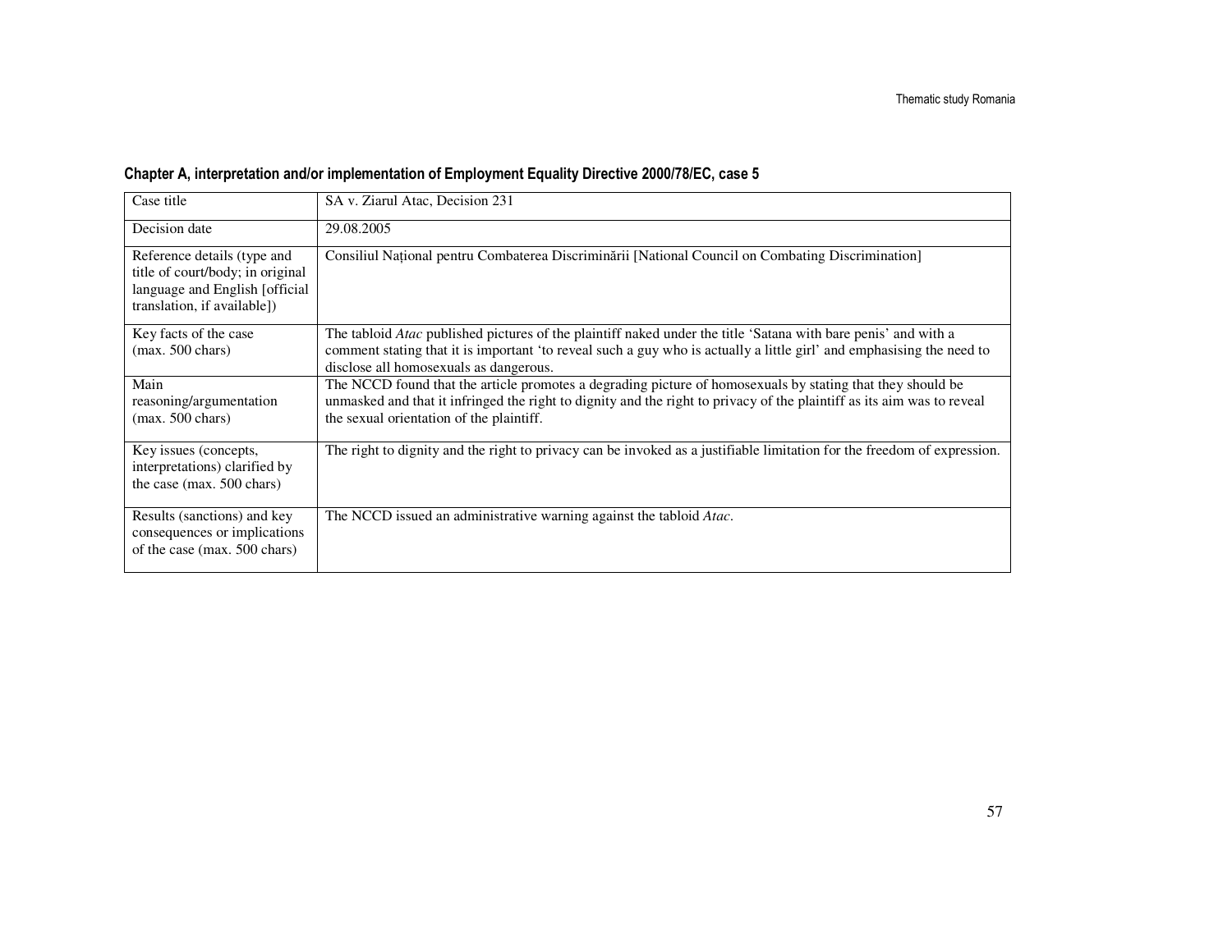**Chapter A, interpretation and/or implementation of Employment Equality Directive 2000/78/EC, case 5**

| Case title | SA v. Ziarul Atac, Decision 231 |
|---|---|
| Decision date | 29.08.2005 |
| Reference details (type and title of court/body; in original language and English [official translation, if available]) | Consiliul Național pentru Combaterea Discriminării [National Council on Combating Discrimination] |
| Key facts of the case (max. 500 chars) | The tabloid *Atac* published pictures of the plaintiff naked under the title 'Satana with bare penis' and with a comment stating that it is important 'to reveal such a guy who is actually a little girl' and emphasising the need to disclose all homosexuals as dangerous. |
| Main reasoning/argumentation (max. 500 chars) | The NCCD found that the article promotes a degrading picture of homosexuals by stating that they should be unmasked and that it infringed the right to dignity and the right to privacy of the plaintiff as its aim was to reveal the sexual orientation of the plaintiff. |
| Key issues (concepts, interpretations) clarified by the case (max. 500 chars) | The right to dignity and the right to privacy can be invoked as a justifiable limitation for the freedom of expression. |
| Results (sanctions) and key consequences or implications of the case (max. 500 chars) | The NCCD issued an administrative warning against the tabloid *Atac*. |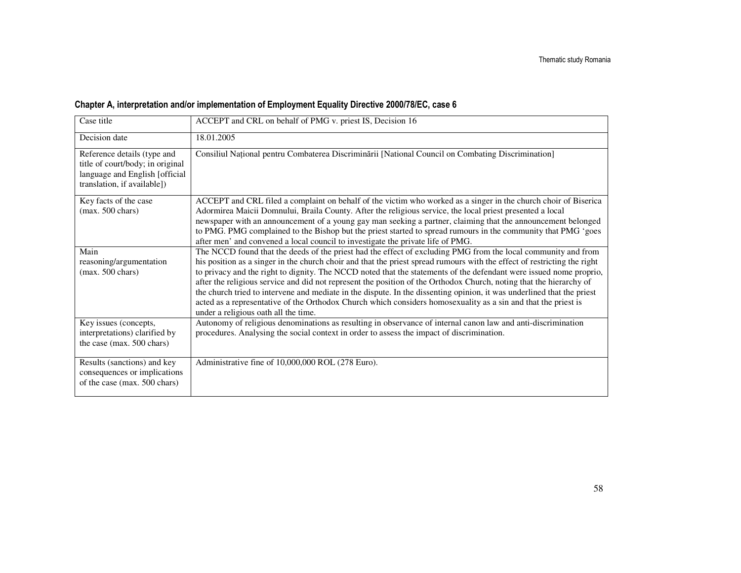**Chapter A, interpretation and/or implementation of Employment Equality Directive 2000/78/EC, case 6**

| | |
|---|---|
| Case title | ACCEPT and CRL on behalf of PMG v. priest IS, Decision 16 |
| Decision date | 18.01.2005 |
| Reference details (type and title of court/body; in original language and English [official translation, if available]) | Consiliul Național pentru Combaterea Discriminării [National Council on Combating Discrimination] |
| Key facts of the case (max. 500 chars) | ACCEPT and CRL filed a complaint on behalf of the victim who worked as a singer in the church choir of Biserica Adormirea Maicii Domnului, Braila County. After the religious service, the local priest presented a local newspaper with an announcement of a young gay man seeking a partner, claiming that the announcement belonged to PMG. PMG complained to the Bishop but the priest started to spread rumours in the community that PMG 'goes after men' and convened a local council to investigate the private life of PMG. |
| Main reasoning/argumentation (max. 500 chars) | The NCCD found that the deeds of the priest had the effect of excluding PMG from the local community and from his position as a singer in the church choir and that the priest spread rumours with the effect of restricting the right to privacy and the right to dignity. The NCCD noted that the statements of the defendant were issued nome proprio, after the religious service and did not represent the position of the Orthodox Church, noting that the hierarchy of the church tried to intervene and mediate in the dispute. In the dissenting opinion, it was underlined that the priest acted as a representative of the Orthodox Church which considers homosexuality as a sin and that the priest is under a religious oath all the time. |
| Key issues (concepts, interpretations) clarified by the case (max. 500 chars) | Autonomy of religious denominations as resulting in observance of internal canon law and anti-discrimination procedures. Analysing the social context in order to assess the impact of discrimination. |
| Results (sanctions) and key consequences or implications of the case (max. 500 chars) | Administrative fine of 10,000,000 ROL (278 Euro). |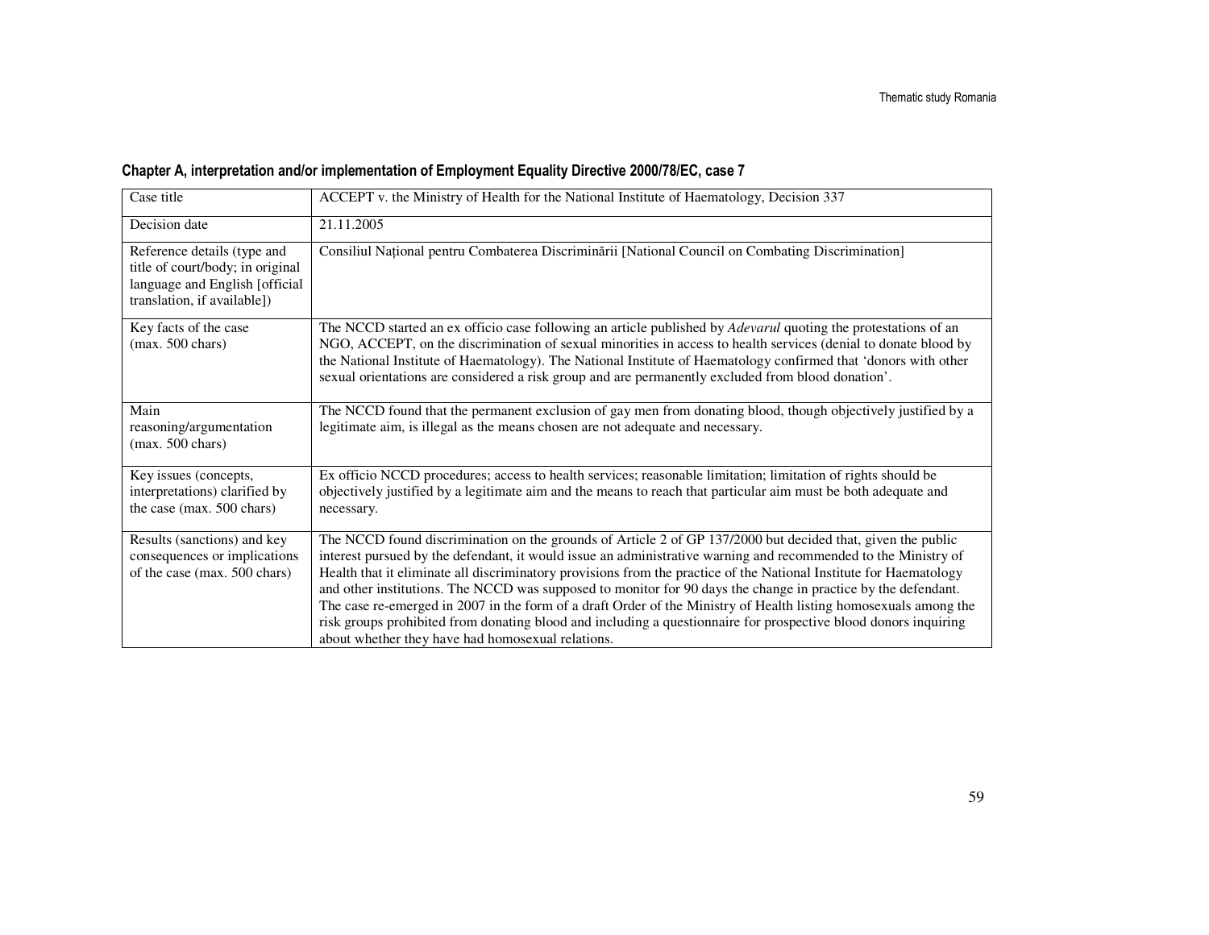**Chapter A, interpretation and/or implementation of Employment Equality Directive 2000/78/EC, case 7**

| | |
|---|---|
| Case title | ACCEPT v. the Ministry of Health for the National Institute of Haematology, Decision 337 |
| Decision date | 21.11.2005 |
| Reference details (type and title of court/body; in original language and English [official translation, if available]) | Consiliul Național pentru Combaterea Discriminării [National Council on Combating Discrimination] |
| Key facts of the case (max. 500 chars) | The NCCD started an ex officio case following an article published by *Adevarul* quoting the protestations of an NGO, ACCEPT, on the discrimination of sexual minorities in access to health services (denial to donate blood by the National Institute of Haematology). The National Institute of Haematology confirmed that 'donors with other sexual orientations are considered a risk group and are permanently excluded from blood donation'. |
| Main reasoning/argumentation (max. 500 chars) | The NCCD found that the permanent exclusion of gay men from donating blood, though objectively justified by a legitimate aim, is illegal as the means chosen are not adequate and necessary. |
| Key issues (concepts, interpretations) clarified by the case (max. 500 chars) | Ex officio NCCD procedures; access to health services; reasonable limitation; limitation of rights should be objectively justified by a legitimate aim and the means to reach that particular aim must be both adequate and necessary. |
| Results (sanctions) and key consequences or implications of the case (max. 500 chars) | The NCCD found discrimination on the grounds of Article 2 of GP 137/2000 but decided that, given the public interest pursued by the defendant, it would issue an administrative warning and recommended to the Ministry of Health that it eliminate all discriminatory provisions from the practice of the National Institute for Haematology and other institutions. The NCCD was supposed to monitor for 90 days the change in practice by the defendant. The case re-emerged in 2007 in the form of a draft Order of the Ministry of Health listing homosexuals among the risk groups prohibited from donating blood and including a questionnaire for prospective blood donors inquiring about whether they have had homosexual relations. |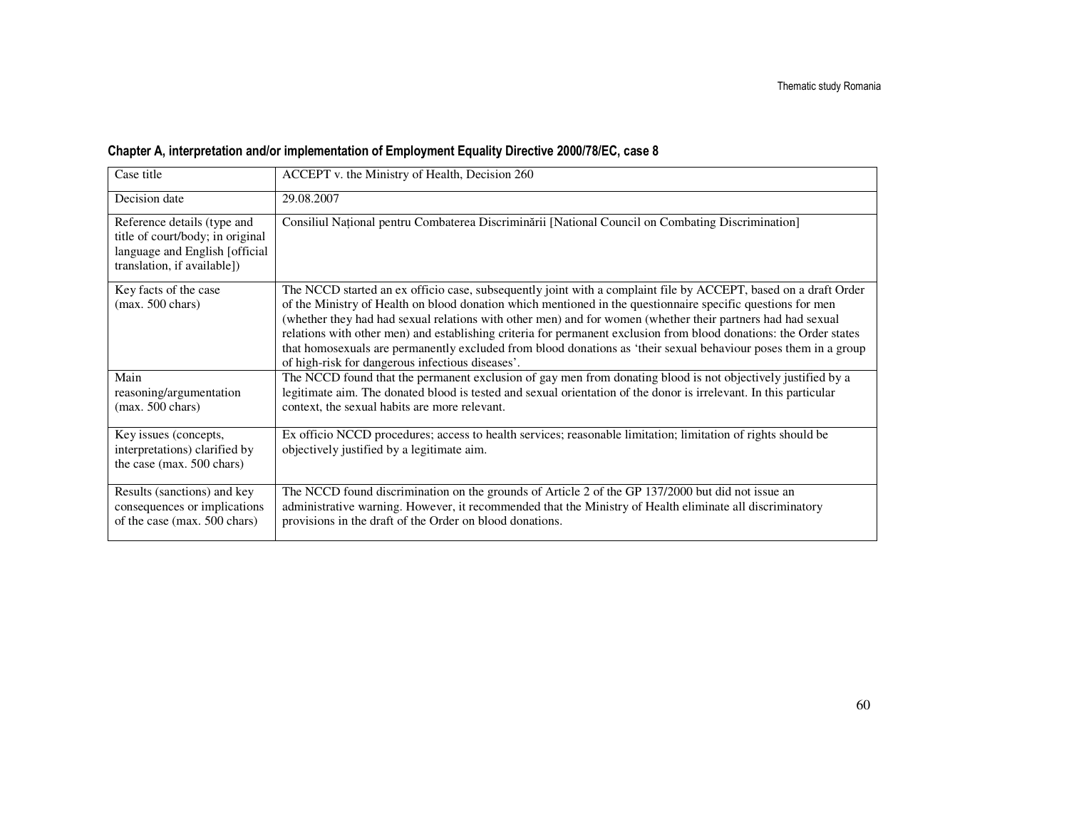**Chapter A, interpretation and/or implementation of Employment Equality Directive 2000/78/EC, case 8**

| | |
|---|---|
| Case title | ACCEPT v. the Ministry of Health, Decision 260 |
| Decision date | 29.08.2007 |
| Reference details (type and title of court/body; in original language and English [official translation, if available]) | Consiliul Național pentru Combaterea Discriminării [National Council on Combating Discrimination] |
| Key facts of the case (max. 500 chars) | The NCCD started an ex officio case, subsequently joint with a complaint file by ACCEPT, based on a draft Order of the Ministry of Health on blood donation which mentioned in the questionnaire specific questions for men (whether they had had sexual relations with other men) and for women (whether their partners had had sexual relations with other men) and establishing criteria for permanent exclusion from blood donations: the Order states that homosexuals are permanently excluded from blood donations as 'their sexual behaviour poses them in a group of high-risk for dangerous infectious diseases'. |
| Main reasoning/argumentation (max. 500 chars) | The NCCD found that the permanent exclusion of gay men from donating blood is not objectively justified by a legitimate aim. The donated blood is tested and sexual orientation of the donor is irrelevant. In this particular context, the sexual habits are more relevant. |
| Key issues (concepts, interpretations) clarified by the case (max. 500 chars) | Ex officio NCCD procedures; access to health services; reasonable limitation; limitation of rights should be objectively justified by a legitimate aim. |
| Results (sanctions) and key consequences or implications of the case (max. 500 chars) | The NCCD found discrimination on the grounds of Article 2 of the GP 137/2000 but did not issue an administrative warning. However, it recommended that the Ministry of Health eliminate all discriminatory provisions in the draft of the Order on blood donations. |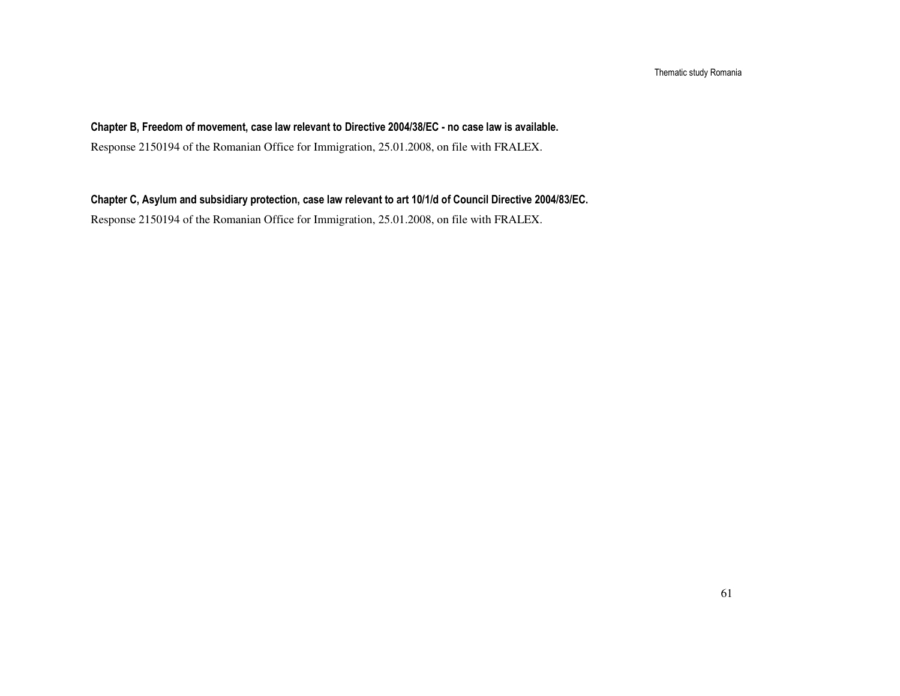**Chapter B, Freedom of movement, case law relevant to Directive 2004/38/EC - no case law is available.**

Response 2150194 of the Romanian Office for Immigration, 25.01.2008, on file with FRALEX.

**Chapter C, Asylum and subsidiary protection, case law relevant to art 10/1/d of Council Directive 2004/83/EC.**

Response 2150194 of the Romanian Office for Immigration, 25.01.2008, on file with FRALEX.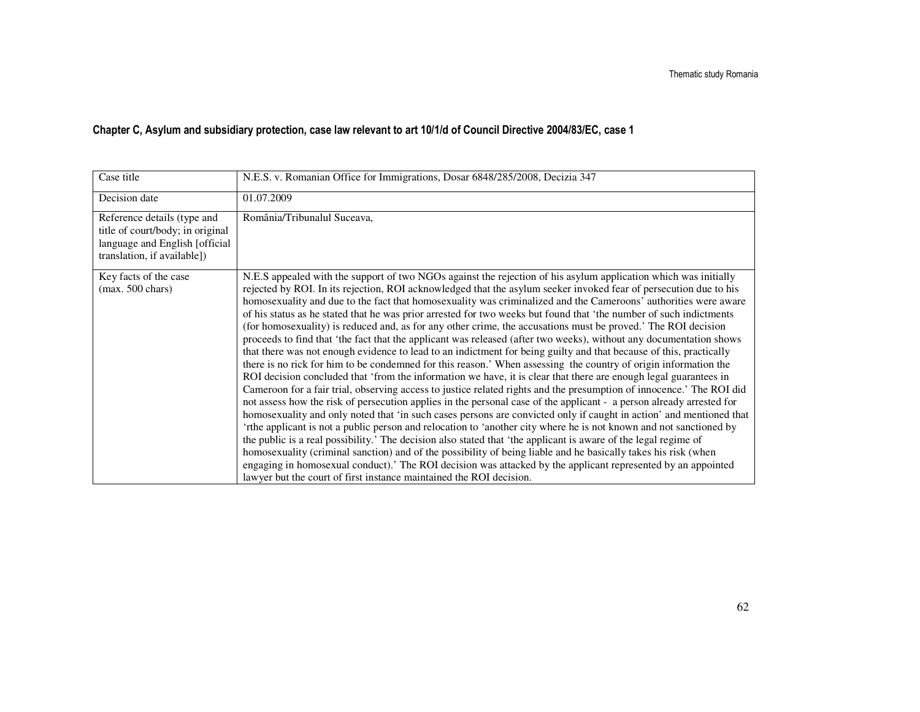### Chapter C, Asylum and subsidiary protection, case law relevant to art 10/1/d of Council Directive 2004/83/EC, case 1

| | |
|---|---|
| Case title | N.E.S. v. Romanian Office for Immigrations, Dosar 6848/285/2008, Decizia 347 |
| Decision date | 01.07.2009 |
| Reference details (type and title of court/body; in original language and English [official translation, if available]) | România/Tribunalul Suceava, |
| Key facts of the case (max. 500 chars) | N.E.S appealed with the support of two NGOs against the rejection of his asylum application which was initially rejected by ROI. In its rejection, ROI acknowledged that the asylum seeker invoked fear of persecution due to his homosexuality and due to the fact that homosexuality was criminalized and the Cameroons' authorities were aware of his status as he stated that he was prior arrested for two weeks but found that 'the number of such indictments (for homosexuality) is reduced and, as for any other crime, the accusations must be proved.' The ROI decision proceeds to find that 'the fact that the applicant was released (after two weeks), without any documentation shows that there was not enough evidence to lead to an indictment for being guilty and that because of this, practically there is no rick for him to be condemned for this reason.' When assessing the country of origin information the ROI decision concluded that 'from the information we have, it is clear that there are enough legal guarantees in Cameroon for a fair trial, observing access to justice related rights and the presumption of innocence.' The ROI did not assess how the risk of persecution applies in the personal case of the applicant - a person already arrested for homosexuality and only noted that 'in such cases persons are convicted only if caught in action' and mentioned that 'rthe applicant is not a public person and relocation to 'another city where he is not known and not sanctioned by the public is a real possibility.' The decision also stated that 'the applicant is aware of the legal regime of homosexuality (criminal sanction) and of the possibility of being liable and he basically takes his risk (when engaging in homosexual conduct).' The ROI decision was attacked by the applicant represented by an appointed lawyer but the court of first instance maintained the ROI decision. |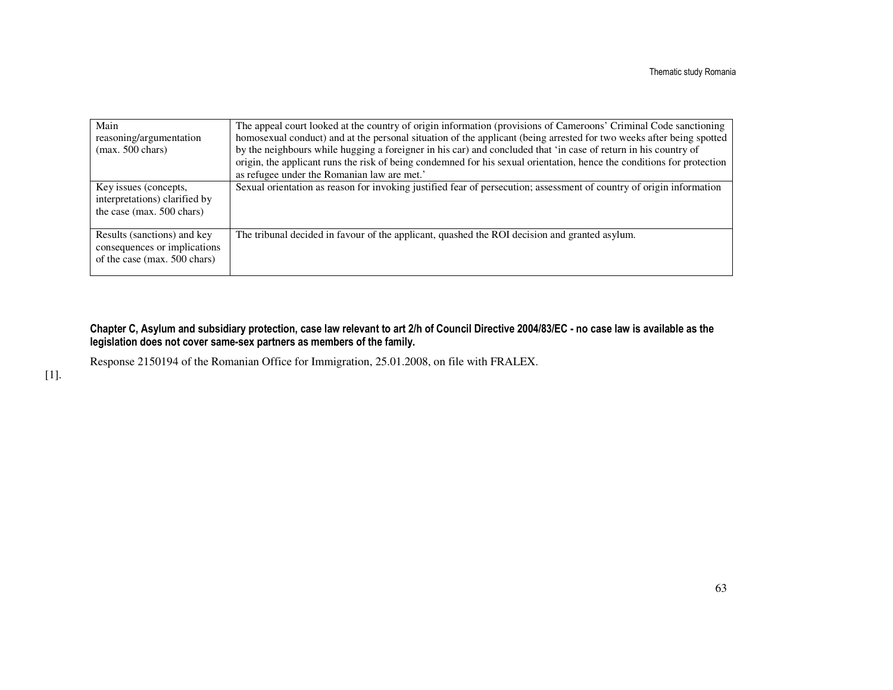| | |
|---|---|
| Main reasoning/argumentation (max. 500 chars) | The appeal court looked at the country of origin information (provisions of Cameroons' Criminal Code sanctioning homosexual conduct) and at the personal situation of the applicant (being arrested for two weeks after being spotted by the neighbours while hugging a foreigner in his car) and concluded that 'in case of return in his country of origin, the applicant runs the risk of being condemned for his sexual orientation, hence the conditions for protection as refugee under the Romanian law are met.' |
| Key issues (concepts, interpretations) clarified by the case (max. 500 chars) | Sexual orientation as reason for invoking justified fear of persecution; assessment of country of origin information |
| Results (sanctions) and key consequences or implications of the case (max. 500 chars) | The tribunal decided in favour of the applicant, quashed the ROI decision and granted asylum. |

**Chapter C, Asylum and subsidiary protection, case law relevant to art 2/h of Council Directive 2004/83/EC - no case law is available as the legislation does not cover same-sex partners as members of the family.**

[1]. Response 2150194 of the Romanian Office for Immigration, 25.01.2008, on file with FRALEX.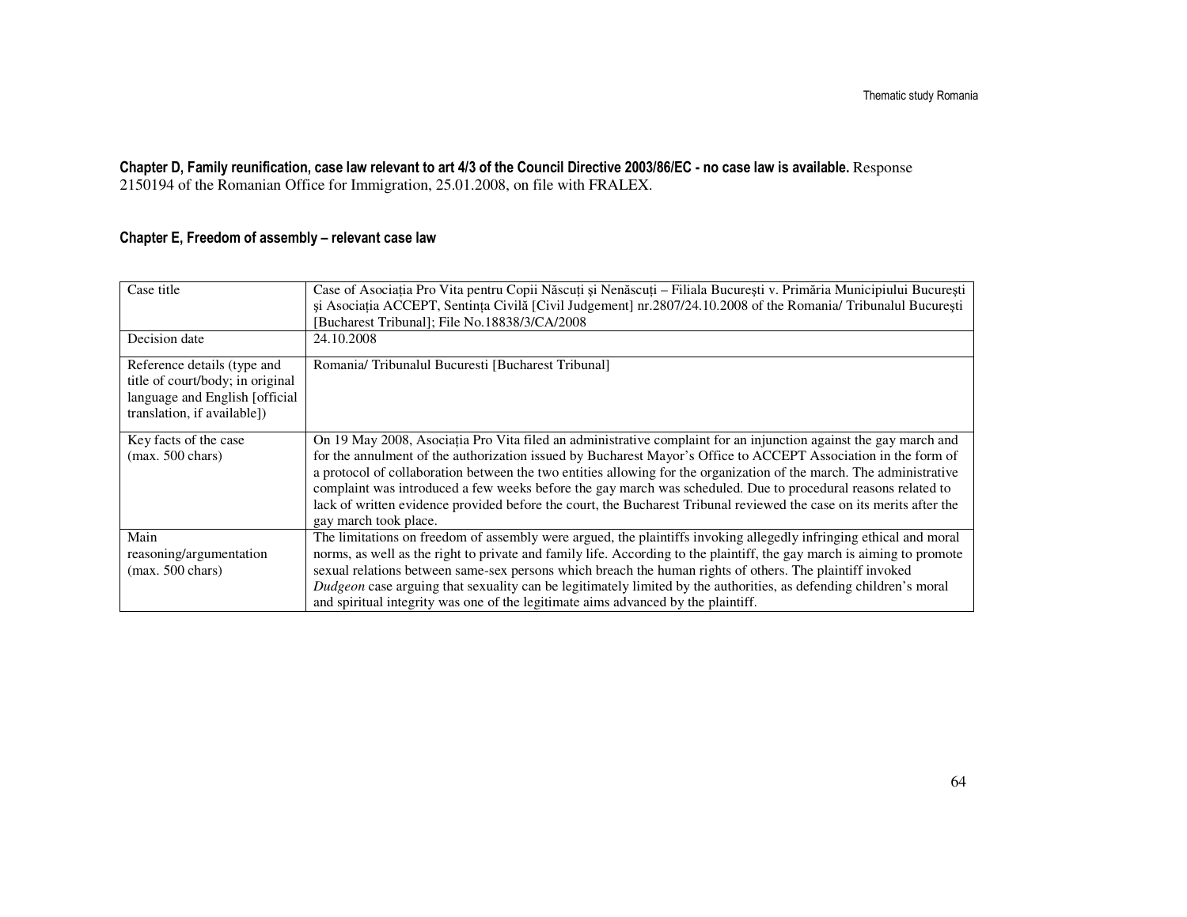**Chapter D, Family reunification, case law relevant to art 4/3 of the Council Directive 2003/86/EC - no case law is available.** Response 2150194 of the Romanian Office for Immigration, 25.01.2008, on file with FRALEX.

### Chapter E, Freedom of assembly – relevant case law

| | |
|---|---|
| Case title | Case of Asociația Pro Vita pentru Copii Născuți și Nenăscuți – Filiala București v. Primăria Municipiului București și Asociația ACCEPT, Sentința Civilă [Civil Judgement] nr.2807/24.10.2008 of the Romania/ Tribunalul București [Bucharest Tribunal]; File No.18838/3/CA/2008 |
| Decision date | 24.10.2008 |
| Reference details (type and title of court/body; in original language and English [official translation, if available]) | Romania/ Tribunalul Bucuresti [Bucharest Tribunal] |
| Key facts of the case (max. 500 chars) | On 19 May 2008, Asociația Pro Vita filed an administrative complaint for an injunction against the gay march and for the annulment of the authorization issued by Bucharest Mayor's Office to ACCEPT Association in the form of a protocol of collaboration between the two entities allowing for the organization of the march. The administrative complaint was introduced a few weeks before the gay march was scheduled. Due to procedural reasons related to lack of written evidence provided before the court, the Bucharest Tribunal reviewed the case on its merits after the gay march took place. |
| Main reasoning/argumentation (max. 500 chars) | The limitations on freedom of assembly were argued, the plaintiffs invoking allegedly infringing ethical and moral norms, as well as the right to private and family life. According to the plaintiff, the gay march is aiming to promote sexual relations between same-sex persons which breach the human rights of others. The plaintiff invoked *Dudgeon* case arguing that sexuality can be legitimately limited by the authorities, as defending children's moral and spiritual integrity was one of the legitimate aims advanced by the plaintiff. |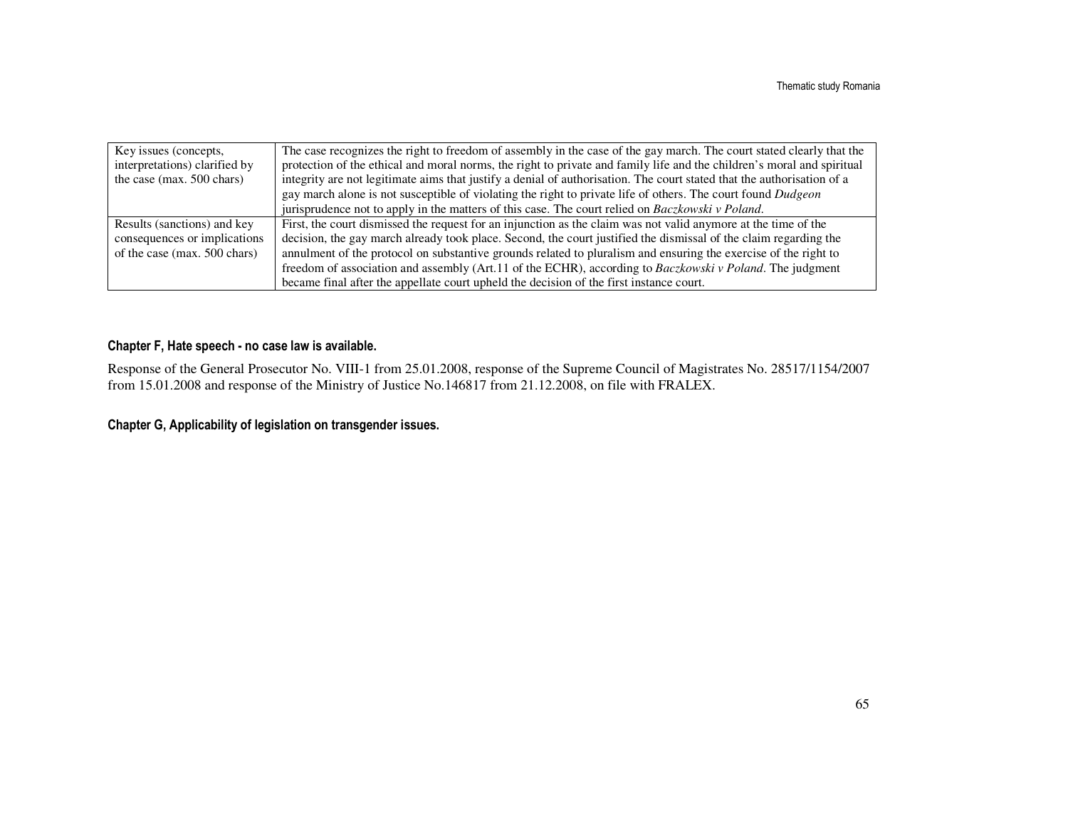| | |
|---|---|
| Key issues (concepts, interpretations) clarified by the case (max. 500 chars) | The case recognizes the right to freedom of assembly in the case of the gay march. The court stated clearly that the protection of the ethical and moral norms, the right to private and family life and the children's moral and spiritual integrity are not legitimate aims that justify a denial of authorisation. The court stated that the authorisation of a gay march alone is not susceptible of violating the right to private life of others. The court found *Dudgeon* jurisprudence not to apply in the matters of this case. The court relied on *Baczkowski v Poland*. |
| Results (sanctions) and key consequences or implications of the case (max. 500 chars) | First, the court dismissed the request for an injunction as the claim was not valid anymore at the time of the decision, the gay march already took place. Second, the court justified the dismissal of the claim regarding the annulment of the protocol on substantive grounds related to pluralism and ensuring the exercise of the right to freedom of association and assembly (Art.11 of the ECHR), according to *Baczkowski v Poland*. The judgment became final after the appellate court upheld the decision of the first instance court. |

### Chapter F, Hate speech - no case law is available.

Response of the General Prosecutor No. VIII-1 from 25.01.2008, response of the Supreme Council of Magistrates No. 28517/1154/2007 from 15.01.2008 and response of the Ministry of Justice No.146817 from 21.12.2008, on file with FRALEX.

### Chapter G, Applicability of legislation on transgender issues.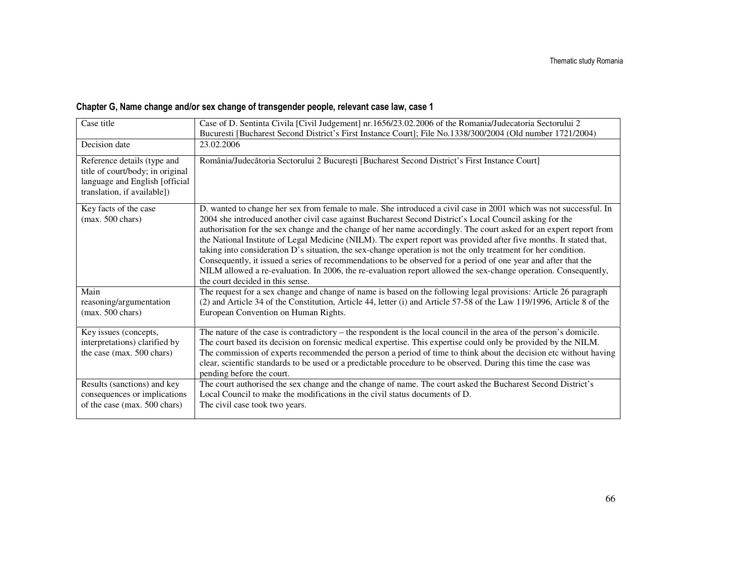## Chapter G, Name change and/or sex change of transgender people, relevant case law, case 1

| | |
|---|---|
| Case title | Case of D. Sentinta Civila [Civil Judgement] nr.1656/23.02.2006 of the Romania/Judecatoria Sectorului 2 Bucuresti [Bucharest Second District's First Instance Court]; File No.1338/300/2004 (Old number 1721/2004) |
| Decision date | 23.02.2006 |
| Reference details (type and title of court/body; in original language and English [official translation, if available]) | România/Judecătoria Sectorului 2 Bucureşti [Bucharest Second District's First Instance Court] |
| Key facts of the case (max. 500 chars) | D. wanted to change her sex from female to male. She introduced a civil case in 2001 which was not successful. In 2004 she introduced another civil case against Bucharest Second District's Local Council asking for the authorisation for the sex change and the change of her name accordingly. The court asked for an expert report from the National Institute of Legal Medicine (NILM). The expert report was provided after five months. It stated that, taking into consideration D's situation, the sex-change operation is not the only treatment for her condition. Consequently, it issued a series of recommendations to be observed for a period of one year and after that the NILM allowed a re-evaluation. In 2006, the re-evaluation report allowed the sex-change operation. Consequently, the court decided in this sense. |
| Main reasoning/argumentation (max. 500 chars) | The request for a sex change and change of name is based on the following legal provisions: Article 26 paragraph (2) and Article 34 of the Constitution, Article 44, letter (i) and Article 57-58 of the Law 119/1996, Article 8 of the European Convention on Human Rights. |
| Key issues (concepts, interpretations) clarified by the case (max. 500 chars) | The nature of the case is contradictory – the respondent is the local council in the area of the person's domicile. The court based its decision on forensic medical expertise. This expertise could only be provided by the NILM. The commission of experts recommended the person a period of time to think about the decision etc without having clear, scientific standards to be used or a predictable procedure to be observed. During this time the case was pending before the court. |
| Results (sanctions) and key consequences or implications of the case (max. 500 chars) | The court authorised the sex change and the change of name. The court asked the Bucharest Second District's Local Council to make the modifications in the civil status documents of D.<br>The civil case took two years. |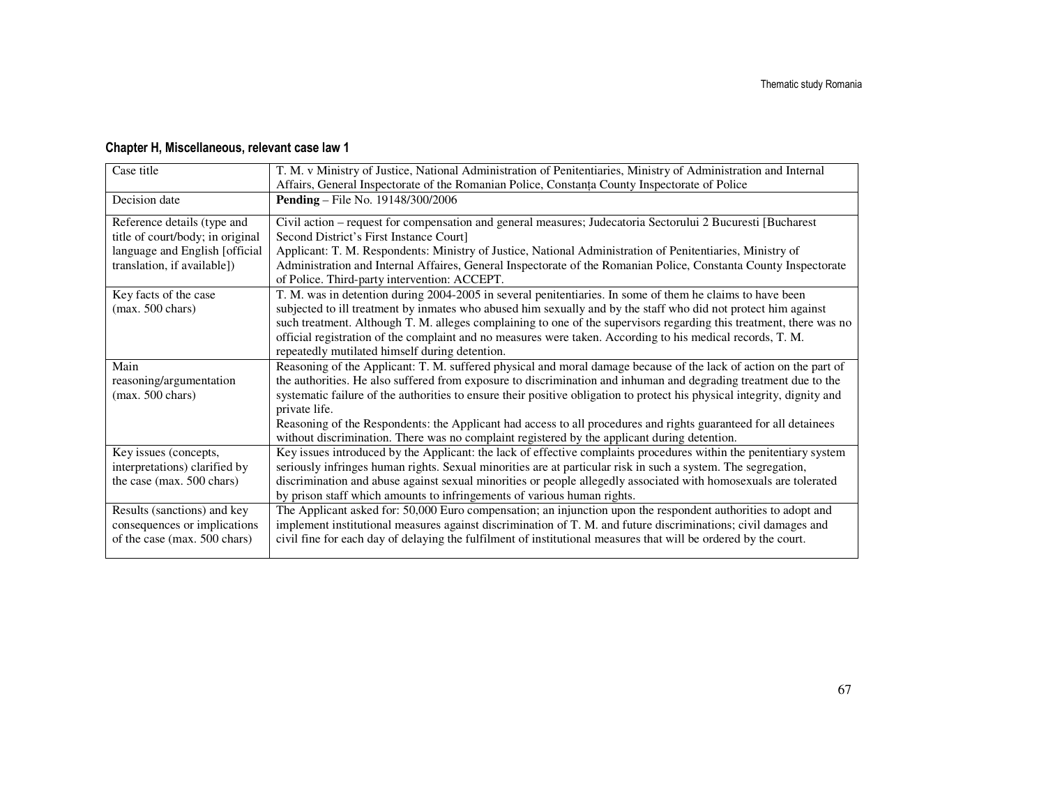### Chapter H, Miscellaneous, relevant case law 1

| | |
|---|---|
| Case title | T. M. v Ministry of Justice, National Administration of Penitentiaries, Ministry of Administration and Internal Affairs, General Inspectorate of the Romanian Police, Constanța County Inspectorate of Police |
| Decision date | **Pending** – File No. 19148/300/2006 |
| Reference details (type and title of court/body; in original language and English [official translation, if available]) | Civil action – request for compensation and general measures; Judecatoria Sectorului 2 Bucuresti [Bucharest Second District's First Instance Court]<br>Applicant: T. M. Respondents: Ministry of Justice, National Administration of Penitentiaries, Ministry of Administration and Internal Affaires, General Inspectorate of the Romanian Police, Constanta County Inspectorate of Police. Third-party intervention: ACCEPT. |
| Key facts of the case (max. 500 chars) | T. M. was in detention during 2004-2005 in several penitentiaries. In some of them he claims to have been subjected to ill treatment by inmates who abused him sexually and by the staff who did not protect him against such treatment. Although T. M. alleges complaining to one of the supervisors regarding this treatment, there was no official registration of the complaint and no measures were taken. According to his medical records, T. M. repeatedly mutilated himself during detention. |
| Main reasoning/argumentation (max. 500 chars) | Reasoning of the Applicant: T. M. suffered physical and moral damage because of the lack of action on the part of the authorities. He also suffered from exposure to discrimination and inhuman and degrading treatment due to the systematic failure of the authorities to ensure their positive obligation to protect his physical integrity, dignity and private life.<br>Reasoning of the Respondents: the Applicant had access to all procedures and rights guaranteed for all detainees without discrimination. There was no complaint registered by the applicant during detention. |
| Key issues (concepts, interpretations) clarified by the case (max. 500 chars) | Key issues introduced by the Applicant: the lack of effective complaints procedures within the penitentiary system seriously infringes human rights. Sexual minorities are at particular risk in such a system. The segregation, discrimination and abuse against sexual minorities or people allegedly associated with homosexuals are tolerated by prison staff which amounts to infringements of various human rights. |
| Results (sanctions) and key consequences or implications of the case (max. 500 chars) | The Applicant asked for: 50,000 Euro compensation; an injunction upon the respondent authorities to adopt and implement institutional measures against discrimination of T. M. and future discriminations; civil damages and civil fine for each day of delaying the fulfilment of institutional measures that will be ordered by the court. |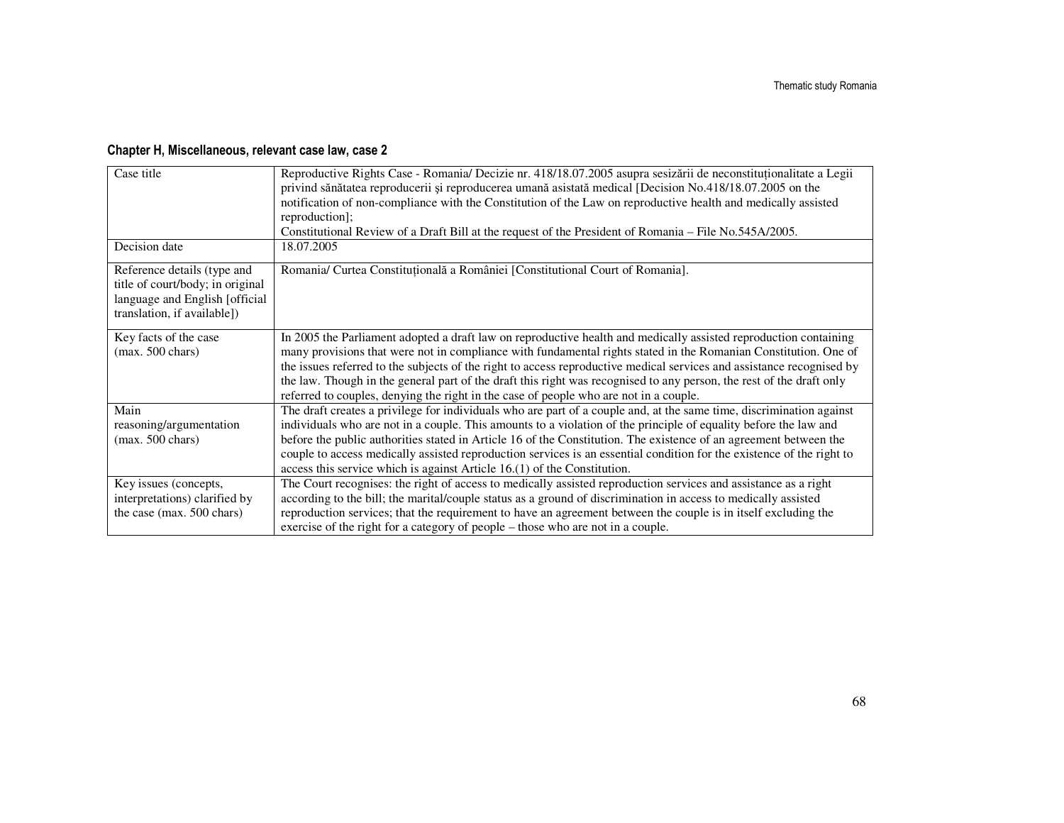#### Chapter H, Miscellaneous, relevant case law, case 2

| | |
|---|---|
| Case title | Reproductive Rights Case - Romania/ Decizie nr. 418/18.07.2005 asupra sesizării de neconstituționalitate a Legii privind sănătatea reproducerii şi reproducerea umană asistată medical [Decision No.418/18.07.2005 on the notification of non-compliance with the Constitution of the Law on reproductive health and medically assisted reproduction];<br>Constitutional Review of a Draft Bill at the request of the President of Romania – File No.545A/2005. |
| Decision date | 18.07.2005 |
| Reference details (type and title of court/body; in original language and English [official translation, if available]) | Romania/ Curtea Constituțională a României [Constitutional Court of Romania]. |
| Key facts of the case (max. 500 chars) | In 2005 the Parliament adopted a draft law on reproductive health and medically assisted reproduction containing many provisions that were not in compliance with fundamental rights stated in the Romanian Constitution. One of the issues referred to the subjects of the right to access reproductive medical services and assistance recognised by the law. Though in the general part of the draft this right was recognised to any person, the rest of the draft only referred to couples, denying the right in the case of people who are not in a couple. |
| Main reasoning/argumentation (max. 500 chars) | The draft creates a privilege for individuals who are part of a couple and, at the same time, discrimination against individuals who are not in a couple. This amounts to a violation of the principle of equality before the law and before the public authorities stated in Article 16 of the Constitution. The existence of an agreement between the couple to access medically assisted reproduction services is an essential condition for the existence of the right to access this service which is against Article 16.(1) of the Constitution. |
| Key issues (concepts, interpretations) clarified by the case (max. 500 chars) | The Court recognises: the right of access to medically assisted reproduction services and assistance as a right according to the bill; the marital/couple status as a ground of discrimination in access to medically assisted reproduction services; that the requirement to have an agreement between the couple is in itself excluding the exercise of the right for a category of people – those who are not in a couple. |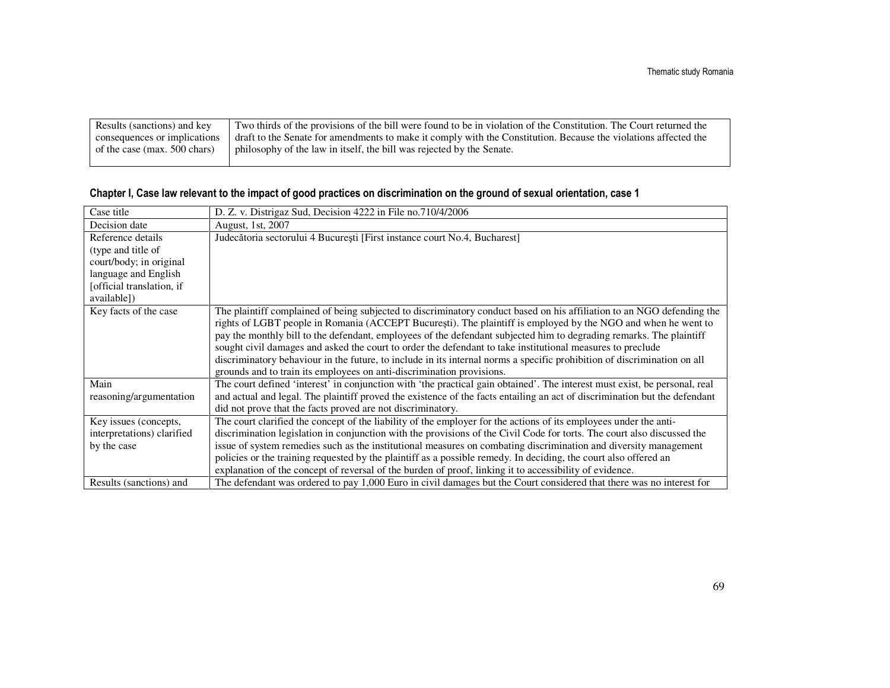| | |
|---|---|
| Results (sanctions) and key consequences or implications of the case (max. 500 chars) | Two thirds of the provisions of the bill were found to be in violation of the Constitution. The Court returned the draft to the Senate for amendments to make it comply with the Constitution. Because the violations affected the philosophy of the law in itself, the bill was rejected by the Senate. |

### Chapter I, Case law relevant to the impact of good practices on discrimination on the ground of sexual orientation, case 1

| | |
|---|---|
| Case title | D. Z. v. Distrigaz Sud, Decision 4222 in File no.710/4/2006 |
| Decision date | August, 1st, 2007 |
| Reference details (type and title of court/body; in original language and English [official translation, if available]) | Judecătoria sectorului 4 Bucureşti [First instance court No.4, Bucharest] |
| Key facts of the case | The plaintiff complained of being subjected to discriminatory conduct based on his affiliation to an NGO defending the rights of LGBT people in Romania (ACCEPT Bucureşti). The plaintiff is employed by the NGO and when he went to pay the monthly bill to the defendant, employees of the defendant subjected him to degrading remarks. The plaintiff sought civil damages and asked the court to order the defendant to take institutional measures to preclude discriminatory behaviour in the future, to include in its internal norms a specific prohibition of discrimination on all grounds and to train its employees on anti-discrimination provisions. |
| Main reasoning/argumentation | The court defined 'interest' in conjunction with 'the practical gain obtained'. The interest must exist, be personal, real and actual and legal. The plaintiff proved the existence of the facts entailing an act of discrimination but the defendant did not prove that the facts proved are not discriminatory. |
| Key issues (concepts, interpretations) clarified by the case | The court clarified the concept of the liability of the employer for the actions of its employees under the anti-discrimination legislation in conjunction with the provisions of the Civil Code for torts. The court also discussed the issue of system remedies such as the institutional measures on combating discrimination and diversity management policies or the training requested by the plaintiff as a possible remedy. In deciding, the court also offered an explanation of the concept of reversal of the burden of proof, linking it to accessibility of evidence. |
| Results (sanctions) and | The defendant was ordered to pay 1,000 Euro in civil damages but the Court considered that there was no interest for |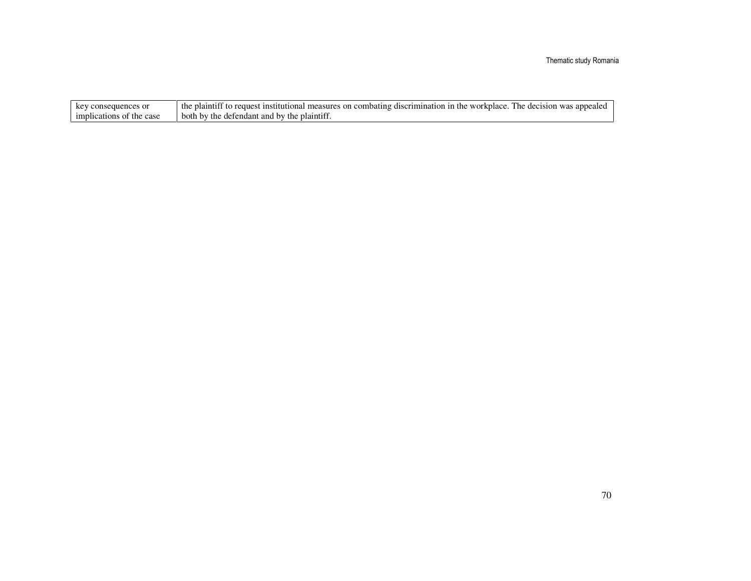| | |
|---|---|
| key consequences or implications of the case | the plaintiff to request institutional measures on combating discrimination in the workplace. The decision was appealed both by the defendant and by the plaintiff. |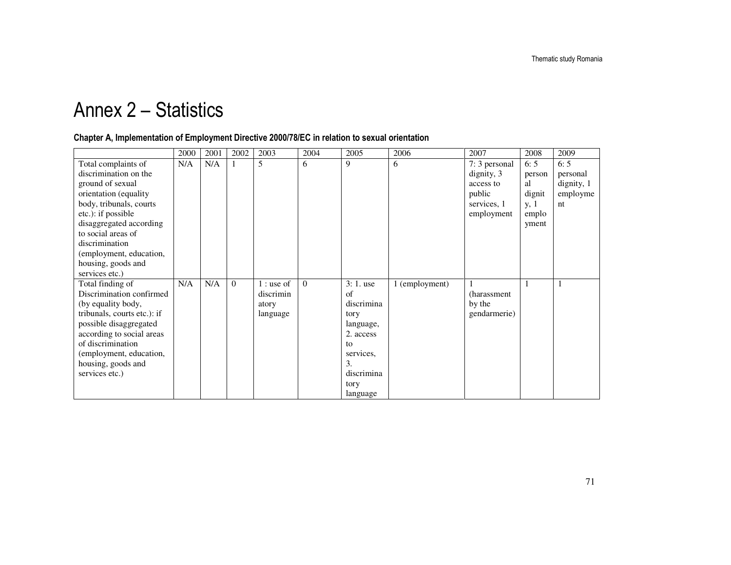# Annex 2 – Statistics

### Chapter A, Implementation of Employment Directive 2000/78/EC in relation to sexual orientation

| | 2000 | 2001 | 2002 | 2003 | 2004 | 2005 | 2006 | 2007 | 2008 | 2009 |
|---|---|---|---|---|---|---|---|---|---|---|
| Total complaints of discrimination on the ground of sexual orientation (equality body, tribunals, courts etc.): if possible disaggregated according to social areas of discrimination (employment, education, housing, goods and services etc.) | N/A | N/A | 1 | 5 | 6 | 9 | 6 | 7: 3 personal dignity, 3 access to public services, 1 employment | 6: 5 personal dignity, 1 employment | 6: 5 personal dignity, 1 employment |
| Total finding of Discrimination confirmed (by equality body, tribunals, courts etc.): if possible disaggregated according to social areas of discrimination (employment, education, housing, goods and services etc.) | N/A | N/A | 0 | 1 : use of discriminatory language | 0 | 3: 1. use of discriminatory language, 2. access to services, 3. discriminatory language | 1 (employment) | 1 (harassment by the gendarmerie) | 1 | 1 |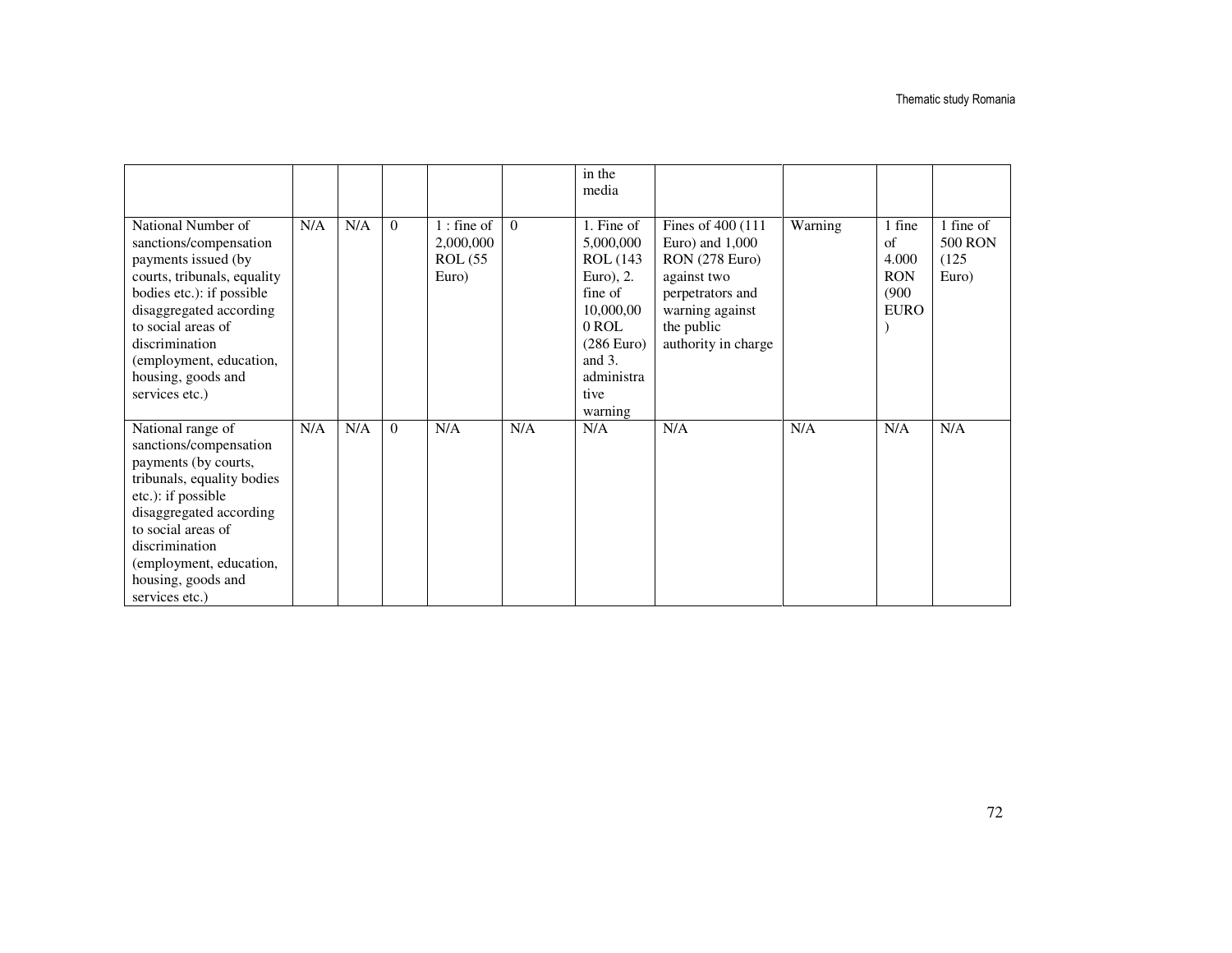| | | | | | | | | | | |
|---|---|---|---|---|---|---|---|---|---|---|
| | | | | | | in the media | | | | |
| National Number of sanctions/compensation payments issued (by courts, tribunals, equality bodies etc.): if possible disaggregated according to social areas of discrimination (employment, education, housing, goods and services etc.) | N/A | N/A | 0 | 1 : fine of 2,000,000 ROL (55 Euro) | 0 | 1. Fine of 5,000,000 ROL (143 Euro), 2. fine of 10,000,000 ROL (286 Euro) and 3. administrative warning | Fines of 400 (111 Euro) and 1,000 RON (278 Euro) against two perpetrators and warning against the public authority in charge | Warning | 1 fine of 4.000 RON (900 EURO ) | 1 fine of 500 RON (125 Euro) |
| National range of sanctions/compensation payments (by courts, tribunals, equality bodies etc.): if possible disaggregated according to social areas of discrimination (employment, education, housing, goods and services etc.) | N/A | N/A | 0 | N/A | N/A | N/A | N/A | N/A | N/A | N/A |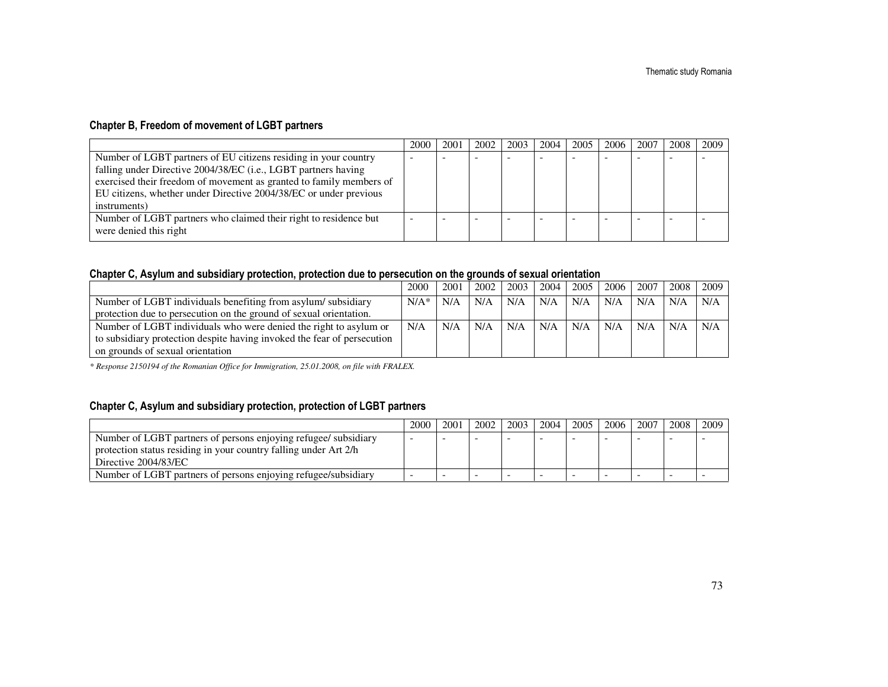### Chapter B, Freedom of movement of LGBT partners

| | 2000 | 2001 | 2002 | 2003 | 2004 | 2005 | 2006 | 2007 | 2008 | 2009 |
|---|---|---|---|---|---|---|---|---|---|---|
| Number of LGBT partners of EU citizens residing in your country falling under Directive 2004/38/EC (i.e., LGBT partners having exercised their freedom of movement as granted to family members of EU citizens, whether under Directive 2004/38/EC or under previous instruments) | - | - | - | - | - | - | - | - | - | - |
| Number of LGBT partners who claimed their right to residence but were denied this right | - | - | - | - | - | - | - | - | - | - |

### Chapter C, Asylum and subsidiary protection, protection due to persecution on the grounds of sexual orientation

| | 2000 | 2001 | 2002 | 2003 | 2004 | 2005 | 2006 | 2007 | 2008 | 2009 |
|---|---|---|---|---|---|---|---|---|---|---|
| Number of LGBT individuals benefiting from asylum/ subsidiary protection due to persecution on the ground of sexual orientation. | N/A* | N/A | N/A | N/A | N/A | N/A | N/A | N/A | N/A | N/A |
| Number of LGBT individuals who were denied the right to asylum or to subsidiary protection despite having invoked the fear of persecution on grounds of sexual orientation | N/A | N/A | N/A | N/A | N/A | N/A | N/A | N/A | N/A | N/A |

*\* Response 2150194 of the Romanian Office for Immigration, 25.01.2008, on file with FRALEX.*

### Chapter C, Asylum and subsidiary protection, protection of LGBT partners

| | 2000 | 2001 | 2002 | 2003 | 2004 | 2005 | 2006 | 2007 | 2008 | 2009 |
|---|---|---|---|---|---|---|---|---|---|---|
| Number of LGBT partners of persons enjoying refugee/ subsidiary protection status residing in your country falling under Art 2/h Directive 2004/83/EC | - | - | - | - | - | - | - | - | - | - |
| Number of LGBT partners of persons enjoying refugee/subsidiary | - | - | - | - | - | - | - | - | - | - |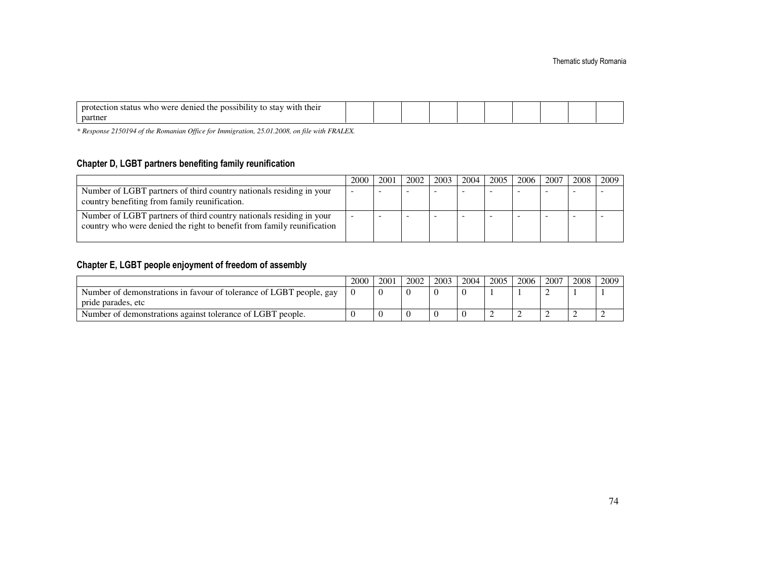| | | | | | | | | | | |
|---|---|---|---|---|---|---|---|---|---|---|
| protection status who were denied the possibility to stay with their partner | | | | | | | | | | |

*\* Response 2150194 of the Romanian Office for Immigration, 25.01.2008, on file with FRALEX.*

#### Chapter D, LGBT partners benefiting family reunification

| | 2000 | 2001 | 2002 | 2003 | 2004 | 2005 | 2006 | 2007 | 2008 | 2009 |
|---|---|---|---|---|---|---|---|---|---|---|
| Number of LGBT partners of third country nationals residing in your country benefiting from family reunification. | - | - | - | - | - | - | - | - | - | - |
| Number of LGBT partners of third country nationals residing in your country who were denied the right to benefit from family reunification | - | - | - | - | - | - | - | - | - | - |

#### Chapter E, LGBT people enjoyment of freedom of assembly

| | 2000 | 2001 | 2002 | 2003 | 2004 | 2005 | 2006 | 2007 | 2008 | 2009 |
|---|---|---|---|---|---|---|---|---|---|---|
| Number of demonstrations in favour of tolerance of LGBT people, gay pride parades, etc | 0 | 0 | 0 | 0 | 0 | 1 | 1 | 2 | 1 | 1 |
| Number of demonstrations against tolerance of LGBT people. | 0 | 0 | 0 | 0 | 0 | 2 | 2 | 2 | 2 | 2 |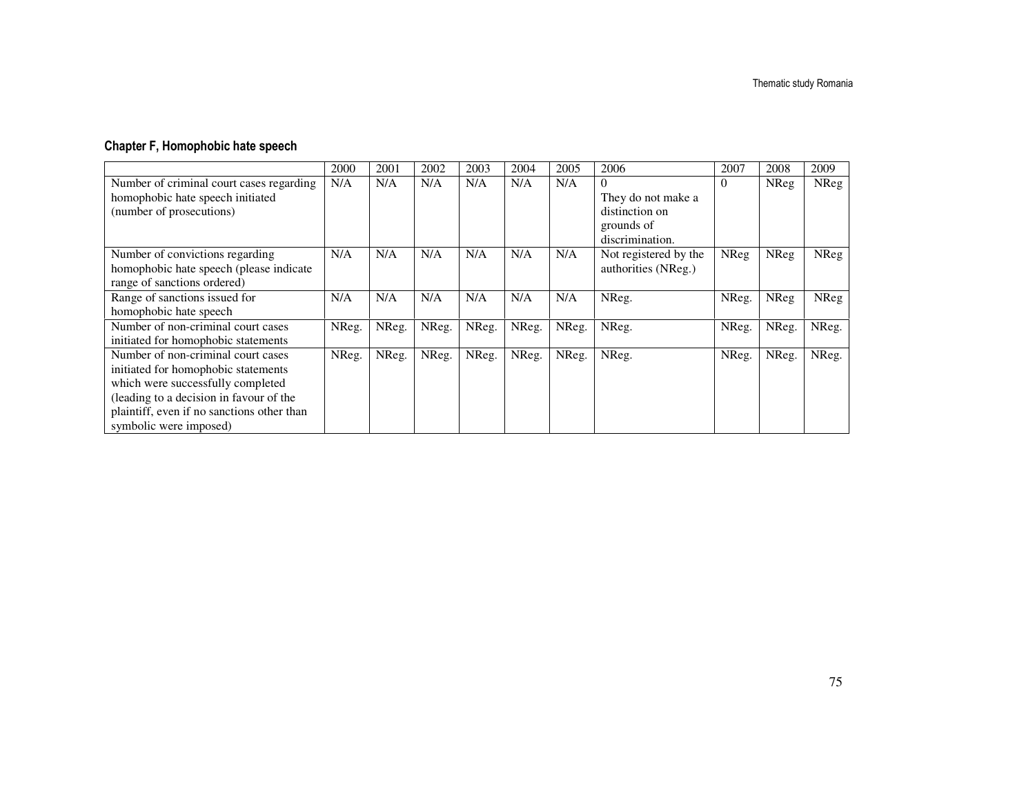#### Chapter F, Homophobic hate speech

| | 2000 | 2001 | 2002 | 2003 | 2004 | 2005 | 2006 | 2007 | 2008 | 2009 |
|---|---|---|---|---|---|---|---|---|---|---|
| Number of criminal court cases regarding homophobic hate speech initiated (number of prosecutions) | N/A | N/A | N/A | N/A | N/A | N/A | 0 They do not make a distinction on grounds of discrimination. | 0 | NReg | NReg |
| Number of convictions regarding homophobic hate speech (please indicate range of sanctions ordered) | N/A | N/A | N/A | N/A | N/A | N/A | Not registered by the authorities (NReg.) | NReg | NReg | NReg |
| Range of sanctions issued for homophobic hate speech | N/A | N/A | N/A | N/A | N/A | N/A | NReg. | NReg. | NReg | NReg |
| Number of non-criminal court cases initiated for homophobic statements | NReg. | NReg. | NReg. | NReg. | NReg. | NReg. | NReg. | NReg. | NReg. | NReg. |
| Number of non-criminal court cases initiated for homophobic statements which were successfully completed (leading to a decision in favour of the plaintiff, even if no sanctions other than symbolic were imposed) | NReg. | NReg. | NReg. | NReg. | NReg. | NReg. | NReg. | NReg. | NReg. | NReg. |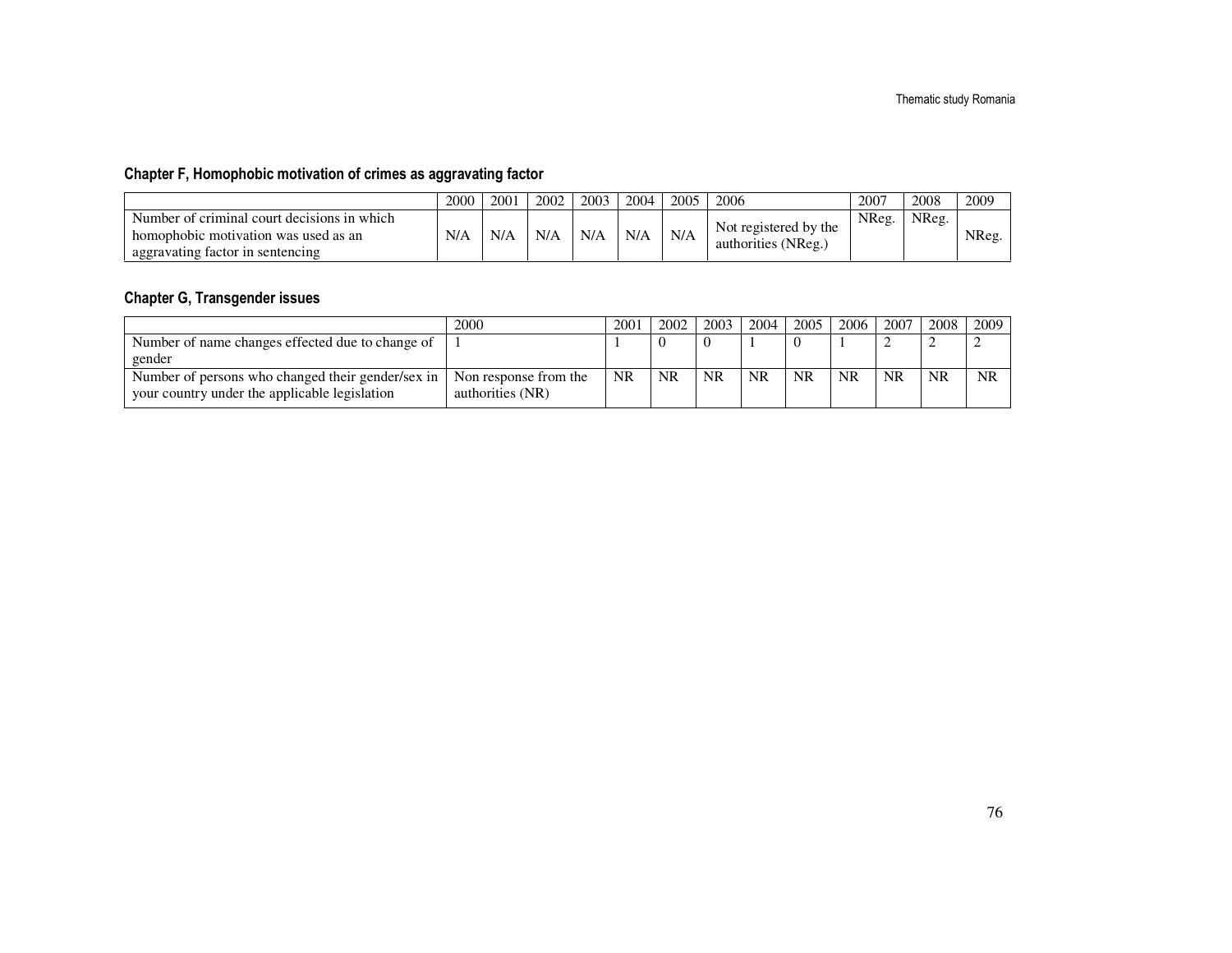### Chapter F, Homophobic motivation of crimes as aggravating factor

| | 2000 | 2001 | 2002 | 2003 | 2004 | 2005 | 2006 | 2007 | 2008 | 2009 |
|---|---|---|---|---|---|---|---|---|---|---|
| Number of criminal court decisions in which homophobic motivation was used as an aggravating factor in sentencing | N/A | N/A | N/A | N/A | N/A | N/A | Not registered by the authorities (NReg.) | NReg. | NReg. | NReg. |

### Chapter G, Transgender issues

| | 2000 | 2001 | 2002 | 2003 | 2004 | 2005 | 2006 | 2007 | 2008 | 2009 |
|---|---|---|---|---|---|---|---|---|---|---|
| Number of name changes effected due to change of gender | 1 | 1 | 0 | 0 | 1 | 0 | 1 | 2 | 2 | 2 |
| Number of persons who changed their gender/sex in your country under the applicable legislation | Non response from the authorities (NR) | NR | NR | NR | NR | NR | NR | NR | NR | NR |